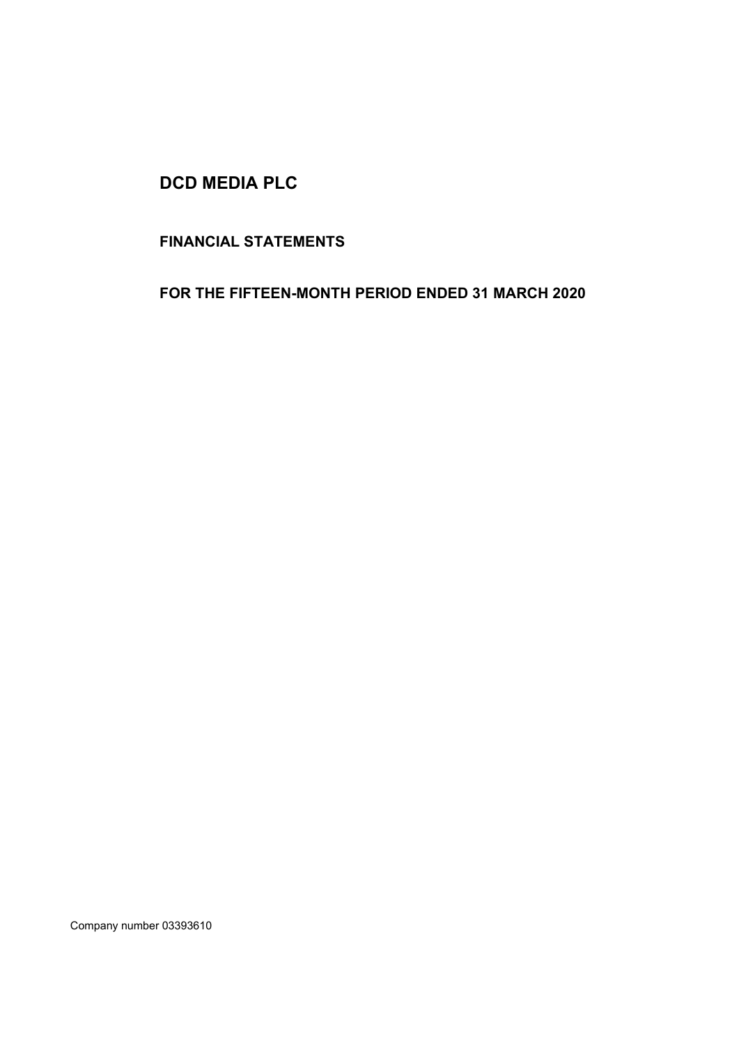# DCD MEDIA PLC

## FINANCIAL STATEMENTS

## FOR THE FIFTEEN-MONTH PERIOD ENDED 31 MARCH 2020

Company number 03393610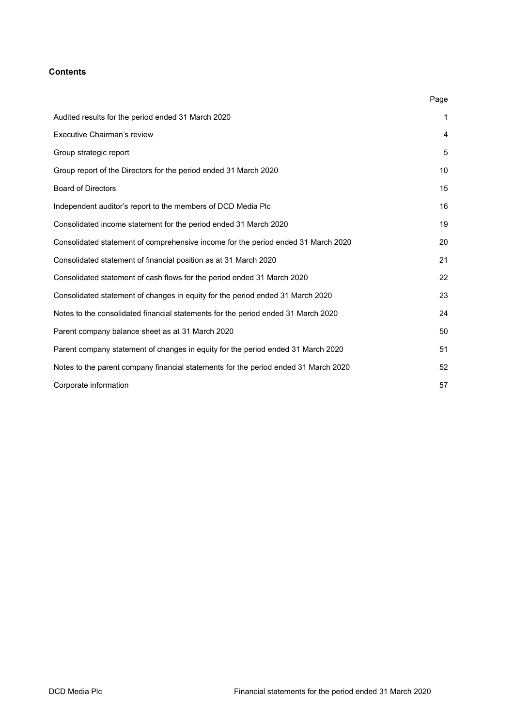## Contents

| | Page |
|---|---|
| Audited results for the period ended 31 March 2020 | 1 |
| Executive Chairman's review | 4 |
| Group strategic report | 5 |
| Group report of the Directors for the period ended 31 March 2020 | 10 |
| Board of Directors | 15 |
| Independent auditor's report to the members of DCD Media Plc | 16 |
| Consolidated income statement for the period ended 31 March 2020 | 19 |
| Consolidated statement of comprehensive income for the period ended 31 March 2020 | 20 |
| Consolidated statement of financial position as at 31 March 2020 | 21 |
| Consolidated statement of cash flows for the period ended 31 March 2020 | 22 |
| Consolidated statement of changes in equity for the period ended 31 March 2020 | 23 |
| Notes to the consolidated financial statements for the period ended 31 March 2020 | 24 |
| Parent company balance sheet as at 31 March 2020 | 50 |
| Parent company statement of changes in equity for the period ended 31 March 2020 | 51 |
| Notes to the parent company financial statements for the period ended 31 March 2020 | 52 |
| Corporate information | 57 |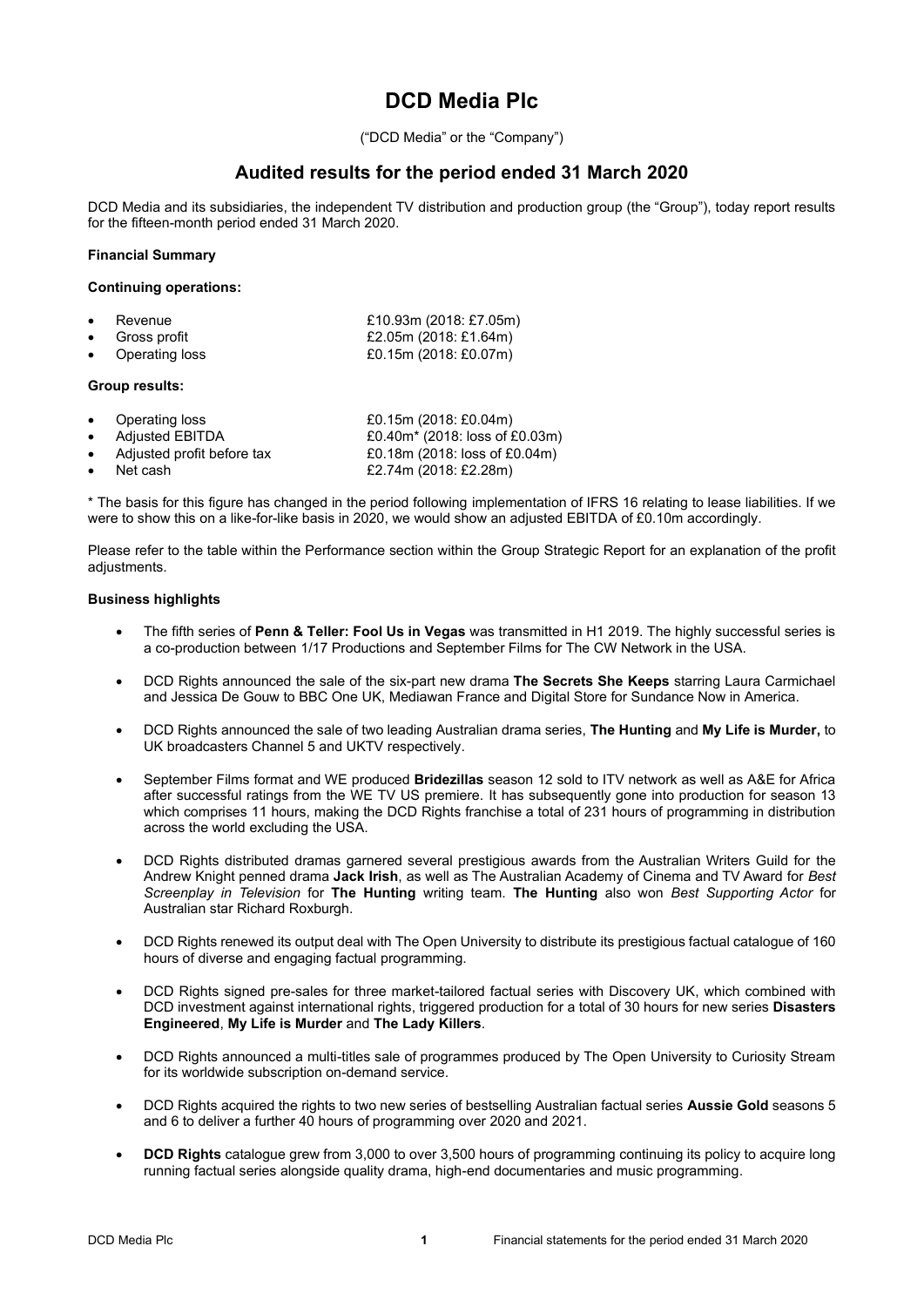# DCD Media Plc

("DCD Media" or the "Company")

## Audited results for the period ended 31 March 2020

DCD Media and its subsidiaries, the independent TV distribution and production group (the "Group"), today report results for the fifteen-month period ended 31 March 2020.

**Financial Summary**

**Continuing operations:**

- Revenue £10.93m (2018: £7.05m)
- Gross profit £2.05m (2018: £1.64m)
- Operating loss £0.15m (2018: £0.07m)

**Group results:**

- Operating loss £0.15m (2018: £0.04m)
- Adjusted EBITDA £0.40m* (2018: loss of £0.03m)
- Adjusted profit before tax £0.18m (2018: loss of £0.04m)
- Net cash £2.74m (2018: £2.28m)

* The basis for this figure has changed in the period following implementation of IFRS 16 relating to lease liabilities. If we were to show this on a like-for-like basis in 2020, we would show an adjusted EBITDA of £0.10m accordingly.

Please refer to the table within the Performance section within the Group Strategic Report for an explanation of the profit adjustments.

**Business highlights**

- The fifth series of **Penn & Teller: Fool Us in Vegas** was transmitted in H1 2019. The highly successful series is a co-production between 1/17 Productions and September Films for The CW Network in the USA.
- DCD Rights announced the sale of the six-part new drama **The Secrets She Keeps** starring Laura Carmichael and Jessica De Gouw to BBC One UK, Mediawan France and Digital Store for Sundance Now in America.
- DCD Rights announced the sale of two leading Australian drama series, **The Hunting** and **My Life is Murder,** to UK broadcasters Channel 5 and UKTV respectively.
- September Films format and WE produced **Bridezillas** season 12 sold to ITV network as well as A&E for Africa after successful ratings from the WE TV US premiere. It has subsequently gone into production for season 13 which comprises 11 hours, making the DCD Rights franchise a total of 231 hours of programming in distribution across the world excluding the USA.
- DCD Rights distributed dramas garnered several prestigious awards from the Australian Writers Guild for the Andrew Knight penned drama **Jack Irish**, as well as The Australian Academy of Cinema and TV Award for *Best Screenplay in Television* for **The Hunting** writing team. **The Hunting** also won *Best Supporting Actor* for Australian star Richard Roxburgh.
- DCD Rights renewed its output deal with The Open University to distribute its prestigious factual catalogue of 160 hours of diverse and engaging factual programming.
- DCD Rights signed pre-sales for three market-tailored factual series with Discovery UK, which combined with DCD investment against international rights, triggered production for a total of 30 hours for new series **Disasters Engineered**, **My Life is Murder** and **The Lady Killers**.
- DCD Rights announced a multi-titles sale of programmes produced by The Open University to Curiosity Stream for its worldwide subscription on-demand service.
- DCD Rights acquired the rights to two new series of bestselling Australian factual series **Aussie Gold** seasons 5 and 6 to deliver a further 40 hours of programming over 2020 and 2021.
- **DCD Rights** catalogue grew from 3,000 to over 3,500 hours of programming continuing its policy to acquire long running factual series alongside quality drama, high-end documentaries and music programming.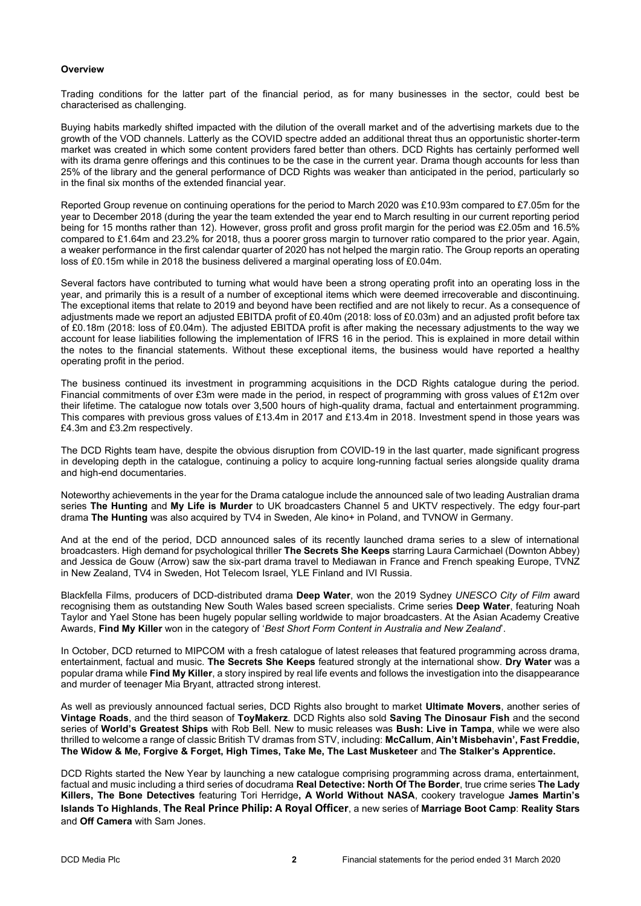**Overview**

Trading conditions for the latter part of the financial period, as for many businesses in the sector, could best be characterised as challenging.

Buying habits markedly shifted impacted with the dilution of the overall market and of the advertising markets due to the growth of the VOD channels. Latterly as the COVID spectre added an additional threat thus an opportunistic shorter-term market was created in which some content providers fared better than others. DCD Rights has certainly performed well with its drama genre offerings and this continues to be the case in the current year. Drama though accounts for less than 25% of the library and the general performance of DCD Rights was weaker than anticipated in the period, particularly so in the final six months of the extended financial year.

Reported Group revenue on continuing operations for the period to March 2020 was £10.93m compared to £7.05m for the year to December 2018 (during the year the team extended the year end to March resulting in our current reporting period being for 15 months rather than 12). However, gross profit and gross profit margin for the period was £2.05m and 16.5% compared to £1.64m and 23.2% for 2018, thus a poorer gross margin to turnover ratio compared to the prior year. Again, a weaker performance in the first calendar quarter of 2020 has not helped the margin ratio. The Group reports an operating loss of £0.15m while in 2018 the business delivered a marginal operating loss of £0.04m.

Several factors have contributed to turning what would have been a strong operating profit into an operating loss in the year, and primarily this is a result of a number of exceptional items which were deemed irrecoverable and discontinuing. The exceptional items that relate to 2019 and beyond have been rectified and are not likely to recur. As a consequence of adjustments made we report an adjusted EBITDA profit of £0.40m (2018: loss of £0.03m) and an adjusted profit before tax of £0.18m (2018: loss of £0.04m). The adjusted EBITDA profit is after making the necessary adjustments to the way we account for lease liabilities following the implementation of IFRS 16 in the period. This is explained in more detail within the notes to the financial statements. Without these exceptional items, the business would have reported a healthy operating profit in the period.

The business continued its investment in programming acquisitions in the DCD Rights catalogue during the period. Financial commitments of over £3m were made in the period, in respect of programming with gross values of £12m over their lifetime. The catalogue now totals over 3,500 hours of high-quality drama, factual and entertainment programming. This compares with previous gross values of £13.4m in 2017 and £13.4m in 2018. Investment spend in those years was £4.3m and £3.2m respectively.

The DCD Rights team have, despite the obvious disruption from COVID-19 in the last quarter, made significant progress in developing depth in the catalogue, continuing a policy to acquire long-running factual series alongside quality drama and high-end documentaries.

Noteworthy achievements in the year for the Drama catalogue include the announced sale of two leading Australian drama series **The Hunting** and **My Life is Murder** to UK broadcasters Channel 5 and UKTV respectively. The edgy four-part drama **The Hunting** was also acquired by TV4 in Sweden, Ale kino+ in Poland, and TVNOW in Germany.

And at the end of the period, DCD announced sales of its recently launched drama series to a slew of international broadcasters. High demand for psychological thriller **The Secrets She Keeps** starring Laura Carmichael (Downton Abbey) and Jessica de Gouw (Arrow) saw the six-part drama travel to Mediawan in France and French speaking Europe, TVNZ in New Zealand, TV4 in Sweden, Hot Telecom Israel, YLE Finland and IVI Russia.

Blackfella Films, producers of DCD-distributed drama **Deep Water**, won the 2019 Sydney *UNESCO City of Film* award recognising them as outstanding New South Wales based screen specialists. Crime series **Deep Water**, featuring Noah Taylor and Yael Stone has been hugely popular selling worldwide to major broadcasters. At the Asian Academy Creative Awards, **Find My Killer** won in the category of '*Best Short Form Content in Australia and New Zealand*'.

In October, DCD returned to MIPCOM with a fresh catalogue of latest releases that featured programming across drama, entertainment, factual and music. **The Secrets She Keeps** featured strongly at the international show. **Dry Water** was a popular drama while **Find My Killer**, a story inspired by real life events and follows the investigation into the disappearance and murder of teenager Mia Bryant, attracted strong interest.

As well as previously announced factual series, DCD Rights also brought to market **Ultimate Movers**, another series of **Vintage Roads**, and the third season of **ToyMakerz**. DCD Rights also sold **Saving The Dinosaur Fish** and the second series of **World's Greatest Ships** with Rob Bell. New to music releases was **Bush: Live in Tampa**, while we were also thrilled to welcome a range of classic British TV dramas from STV, including: **McCallum**, **Ain't Misbehavin', Fast Freddie, The Widow & Me, Forgive & Forget, High Times, Take Me, The Last Musketeer** and **The Stalker's Apprentice.**

DCD Rights started the New Year by launching a new catalogue comprising programming across drama, entertainment, factual and music including a third series of docudrama **Real Detective: North Of The Border**, true crime series **The Lady Killers, The Bone Detectives** featuring Tori Herridge**, A World Without NASA**, cookery travelogue **James Martin's Islands To Highlands**, **The Real Prince Philip: A Royal Officer**, a new series of **Marriage Boot Camp**: **Reality Stars** and **Off Camera** with Sam Jones.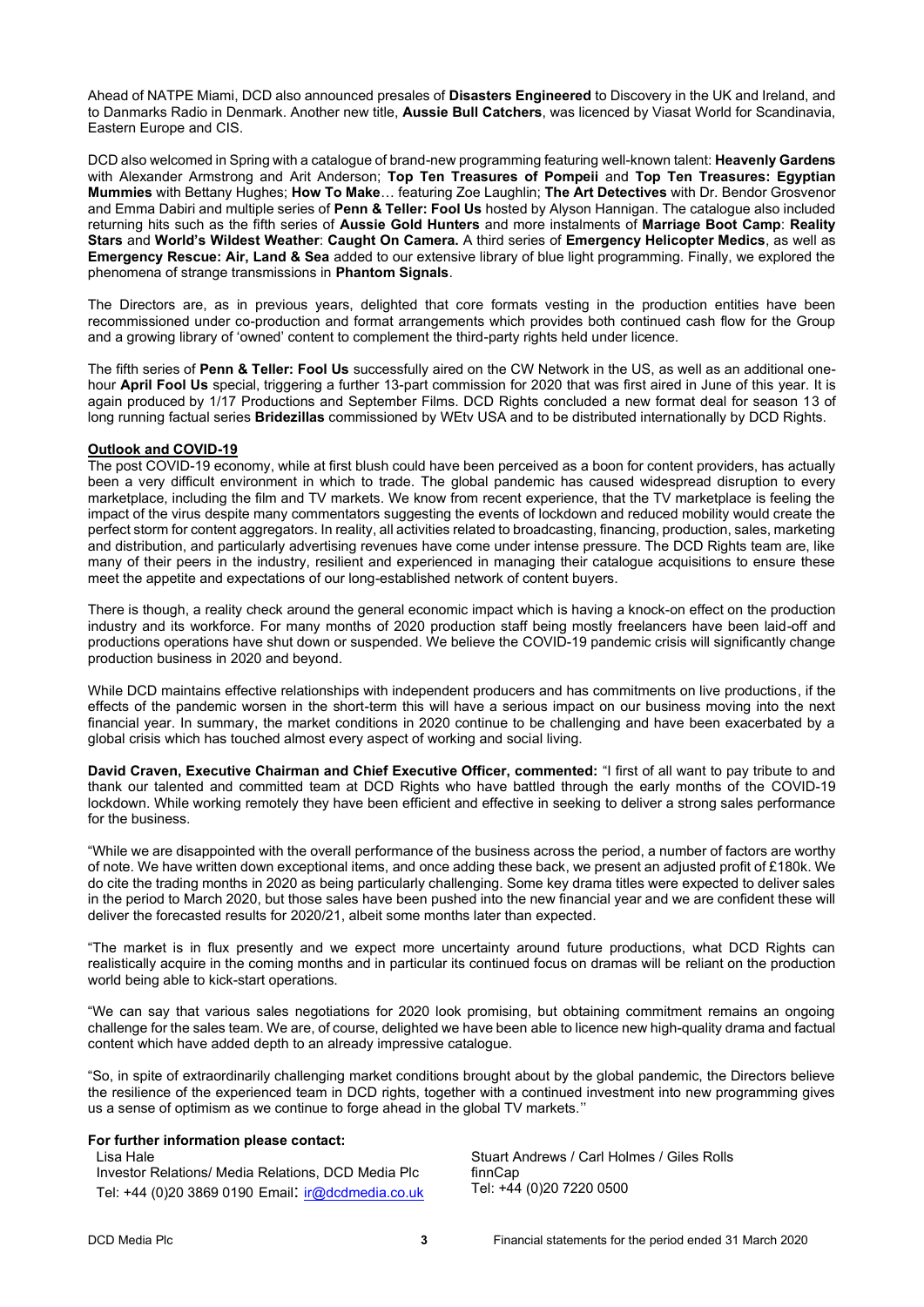Ahead of NATPE Miami, DCD also announced presales of **Disasters Engineered** to Discovery in the UK and Ireland, and to Danmarks Radio in Denmark. Another new title, **Aussie Bull Catchers**, was licenced by Viasat World for Scandinavia, Eastern Europe and CIS.

DCD also welcomed in Spring with a catalogue of brand-new programming featuring well-known talent: **Heavenly Gardens** with Alexander Armstrong and Arit Anderson; **Top Ten Treasures of Pompeii** and **Top Ten Treasures: Egyptian Mummies** with Bettany Hughes; **How To Make**… featuring Zoe Laughlin; **The Art Detectives** with Dr. Bendor Grosvenor and Emma Dabiri and multiple series of **Penn & Teller: Fool Us** hosted by Alyson Hannigan. The catalogue also included returning hits such as the fifth series of **Aussie Gold Hunters** and more instalments of **Marriage Boot Camp**: **Reality Stars** and **World's Wildest Weather**: **Caught On Camera.** A third series of **Emergency Helicopter Medics**, as well as **Emergency Rescue: Air, Land & Sea** added to our extensive library of blue light programming. Finally, we explored the phenomena of strange transmissions in **Phantom Signals**.

The Directors are, as in previous years, delighted that core formats vesting in the production entities have been recommissioned under co-production and format arrangements which provides both continued cash flow for the Group and a growing library of 'owned' content to complement the third-party rights held under licence.

The fifth series of **Penn & Teller: Fool Us** successfully aired on the CW Network in the US, as well as an additional one-hour **April Fool Us** special, triggering a further 13-part commission for 2020 that was first aired in June of this year. It is again produced by 1/17 Productions and September Films. DCD Rights concluded a new format deal for season 13 of long running factual series **Bridezillas** commissioned by WEtv USA and to be distributed internationally by DCD Rights.

**Outlook and COVID-19**

The post COVID-19 economy, while at first blush could have been perceived as a boon for content providers, has actually been a very difficult environment in which to trade. The global pandemic has caused widespread disruption to every marketplace, including the film and TV markets. We know from recent experience, that the TV marketplace is feeling the impact of the virus despite many commentators suggesting the events of lockdown and reduced mobility would create the perfect storm for content aggregators. In reality, all activities related to broadcasting, financing, production, sales, marketing and distribution, and particularly advertising revenues have come under intense pressure. The DCD Rights team are, like many of their peers in the industry, resilient and experienced in managing their catalogue acquisitions to ensure these meet the appetite and expectations of our long-established network of content buyers.

There is though, a reality check around the general economic impact which is having a knock-on effect on the production industry and its workforce. For many months of 2020 production staff being mostly freelancers have been laid-off and productions operations have shut down or suspended. We believe the COVID-19 pandemic crisis will significantly change production business in 2020 and beyond.

While DCD maintains effective relationships with independent producers and has commitments on live productions, if the effects of the pandemic worsen in the short-term this will have a serious impact on our business moving into the next financial year. In summary, the market conditions in 2020 continue to be challenging and have been exacerbated by a global crisis which has touched almost every aspect of working and social living.

**David Craven, Executive Chairman and Chief Executive Officer, commented:** "I first of all want to pay tribute to and thank our talented and committed team at DCD Rights who have battled through the early months of the COVID-19 lockdown. While working remotely they have been efficient and effective in seeking to deliver a strong sales performance for the business.

"While we are disappointed with the overall performance of the business across the period, a number of factors are worthy of note. We have written down exceptional items, and once adding these back, we present an adjusted profit of £180k. We do cite the trading months in 2020 as being particularly challenging. Some key drama titles were expected to deliver sales in the period to March 2020, but those sales have been pushed into the new financial year and we are confident these will deliver the forecasted results for 2020/21, albeit some months later than expected.

"The market is in flux presently and we expect more uncertainty around future productions, what DCD Rights can realistically acquire in the coming months and in particular its continued focus on dramas will be reliant on the production world being able to kick-start operations.

"We can say that various sales negotiations for 2020 look promising, but obtaining commitment remains an ongoing challenge for the sales team. We are, of course, delighted we have been able to licence new high-quality drama and factual content which have added depth to an already impressive catalogue.

"So, in spite of extraordinarily challenging market conditions brought about by the global pandemic, the Directors believe the resilience of the experienced team in DCD rights, together with a continued investment into new programming gives us a sense of optimism as we continue to forge ahead in the global TV markets."

**For further information please contact:**

Lisa Hale
Investor Relations/ Media Relations, DCD Media Plc
Tel: +44 (0)20 3869 0190 Email: ir@dcdmedia.co.uk

Stuart Andrews / Carl Holmes / Giles Rolls
finnCap
Tel: +44 (0)20 7220 0500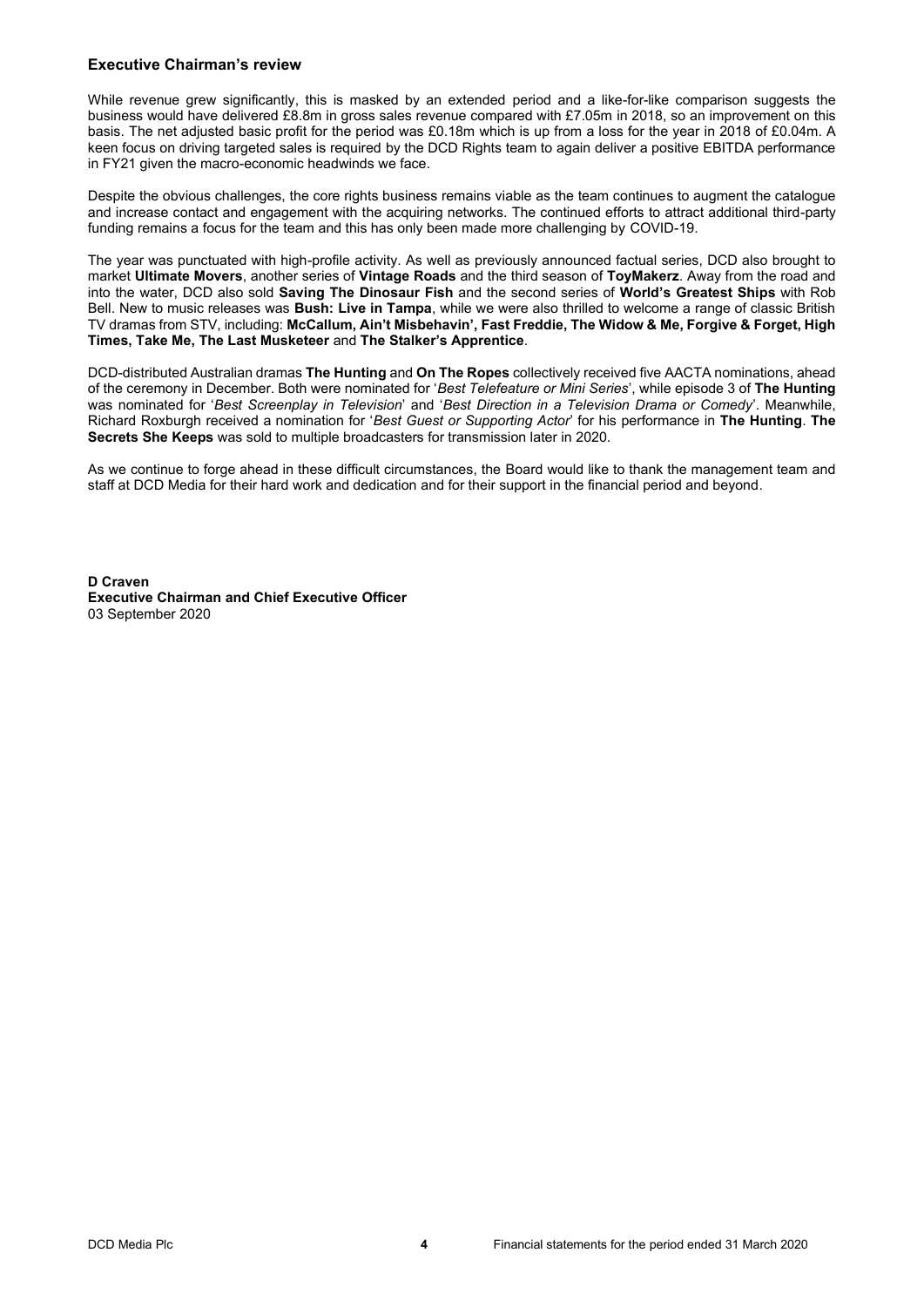## Executive Chairman's review

While revenue grew significantly, this is masked by an extended period and a like-for-like comparison suggests the business would have delivered £8.8m in gross sales revenue compared with £7.05m in 2018, so an improvement on this basis. The net adjusted basic profit for the period was £0.18m which is up from a loss for the year in 2018 of £0.04m. A keen focus on driving targeted sales is required by the DCD Rights team to again deliver a positive EBITDA performance in FY21 given the macro-economic headwinds we face.

Despite the obvious challenges, the core rights business remains viable as the team continues to augment the catalogue and increase contact and engagement with the acquiring networks. The continued efforts to attract additional third-party funding remains a focus for the team and this has only been made more challenging by COVID-19.

The year was punctuated with high-profile activity. As well as previously announced factual series, DCD also brought to market **Ultimate Movers**, another series of **Vintage Roads** and the third season of **ToyMakerz**. Away from the road and into the water, DCD also sold **Saving The Dinosaur Fish** and the second series of **World's Greatest Ships** with Rob Bell. New to music releases was **Bush: Live in Tampa**, while we were also thrilled to welcome a range of classic British TV dramas from STV, including: **McCallum, Ain't Misbehavin', Fast Freddie, The Widow & Me, Forgive & Forget, High Times, Take Me, The Last Musketeer** and **The Stalker's Apprentice**.

DCD-distributed Australian dramas **The Hunting** and **On The Ropes** collectively received five AACTA nominations, ahead of the ceremony in December. Both were nominated for '*Best Telefeature or Mini Series*', while episode 3 of **The Hunting** was nominated for '*Best Screenplay in Television*' and '*Best Direction in a Television Drama or Comedy*'. Meanwhile, Richard Roxburgh received a nomination for '*Best Guest or Supporting Actor*' for his performance in **The Hunting**. **The Secrets She Keeps** was sold to multiple broadcasters for transmission later in 2020.

As we continue to forge ahead in these difficult circumstances, the Board would like to thank the management team and staff at DCD Media for their hard work and dedication and for their support in the financial period and beyond.

**D Craven**
**Executive Chairman and Chief Executive Officer**
03 September 2020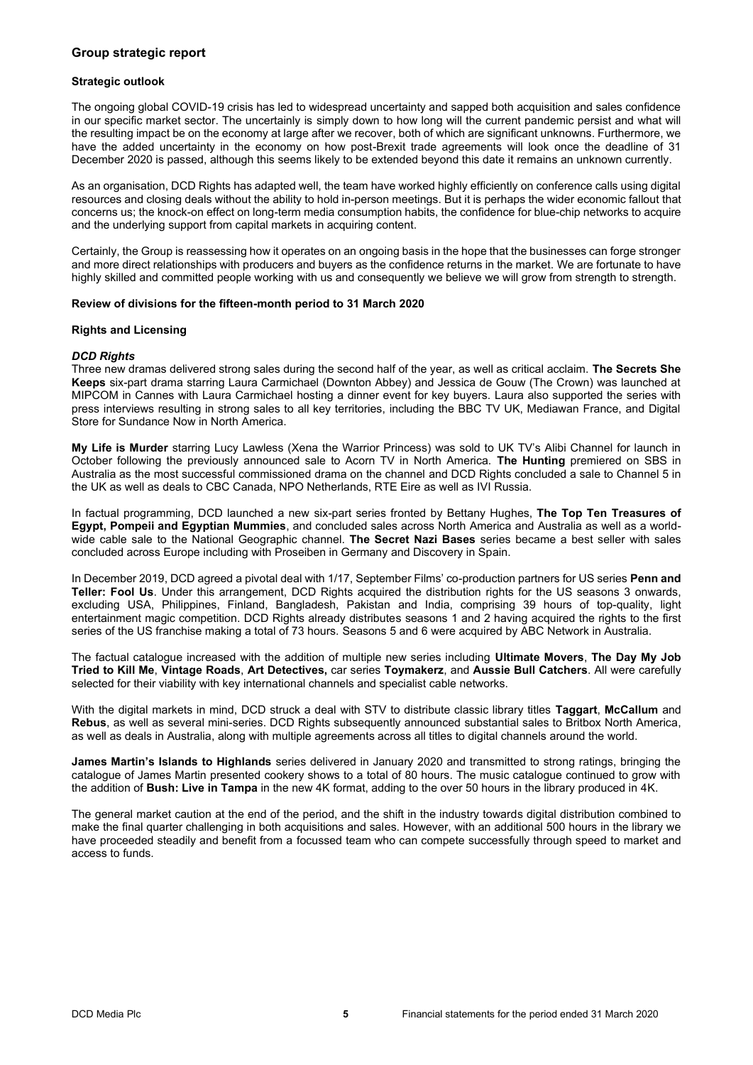## Group strategic report

### Strategic outlook

The ongoing global COVID-19 crisis has led to widespread uncertainty and sapped both acquisition and sales confidence in our specific market sector. The uncertainly is simply down to how long will the current pandemic persist and what will the resulting impact be on the economy at large after we recover, both of which are significant unknowns. Furthermore, we have the added uncertainty in the economy on how post-Brexit trade agreements will look once the deadline of 31 December 2020 is passed, although this seems likely to be extended beyond this date it remains an unknown currently.

As an organisation, DCD Rights has adapted well, the team have worked highly efficiently on conference calls using digital resources and closing deals without the ability to hold in-person meetings. But it is perhaps the wider economic fallout that concerns us; the knock-on effect on long-term media consumption habits, the confidence for blue-chip networks to acquire and the underlying support from capital markets in acquiring content.

Certainly, the Group is reassessing how it operates on an ongoing basis in the hope that the businesses can forge stronger and more direct relationships with producers and buyers as the confidence returns in the market. We are fortunate to have highly skilled and committed people working with us and consequently we believe we will grow from strength to strength.

### Review of divisions for the fifteen-month period to 31 March 2020

### Rights and Licensing

#### *DCD Rights*

Three new dramas delivered strong sales during the second half of the year, as well as critical acclaim. **The Secrets She Keeps** six-part drama starring Laura Carmichael (Downton Abbey) and Jessica de Gouw (The Crown) was launched at MIPCOM in Cannes with Laura Carmichael hosting a dinner event for key buyers. Laura also supported the series with press interviews resulting in strong sales to all key territories, including the BBC TV UK, Mediawan France, and Digital Store for Sundance Now in North America.

**My Life is Murder** starring Lucy Lawless (Xena the Warrior Princess) was sold to UK TV's Alibi Channel for launch in October following the previously announced sale to Acorn TV in North America. **The Hunting** premiered on SBS in Australia as the most successful commissioned drama on the channel and DCD Rights concluded a sale to Channel 5 in the UK as well as deals to CBC Canada, NPO Netherlands, RTE Eire as well as IVI Russia.

In factual programming, DCD launched a new six-part series fronted by Bettany Hughes, **The Top Ten Treasures of Egypt, Pompeii and Egyptian Mummies**, and concluded sales across North America and Australia as well as a world-wide cable sale to the National Geographic channel. **The Secret Nazi Bases** series became a best seller with sales concluded across Europe including with Proseiben in Germany and Discovery in Spain.

In December 2019, DCD agreed a pivotal deal with 1/17, September Films' co-production partners for US series **Penn and Teller: Fool Us**. Under this arrangement, DCD Rights acquired the distribution rights for the US seasons 3 onwards, excluding USA, Philippines, Finland, Bangladesh, Pakistan and India, comprising 39 hours of top-quality, light entertainment magic competition. DCD Rights already distributes seasons 1 and 2 having acquired the rights to the first series of the US franchise making a total of 73 hours. Seasons 5 and 6 were acquired by ABC Network in Australia.

The factual catalogue increased with the addition of multiple new series including **Ultimate Movers**, **The Day My Job Tried to Kill Me**, **Vintage Roads**, **Art Detectives,** car series **Toymakerz**, and **Aussie Bull Catchers**. All were carefully selected for their viability with key international channels and specialist cable networks.

With the digital markets in mind, DCD struck a deal with STV to distribute classic library titles **Taggart**, **McCallum** and **Rebus**, as well as several mini-series. DCD Rights subsequently announced substantial sales to Britbox North America, as well as deals in Australia, along with multiple agreements across all titles to digital channels around the world.

**James Martin's Islands to Highlands** series delivered in January 2020 and transmitted to strong ratings, bringing the catalogue of James Martin presented cookery shows to a total of 80 hours. The music catalogue continued to grow with the addition of **Bush: Live in Tampa** in the new 4K format, adding to the over 50 hours in the library produced in 4K.

The general market caution at the end of the period, and the shift in the industry towards digital distribution combined to make the final quarter challenging in both acquisitions and sales. However, with an additional 500 hours in the library we have proceeded steadily and benefit from a focussed team who can compete successfully through speed to market and access to funds.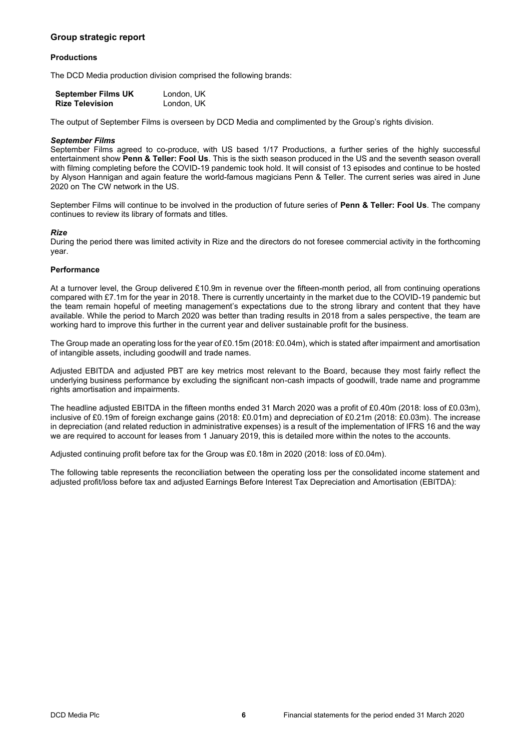## Group strategic report

### Productions

The DCD Media production division comprised the following brands:

| | |
|---|---|
| **September Films UK** | London, UK |
| **Rize Television** | London, UK |

The output of September Films is overseen by DCD Media and complimented by the Group's rights division.

#### *September Films*

September Films agreed to co-produce, with US based 1/17 Productions, a further series of the highly successful entertainment show **Penn & Teller: Fool Us**. This is the sixth season produced in the US and the seventh season overall with filming completing before the COVID-19 pandemic took hold. It will consist of 13 episodes and continue to be hosted by Alyson Hannigan and again feature the world-famous magicians Penn & Teller. The current series was aired in June 2020 on The CW network in the US.

September Films will continue to be involved in the production of future series of **Penn & Teller: Fool Us**. The company continues to review its library of formats and titles.

#### *Rize*

During the period there was limited activity in Rize and the directors do not foresee commercial activity in the forthcoming year.

### Performance

At a turnover level, the Group delivered £10.9m in revenue over the fifteen-month period, all from continuing operations compared with £7.1m for the year in 2018. There is currently uncertainty in the market due to the COVID-19 pandemic but the team remain hopeful of meeting management's expectations due to the strong library and content that they have available. While the period to March 2020 was better than trading results in 2018 from a sales perspective, the team are working hard to improve this further in the current year and deliver sustainable profit for the business.

The Group made an operating loss for the year of £0.15m (2018: £0.04m), which is stated after impairment and amortisation of intangible assets, including goodwill and trade names.

Adjusted EBITDA and adjusted PBT are key metrics most relevant to the Board, because they most fairly reflect the underlying business performance by excluding the significant non-cash impacts of goodwill, trade name and programme rights amortisation and impairments.

The headline adjusted EBITDA in the fifteen months ended 31 March 2020 was a profit of £0.40m (2018: loss of £0.03m), inclusive of £0.19m of foreign exchange gains (2018: £0.01m) and depreciation of £0.21m (2018: £0.03m). The increase in depreciation (and related reduction in administrative expenses) is a result of the implementation of IFRS 16 and the way we are required to account for leases from 1 January 2019, this is detailed more within the notes to the accounts.

Adjusted continuing profit before tax for the Group was £0.18m in 2020 (2018: loss of £0.04m).

The following table represents the reconciliation between the operating loss per the consolidated income statement and adjusted profit/loss before tax and adjusted Earnings Before Interest Tax Depreciation and Amortisation (EBITDA):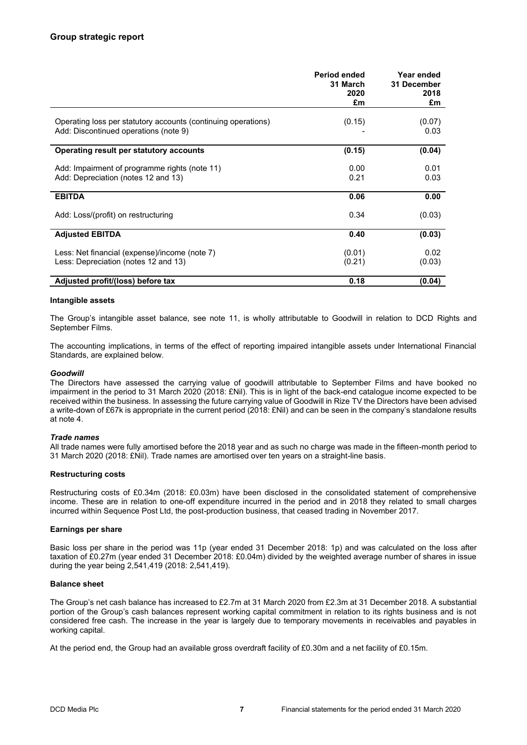## Group strategic report

| | Period ended 31 March 2020 £m | Year ended 31 December 2018 £m |
|---|---|---|
| Operating loss per statutory accounts (continuing operations) | (0.15) | (0.07) |
| Add: Discontinued operations (note 9) | - | 0.03 |
| **Operating result per statutory accounts** | **(0.15)** | **(0.04)** |
| Add: Impairment of programme rights (note 11) | 0.00 | 0.01 |
| Add: Depreciation (notes 12 and 13) | 0.21 | 0.03 |
| **EBITDA** | **0.06** | **0.00** |
| Add: Loss/(profit) on restructuring | 0.34 | (0.03) |
| **Adjusted EBITDA** | **0.40** | **(0.03)** |
| Less: Net financial (expense)/income (note 7) | (0.01) | 0.02 |
| Less: Depreciation (notes 12 and 13) | (0.21) | (0.03) |
| **Adjusted profit/(loss) before tax** | **0.18** | **(0.04)** |

### Intangible assets

The Group's intangible asset balance, see note 11, is wholly attributable to Goodwill in relation to DCD Rights and September Films.

The accounting implications, in terms of the effect of reporting impaired intangible assets under International Financial Standards, are explained below.

#### *Goodwill*

The Directors have assessed the carrying value of goodwill attributable to September Films and have booked no impairment in the period to 31 March 2020 (2018: £Nil). This is in light of the back-end catalogue income expected to be received within the business. In assessing the future carrying value of Goodwill in Rize TV the Directors have been advised a write-down of £67k is appropriate in the current period (2018: £Nil) and can be seen in the company's standalone results at note 4.

#### *Trade names*

All trade names were fully amortised before the 2018 year and as such no charge was made in the fifteen-month period to 31 March 2020 (2018: £Nil). Trade names are amortised over ten years on a straight-line basis.

### Restructuring costs

Restructuring costs of £0.34m (2018: £0.03m) have been disclosed in the consolidated statement of comprehensive income. These are in relation to one-off expenditure incurred in the period and in 2018 they related to small charges incurred within Sequence Post Ltd, the post-production business, that ceased trading in November 2017.

### Earnings per share

Basic loss per share in the period was 11p (year ended 31 December 2018: 1p) and was calculated on the loss after taxation of £0.27m (year ended 31 December 2018: £0.04m) divided by the weighted average number of shares in issue during the year being 2,541,419 (2018: 2,541,419).

### Balance sheet

The Group's net cash balance has increased to £2.7m at 31 March 2020 from £2.3m at 31 December 2018. A substantial portion of the Group's cash balances represent working capital commitment in relation to its rights business and is not considered free cash. The increase in the year is largely due to temporary movements in receivables and payables in working capital.

At the period end, the Group had an available gross overdraft facility of £0.30m and a net facility of £0.15m.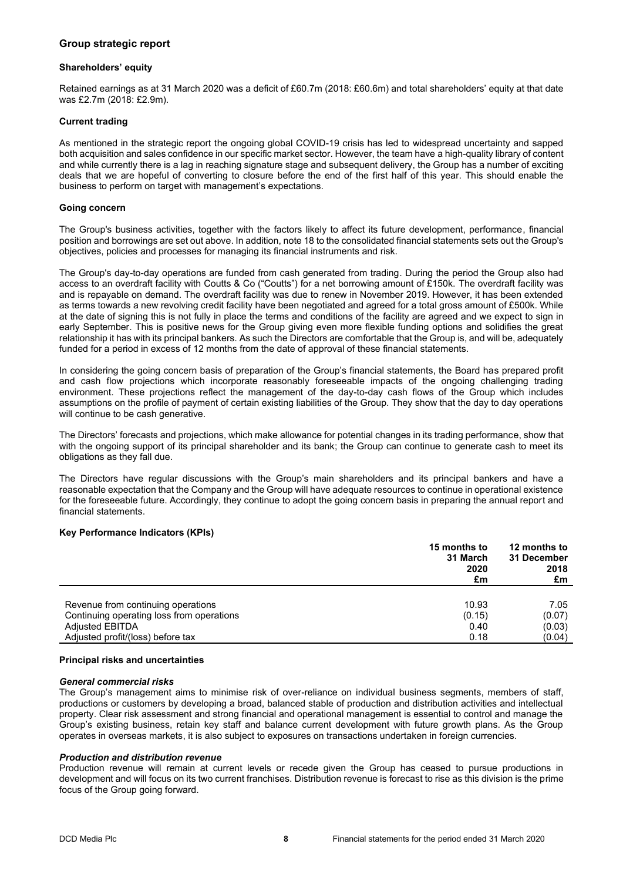## Group strategic report

### Shareholders' equity

Retained earnings as at 31 March 2020 was a deficit of £60.7m (2018: £60.6m) and total shareholders' equity at that date was £2.7m (2018: £2.9m).

### Current trading

As mentioned in the strategic report the ongoing global COVID-19 crisis has led to widespread uncertainty and sapped both acquisition and sales confidence in our specific market sector. However, the team have a high-quality library of content and while currently there is a lag in reaching signature stage and subsequent delivery, the Group has a number of exciting deals that we are hopeful of converting to closure before the end of the first half of this year. This should enable the business to perform on target with management's expectations.

### Going concern

The Group's business activities, together with the factors likely to affect its future development, performance, financial position and borrowings are set out above. In addition, note 18 to the consolidated financial statements sets out the Group's objectives, policies and processes for managing its financial instruments and risk.

The Group's day-to-day operations are funded from cash generated from trading. During the period the Group also had access to an overdraft facility with Coutts & Co ("Coutts") for a net borrowing amount of £150k. The overdraft facility was and is repayable on demand. The overdraft facility was due to renew in November 2019. However, it has been extended as terms towards a new revolving credit facility have been negotiated and agreed for a total gross amount of £500k. While at the date of signing this is not fully in place the terms and conditions of the facility are agreed and we expect to sign in early September. This is positive news for the Group giving even more flexible funding options and solidifies the great relationship it has with its principal bankers. As such the Directors are comfortable that the Group is, and will be, adequately funded for a period in excess of 12 months from the date of approval of these financial statements.

In considering the going concern basis of preparation of the Group's financial statements, the Board has prepared profit and cash flow projections which incorporate reasonably foreseeable impacts of the ongoing challenging trading environment. These projections reflect the management of the day-to-day cash flows of the Group which includes assumptions on the profile of payment of certain existing liabilities of the Group. They show that the day to day operations will continue to be cash generative.

The Directors' forecasts and projections, which make allowance for potential changes in its trading performance, show that with the ongoing support of its principal shareholder and its bank; the Group can continue to generate cash to meet its obligations as they fall due.

The Directors have regular discussions with the Group's main shareholders and its principal bankers and have a reasonable expectation that the Company and the Group will have adequate resources to continue in operational existence for the foreseeable future. Accordingly, they continue to adopt the going concern basis in preparing the annual report and financial statements.

### Key Performance Indicators (KPIs)

| | 15 months to 31 March 2020 £m | 12 months to 31 December 2018 £m |
|---|---|---|
| Revenue from continuing operations | 10.93 | 7.05 |
| Continuing operating loss from operations | (0.15) | (0.07) |
| Adjusted EBITDA | 0.40 | (0.03) |
| Adjusted profit/(loss) before tax | 0.18 | (0.04) |

### Principal risks and uncertainties

#### *General commercial risks*

The Group's management aims to minimise risk of over-reliance on individual business segments, members of staff, productions or customers by developing a broad, balanced stable of production and distribution activities and intellectual property. Clear risk assessment and strong financial and operational management is essential to control and manage the Group's existing business, retain key staff and balance current development with future growth plans. As the Group operates in overseas markets, it is also subject to exposures on transactions undertaken in foreign currencies.

#### *Production and distribution revenue*

Production revenue will remain at current levels or recede given the Group has ceased to pursue productions in development and will focus on its two current franchises. Distribution revenue is forecast to rise as this division is the prime focus of the Group going forward.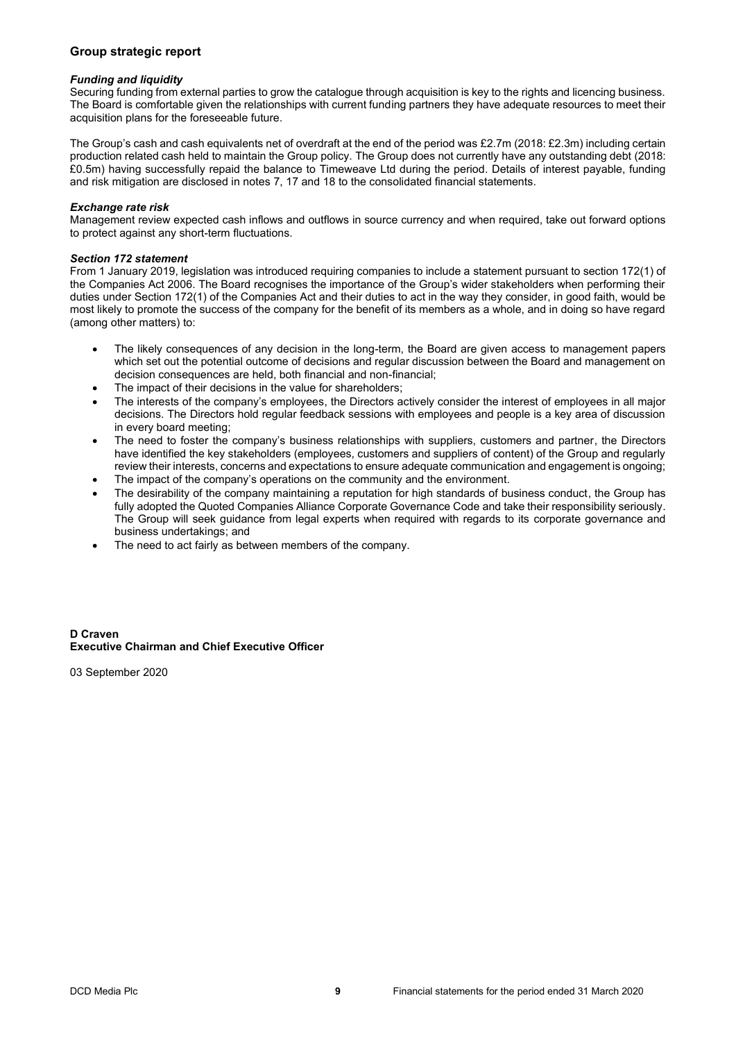## Group strategic report

### *Funding and liquidity*

Securing funding from external parties to grow the catalogue through acquisition is key to the rights and licencing business. The Board is comfortable given the relationships with current funding partners they have adequate resources to meet their acquisition plans for the foreseeable future.

The Group's cash and cash equivalents net of overdraft at the end of the period was £2.7m (2018: £2.3m) including certain production related cash held to maintain the Group policy. The Group does not currently have any outstanding debt (2018: £0.5m) having successfully repaid the balance to Timeweave Ltd during the period. Details of interest payable, funding and risk mitigation are disclosed in notes 7, 17 and 18 to the consolidated financial statements.

### *Exchange rate risk*

Management review expected cash inflows and outflows in source currency and when required, take out forward options to protect against any short-term fluctuations.

### *Section 172 statement*

From 1 January 2019, legislation was introduced requiring companies to include a statement pursuant to section 172(1) of the Companies Act 2006. The Board recognises the importance of the Group's wider stakeholders when performing their duties under Section 172(1) of the Companies Act and their duties to act in the way they consider, in good faith, would be most likely to promote the success of the company for the benefit of its members as a whole, and in doing so have regard (among other matters) to:

- The likely consequences of any decision in the long-term, the Board are given access to management papers which set out the potential outcome of decisions and regular discussion between the Board and management on decision consequences are held, both financial and non-financial;
- The impact of their decisions in the value for shareholders;
- The interests of the company's employees, the Directors actively consider the interest of employees in all major decisions. The Directors hold regular feedback sessions with employees and people is a key area of discussion in every board meeting;
- The need to foster the company's business relationships with suppliers, customers and partner, the Directors have identified the key stakeholders (employees, customers and suppliers of content) of the Group and regularly review their interests, concerns and expectations to ensure adequate communication and engagement is ongoing;
- The impact of the company's operations on the community and the environment.
- The desirability of the company maintaining a reputation for high standards of business conduct, the Group has fully adopted the Quoted Companies Alliance Corporate Governance Code and take their responsibility seriously. The Group will seek guidance from legal experts when required with regards to its corporate governance and business undertakings; and
- The need to act fairly as between members of the company.

**D Craven**
**Executive Chairman and Chief Executive Officer**

03 September 2020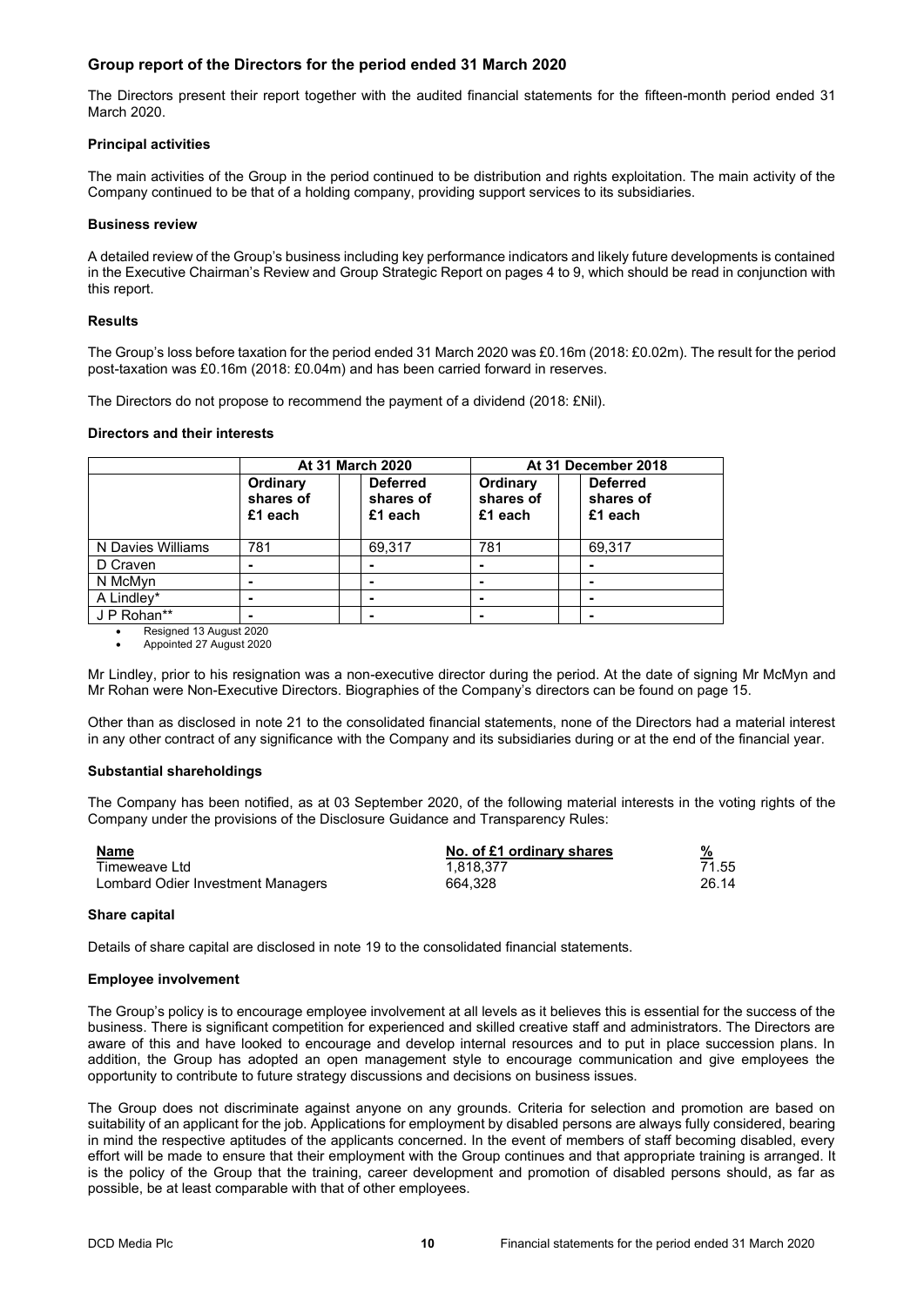## Group report of the Directors for the period ended 31 March 2020

The Directors present their report together with the audited financial statements for the fifteen-month period ended 31 March 2020.

### Principal activities

The main activities of the Group in the period continued to be distribution and rights exploitation. The main activity of the Company continued to be that of a holding company, providing support services to its subsidiaries.

### Business review

A detailed review of the Group's business including key performance indicators and likely future developments is contained in the Executive Chairman's Review and Group Strategic Report on pages 4 to 9, which should be read in conjunction with this report.

### Results

The Group's loss before taxation for the period ended 31 March 2020 was £0.16m (2018: £0.02m). The result for the period post-taxation was £0.16m (2018: £0.04m) and has been carried forward in reserves.

The Directors do not propose to recommend the payment of a dividend (2018: £Nil).

### Directors and their interests

| | At 31 March 2020 | | At 31 December 2018 | |
|---|---|---|---|---|
| | Ordinary shares of £1 each | Deferred shares of £1 each | Ordinary shares of £1 each | Deferred shares of £1 each |
| N Davies Williams | 781 | 69,317 | 781 | 69,317 |
| D Craven | - | - | - | - |
| N McMyn | - | - | - | - |
| A Lindley* | - | - | - | - |
| J P Rohan** | - | - | - | - |

- Resigned 13 August 2020
- Appointed 27 August 2020

Mr Lindley, prior to his resignation was a non-executive director during the period. At the date of signing Mr McMyn and Mr Rohan were Non-Executive Directors. Biographies of the Company's directors can be found on page 15.

Other than as disclosed in note 21 to the consolidated financial statements, none of the Directors had a material interest in any other contract of any significance with the Company and its subsidiaries during or at the end of the financial year.

### Substantial shareholdings

The Company has been notified, as at 03 September 2020, of the following material interests in the voting rights of the Company under the provisions of the Disclosure Guidance and Transparency Rules:

| Name | No. of £1 ordinary shares | % |
|---|---|---|
| Timeweave Ltd | 1,818,377 | 71.55 |
| Lombard Odier Investment Managers | 664,328 | 26.14 |

### Share capital

Details of share capital are disclosed in note 19 to the consolidated financial statements.

### Employee involvement

The Group's policy is to encourage employee involvement at all levels as it believes this is essential for the success of the business. There is significant competition for experienced and skilled creative staff and administrators. The Directors are aware of this and have looked to encourage and develop internal resources and to put in place succession plans. In addition, the Group has adopted an open management style to encourage communication and give employees the opportunity to contribute to future strategy discussions and decisions on business issues.

The Group does not discriminate against anyone on any grounds. Criteria for selection and promotion are based on suitability of an applicant for the job. Applications for employment by disabled persons are always fully considered, bearing in mind the respective aptitudes of the applicants concerned. In the event of members of staff becoming disabled, every effort will be made to ensure that their employment with the Group continues and that appropriate training is arranged. It is the policy of the Group that the training, career development and promotion of disabled persons should, as far as possible, be at least comparable with that of other employees.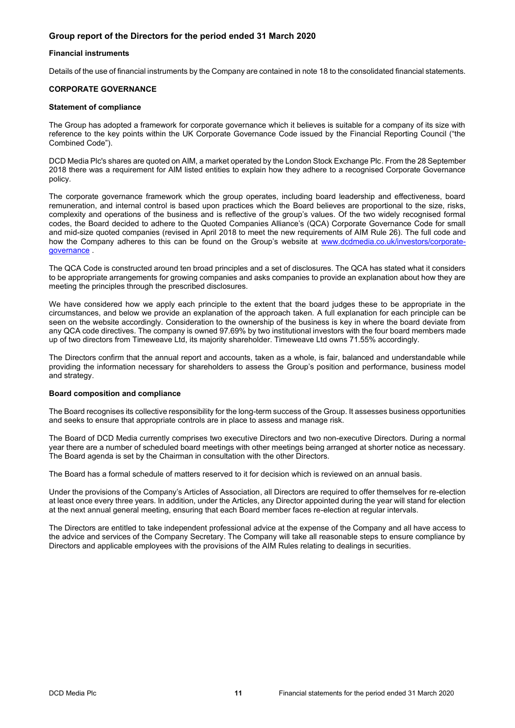## Group report of the Directors for the period ended 31 March 2020

### Financial instruments

Details of the use of financial instruments by the Company are contained in note 18 to the consolidated financial statements.

### CORPORATE GOVERNANCE

### Statement of compliance

The Group has adopted a framework for corporate governance which it believes is suitable for a company of its size with reference to the key points within the UK Corporate Governance Code issued by the Financial Reporting Council ("the Combined Code").

DCD Media Plc's shares are quoted on AIM, a market operated by the London Stock Exchange Plc. From the 28 September 2018 there was a requirement for AIM listed entities to explain how they adhere to a recognised Corporate Governance policy.

The corporate governance framework which the group operates, including board leadership and effectiveness, board remuneration, and internal control is based upon practices which the Board believes are proportional to the size, risks, complexity and operations of the business and is reflective of the group's values. Of the two widely recognised formal codes, the Board decided to adhere to the Quoted Companies Alliance's (QCA) Corporate Governance Code for small and mid-size quoted companies (revised in April 2018 to meet the new requirements of AIM Rule 26). The full code and how the Company adheres to this can be found on the Group's website at [www.dcdmedia.co.uk/investors/corporate-governance](www.dcdmedia.co.uk/investors/corporate-governance) .

The QCA Code is constructed around ten broad principles and a set of disclosures. The QCA has stated what it considers to be appropriate arrangements for growing companies and asks companies to provide an explanation about how they are meeting the principles through the prescribed disclosures.

We have considered how we apply each principle to the extent that the board judges these to be appropriate in the circumstances, and below we provide an explanation of the approach taken. A full explanation for each principle can be seen on the website accordingly. Consideration to the ownership of the business is key in where the board deviate from any QCA code directives. The company is owned 97.69% by two institutional investors with the four board members made up of two directors from Timeweave Ltd, its majority shareholder. Timeweave Ltd owns 71.55% accordingly.

The Directors confirm that the annual report and accounts, taken as a whole, is fair, balanced and understandable while providing the information necessary for shareholders to assess the Group's position and performance, business model and strategy.

### Board composition and compliance

The Board recognises its collective responsibility for the long-term success of the Group. It assesses business opportunities and seeks to ensure that appropriate controls are in place to assess and manage risk.

The Board of DCD Media currently comprises two executive Directors and two non-executive Directors. During a normal year there are a number of scheduled board meetings with other meetings being arranged at shorter notice as necessary. The Board agenda is set by the Chairman in consultation with the other Directors.

The Board has a formal schedule of matters reserved to it for decision which is reviewed on an annual basis.

Under the provisions of the Company's Articles of Association, all Directors are required to offer themselves for re-election at least once every three years. In addition, under the Articles, any Director appointed during the year will stand for election at the next annual general meeting, ensuring that each Board member faces re-election at regular intervals.

The Directors are entitled to take independent professional advice at the expense of the Company and all have access to the advice and services of the Company Secretary. The Company will take all reasonable steps to ensure compliance by Directors and applicable employees with the provisions of the AIM Rules relating to dealings in securities.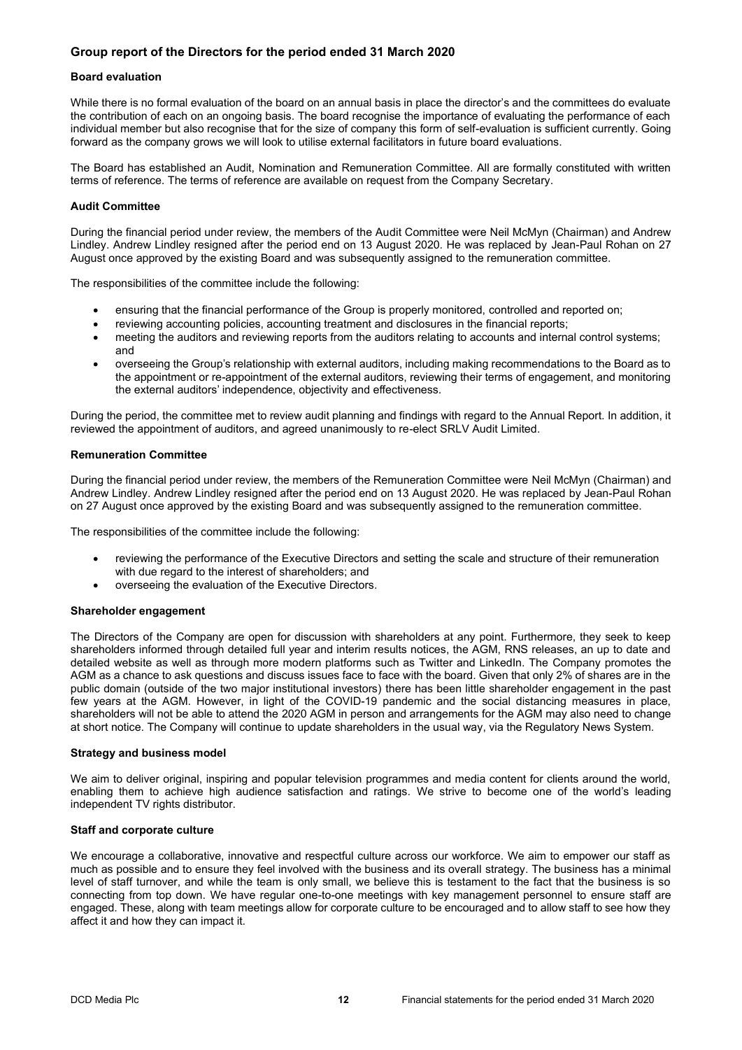## Group report of the Directors for the period ended 31 March 2020

### Board evaluation

While there is no formal evaluation of the board on an annual basis in place the director's and the committees do evaluate the contribution of each on an ongoing basis. The board recognise the importance of evaluating the performance of each individual member but also recognise that for the size of company this form of self-evaluation is sufficient currently. Going forward as the company grows we will look to utilise external facilitators in future board evaluations.

The Board has established an Audit, Nomination and Remuneration Committee. All are formally constituted with written terms of reference. The terms of reference are available on request from the Company Secretary.

### Audit Committee

During the financial period under review, the members of the Audit Committee were Neil McMyn (Chairman) and Andrew Lindley. Andrew Lindley resigned after the period end on 13 August 2020. He was replaced by Jean-Paul Rohan on 27 August once approved by the existing Board and was subsequently assigned to the remuneration committee.

The responsibilities of the committee include the following:

- ensuring that the financial performance of the Group is properly monitored, controlled and reported on;
- reviewing accounting policies, accounting treatment and disclosures in the financial reports;
- meeting the auditors and reviewing reports from the auditors relating to accounts and internal control systems; and
- overseeing the Group's relationship with external auditors, including making recommendations to the Board as to the appointment or re-appointment of the external auditors, reviewing their terms of engagement, and monitoring the external auditors' independence, objectivity and effectiveness.

During the period, the committee met to review audit planning and findings with regard to the Annual Report. In addition, it reviewed the appointment of auditors, and agreed unanimously to re-elect SRLV Audit Limited.

### Remuneration Committee

During the financial period under review, the members of the Remuneration Committee were Neil McMyn (Chairman) and Andrew Lindley. Andrew Lindley resigned after the period end on 13 August 2020. He was replaced by Jean-Paul Rohan on 27 August once approved by the existing Board and was subsequently assigned to the remuneration committee.

The responsibilities of the committee include the following:

- reviewing the performance of the Executive Directors and setting the scale and structure of their remuneration with due regard to the interest of shareholders; and
- overseeing the evaluation of the Executive Directors.

### Shareholder engagement

The Directors of the Company are open for discussion with shareholders at any point. Furthermore, they seek to keep shareholders informed through detailed full year and interim results notices, the AGM, RNS releases, an up to date and detailed website as well as through more modern platforms such as Twitter and LinkedIn. The Company promotes the AGM as a chance to ask questions and discuss issues face to face with the board. Given that only 2% of shares are in the public domain (outside of the two major institutional investors) there has been little shareholder engagement in the past few years at the AGM. However, in light of the COVID-19 pandemic and the social distancing measures in place, shareholders will not be able to attend the 2020 AGM in person and arrangements for the AGM may also need to change at short notice. The Company will continue to update shareholders in the usual way, via the Regulatory News System.

### Strategy and business model

We aim to deliver original, inspiring and popular television programmes and media content for clients around the world, enabling them to achieve high audience satisfaction and ratings. We strive to become one of the world's leading independent TV rights distributor.

### Staff and corporate culture

We encourage a collaborative, innovative and respectful culture across our workforce. We aim to empower our staff as much as possible and to ensure they feel involved with the business and its overall strategy. The business has a minimal level of staff turnover, and while the team is only small, we believe this is testament to the fact that the business is so connecting from top down. We have regular one-to-one meetings with key management personnel to ensure staff are engaged. These, along with team meetings allow for corporate culture to be encouraged and to allow staff to see how they affect it and how they can impact it.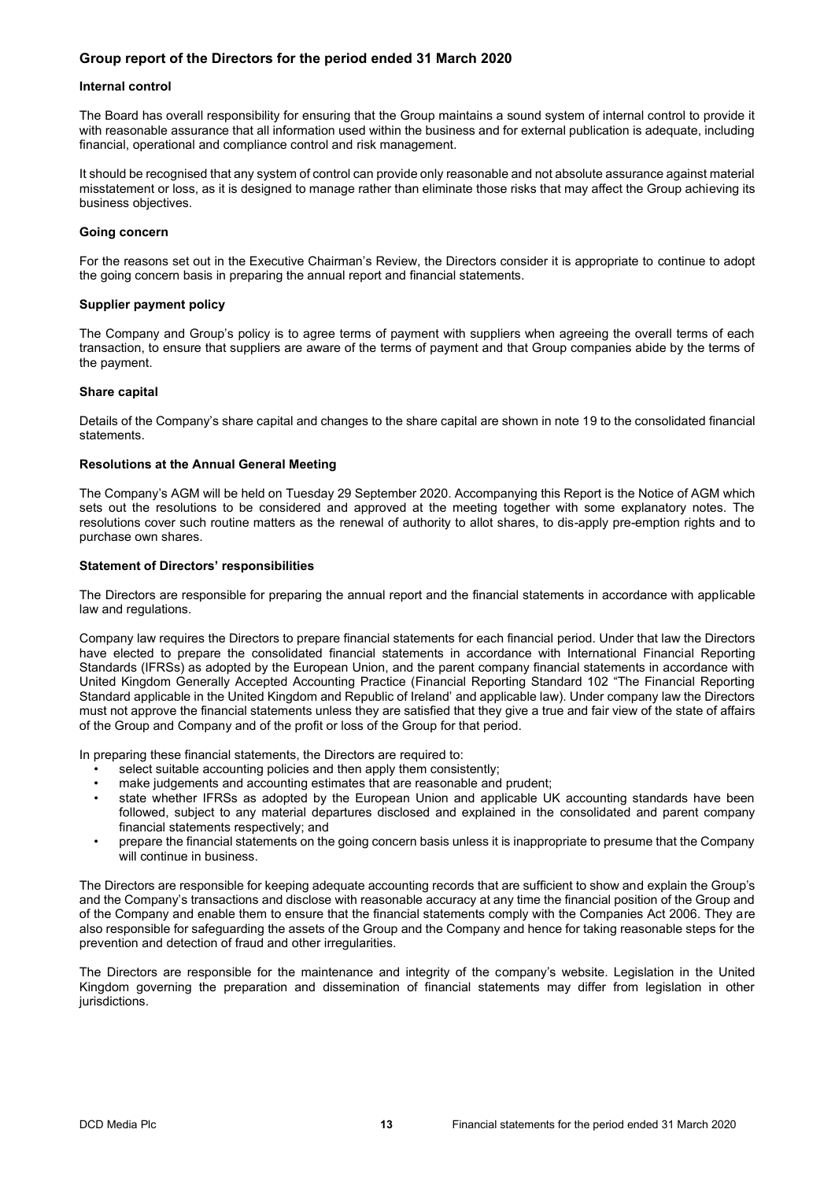## Group report of the Directors for the period ended 31 March 2020

### Internal control

The Board has overall responsibility for ensuring that the Group maintains a sound system of internal control to provide it with reasonable assurance that all information used within the business and for external publication is adequate, including financial, operational and compliance control and risk management.

It should be recognised that any system of control can provide only reasonable and not absolute assurance against material misstatement or loss, as it is designed to manage rather than eliminate those risks that may affect the Group achieving its business objectives.

### Going concern

For the reasons set out in the Executive Chairman's Review, the Directors consider it is appropriate to continue to adopt the going concern basis in preparing the annual report and financial statements.

### Supplier payment policy

The Company and Group's policy is to agree terms of payment with suppliers when agreeing the overall terms of each transaction, to ensure that suppliers are aware of the terms of payment and that Group companies abide by the terms of the payment.

### Share capital

Details of the Company's share capital and changes to the share capital are shown in note 19 to the consolidated financial statements.

### Resolutions at the Annual General Meeting

The Company's AGM will be held on Tuesday 29 September 2020. Accompanying this Report is the Notice of AGM which sets out the resolutions to be considered and approved at the meeting together with some explanatory notes. The resolutions cover such routine matters as the renewal of authority to allot shares, to dis-apply pre-emption rights and to purchase own shares.

### Statement of Directors' responsibilities

The Directors are responsible for preparing the annual report and the financial statements in accordance with applicable law and regulations.

Company law requires the Directors to prepare financial statements for each financial period. Under that law the Directors have elected to prepare the consolidated financial statements in accordance with International Financial Reporting Standards (IFRSs) as adopted by the European Union, and the parent company financial statements in accordance with United Kingdom Generally Accepted Accounting Practice (Financial Reporting Standard 102 "The Financial Reporting Standard applicable in the United Kingdom and Republic of Ireland' and applicable law). Under company law the Directors must not approve the financial statements unless they are satisfied that they give a true and fair view of the state of affairs of the Group and Company and of the profit or loss of the Group for that period.

In preparing these financial statements, the Directors are required to:

- select suitable accounting policies and then apply them consistently;
- make judgements and accounting estimates that are reasonable and prudent;
- state whether IFRSs as adopted by the European Union and applicable UK accounting standards have been followed, subject to any material departures disclosed and explained in the consolidated and parent company financial statements respectively; and
- prepare the financial statements on the going concern basis unless it is inappropriate to presume that the Company will continue in business.

The Directors are responsible for keeping adequate accounting records that are sufficient to show and explain the Group's and the Company's transactions and disclose with reasonable accuracy at any time the financial position of the Group and of the Company and enable them to ensure that the financial statements comply with the Companies Act 2006. They are also responsible for safeguarding the assets of the Group and the Company and hence for taking reasonable steps for the prevention and detection of fraud and other irregularities.

The Directors are responsible for the maintenance and integrity of the company's website. Legislation in the United Kingdom governing the preparation and dissemination of financial statements may differ from legislation in other jurisdictions.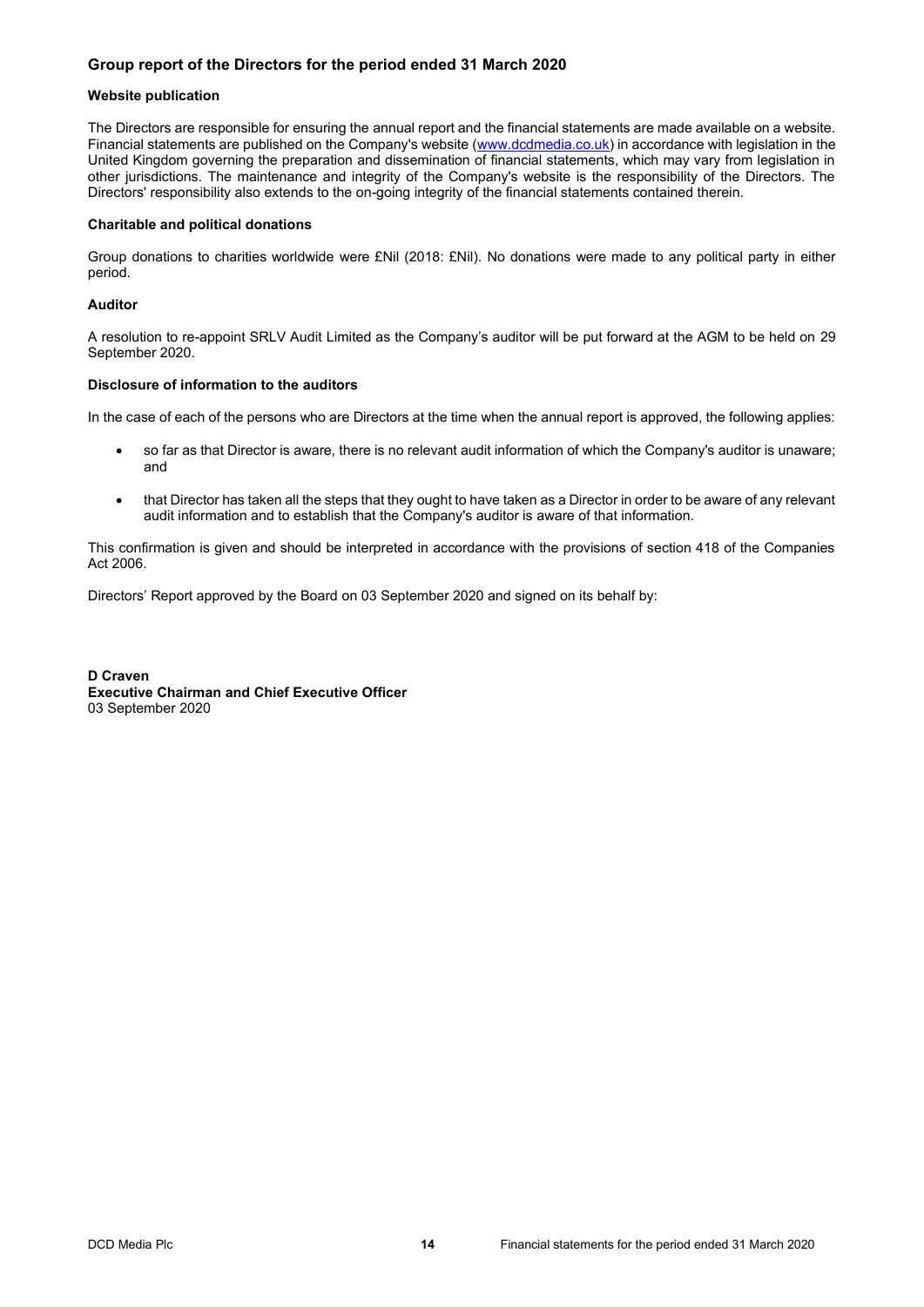## Group report of the Directors for the period ended 31 March 2020

### Website publication

The Directors are responsible for ensuring the annual report and the financial statements are made available on a website. Financial statements are published on the Company's website (www.dcdmedia.co.uk) in accordance with legislation in the United Kingdom governing the preparation and dissemination of financial statements, which may vary from legislation in other jurisdictions. The maintenance and integrity of the Company's website is the responsibility of the Directors. The Directors' responsibility also extends to the on-going integrity of the financial statements contained therein.

### Charitable and political donations

Group donations to charities worldwide were £Nil (2018: £Nil). No donations were made to any political party in either period.

### Auditor

A resolution to re-appoint SRLV Audit Limited as the Company's auditor will be put forward at the AGM to be held on 29 September 2020.

### Disclosure of information to the auditors

In the case of each of the persons who are Directors at the time when the annual report is approved, the following applies:

- so far as that Director is aware, there is no relevant audit information of which the Company's auditor is unaware; and
- that Director has taken all the steps that they ought to have taken as a Director in order to be aware of any relevant audit information and to establish that the Company's auditor is aware of that information.

This confirmation is given and should be interpreted in accordance with the provisions of section 418 of the Companies Act 2006.

Directors' Report approved by the Board on 03 September 2020 and signed on its behalf by:

**D Craven**
**Executive Chairman and Chief Executive Officer**
03 September 2020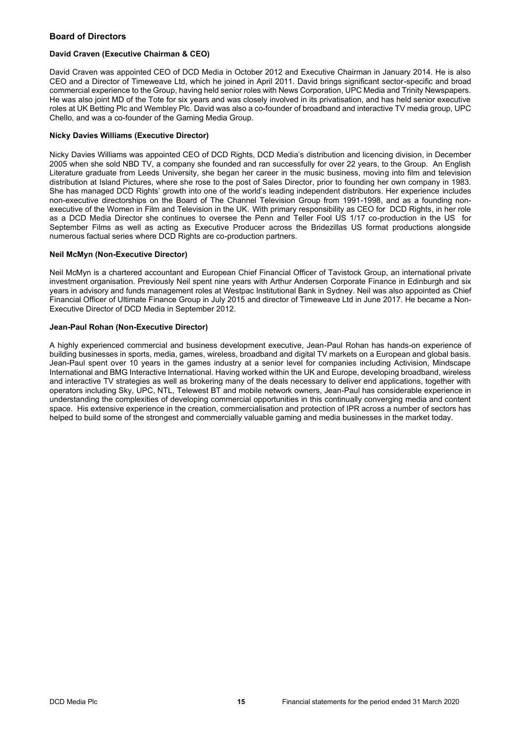## Board of Directors

### David Craven (Executive Chairman & CEO)

David Craven was appointed CEO of DCD Media in October 2012 and Executive Chairman in January 2014. He is also CEO and a Director of Timeweave Ltd, which he joined in April 2011. David brings significant sector-specific and broad commercial experience to the Group, having held senior roles with News Corporation, UPC Media and Trinity Newspapers. He was also joint MD of the Tote for six years and was closely involved in its privatisation, and has held senior executive roles at UK Betting Plc and Wembley Plc. David was also a co-founder of broadband and interactive TV media group, UPC Chello, and was a co-founder of the Gaming Media Group.

### Nicky Davies Williams (Executive Director)

Nicky Davies Williams was appointed CEO of DCD Rights, DCD Media's distribution and licencing division, in December 2005 when she sold NBD TV, a company she founded and ran successfully for over 22 years, to the Group. An English Literature graduate from Leeds University, she began her career in the music business, moving into film and television distribution at Island Pictures, where she rose to the post of Sales Director, prior to founding her own company in 1983. She has managed DCD Rights' growth into one of the world's leading independent distributors. Her experience includes non-executive directorships on the Board of The Channel Television Group from 1991-1998, and as a founding non-executive of the Women in Film and Television in the UK. With primary responsibility as CEO for DCD Rights, in her role as a DCD Media Director she continues to oversee the Penn and Teller Fool US 1/17 co-production in the US for September Films as well as acting as Executive Producer across the Bridezillas US format productions alongside numerous factual series where DCD Rights are co-production partners.

### Neil McMyn (Non-Executive Director)

Neil McMyn is a chartered accountant and European Chief Financial Officer of Tavistock Group, an international private investment organisation. Previously Neil spent nine years with Arthur Andersen Corporate Finance in Edinburgh and six years in advisory and funds management roles at Westpac Institutional Bank in Sydney. Neil was also appointed as Chief Financial Officer of Ultimate Finance Group in July 2015 and director of Timeweave Ltd in June 2017. He became a Non-Executive Director of DCD Media in September 2012.

### Jean-Paul Rohan (Non-Executive Director)

A highly experienced commercial and business development executive, Jean-Paul Rohan has hands-on experience of building businesses in sports, media, games, wireless, broadband and digital TV markets on a European and global basis. Jean-Paul spent over 10 years in the games industry at a senior level for companies including Activision, Mindscape International and BMG Interactive International. Having worked within the UK and Europe, developing broadband, wireless and interactive TV strategies as well as brokering many of the deals necessary to deliver end applications, together with operators including Sky, UPC, NTL, Telewest BT and mobile network owners, Jean-Paul has considerable experience in understanding the complexities of developing commercial opportunities in this continually converging media and content space. His extensive experience in the creation, commercialisation and protection of IPR across a number of sectors has helped to build some of the strongest and commercially valuable gaming and media businesses in the market today.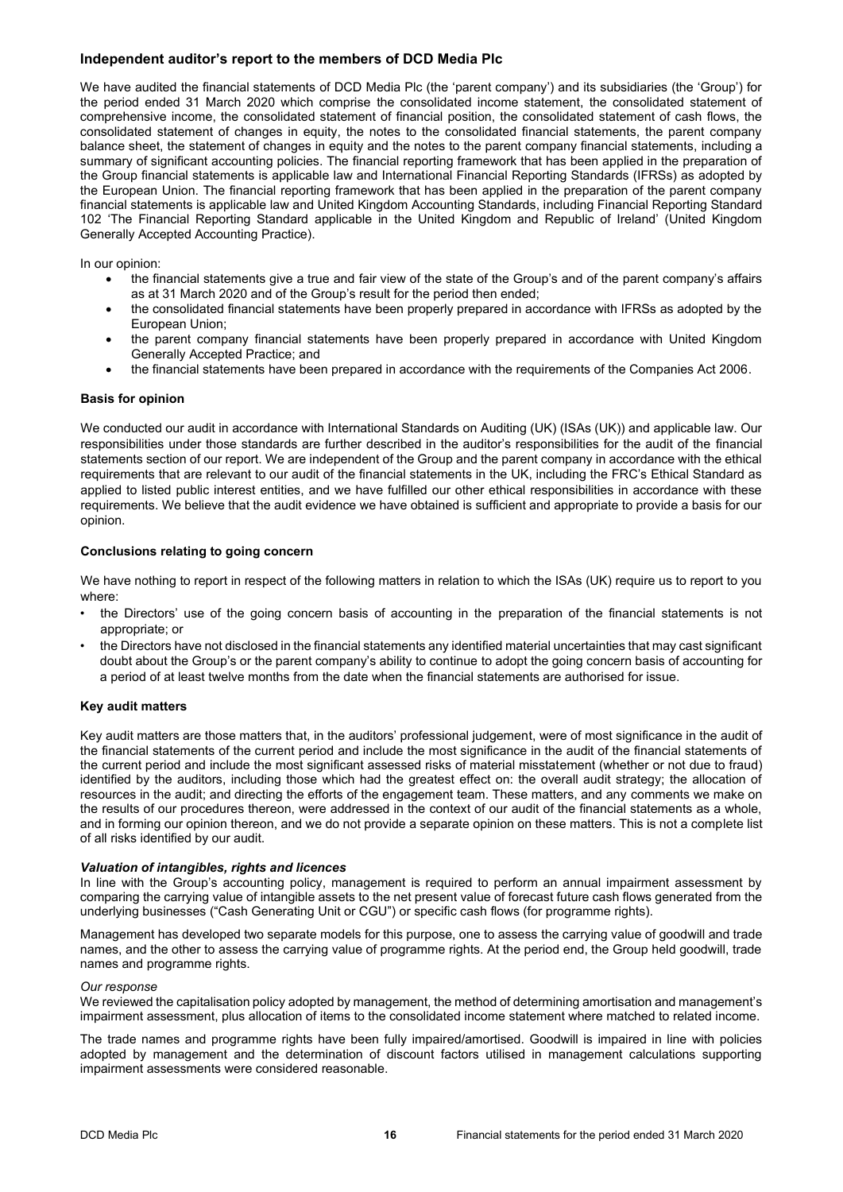## Independent auditor's report to the members of DCD Media Plc

We have audited the financial statements of DCD Media Plc (the 'parent company') and its subsidiaries (the 'Group') for the period ended 31 March 2020 which comprise the consolidated income statement, the consolidated statement of comprehensive income, the consolidated statement of financial position, the consolidated statement of cash flows, the consolidated statement of changes in equity, the notes to the consolidated financial statements, the parent company balance sheet, the statement of changes in equity and the notes to the parent company financial statements, including a summary of significant accounting policies. The financial reporting framework that has been applied in the preparation of the Group financial statements is applicable law and International Financial Reporting Standards (IFRSs) as adopted by the European Union. The financial reporting framework that has been applied in the preparation of the parent company financial statements is applicable law and United Kingdom Accounting Standards, including Financial Reporting Standard 102 'The Financial Reporting Standard applicable in the United Kingdom and Republic of Ireland' (United Kingdom Generally Accepted Accounting Practice).

In our opinion:

- the financial statements give a true and fair view of the state of the Group's and of the parent company's affairs as at 31 March 2020 and of the Group's result for the period then ended;
- the consolidated financial statements have been properly prepared in accordance with IFRSs as adopted by the European Union;
- the parent company financial statements have been properly prepared in accordance with United Kingdom Generally Accepted Practice; and
- the financial statements have been prepared in accordance with the requirements of the Companies Act 2006.

### Basis for opinion

We conducted our audit in accordance with International Standards on Auditing (UK) (ISAs (UK)) and applicable law. Our responsibilities under those standards are further described in the auditor's responsibilities for the audit of the financial statements section of our report. We are independent of the Group and the parent company in accordance with the ethical requirements that are relevant to our audit of the financial statements in the UK, including the FRC's Ethical Standard as applied to listed public interest entities, and we have fulfilled our other ethical responsibilities in accordance with these requirements. We believe that the audit evidence we have obtained is sufficient and appropriate to provide a basis for our opinion.

### Conclusions relating to going concern

We have nothing to report in respect of the following matters in relation to which the ISAs (UK) require us to report to you where:

- the Directors' use of the going concern basis of accounting in the preparation of the financial statements is not appropriate; or
- the Directors have not disclosed in the financial statements any identified material uncertainties that may cast significant doubt about the Group's or the parent company's ability to continue to adopt the going concern basis of accounting for a period of at least twelve months from the date when the financial statements are authorised for issue.

### Key audit matters

Key audit matters are those matters that, in the auditors' professional judgement, were of most significance in the audit of the financial statements of the current period and include the most significance in the audit of the financial statements of the current period and include the most significant assessed risks of material misstatement (whether or not due to fraud) identified by the auditors, including those which had the greatest effect on: the overall audit strategy; the allocation of resources in the audit; and directing the efforts of the engagement team. These matters, and any comments we make on the results of our procedures thereon, were addressed in the context of our audit of the financial statements as a whole, and in forming our opinion thereon, and we do not provide a separate opinion on these matters. This is not a complete list of all risks identified by our audit.

#### *Valuation of intangibles, rights and licences*

In line with the Group's accounting policy, management is required to perform an annual impairment assessment by comparing the carrying value of intangible assets to the net present value of forecast future cash flows generated from the underlying businesses ("Cash Generating Unit or CGU") or specific cash flows (for programme rights).

Management has developed two separate models for this purpose, one to assess the carrying value of goodwill and trade names, and the other to assess the carrying value of programme rights. At the period end, the Group held goodwill, trade names and programme rights.

*Our response*

We reviewed the capitalisation policy adopted by management, the method of determining amortisation and management's impairment assessment, plus allocation of items to the consolidated income statement where matched to related income.

The trade names and programme rights have been fully impaired/amortised. Goodwill is impaired in line with policies adopted by management and the determination of discount factors utilised in management calculations supporting impairment assessments were considered reasonable.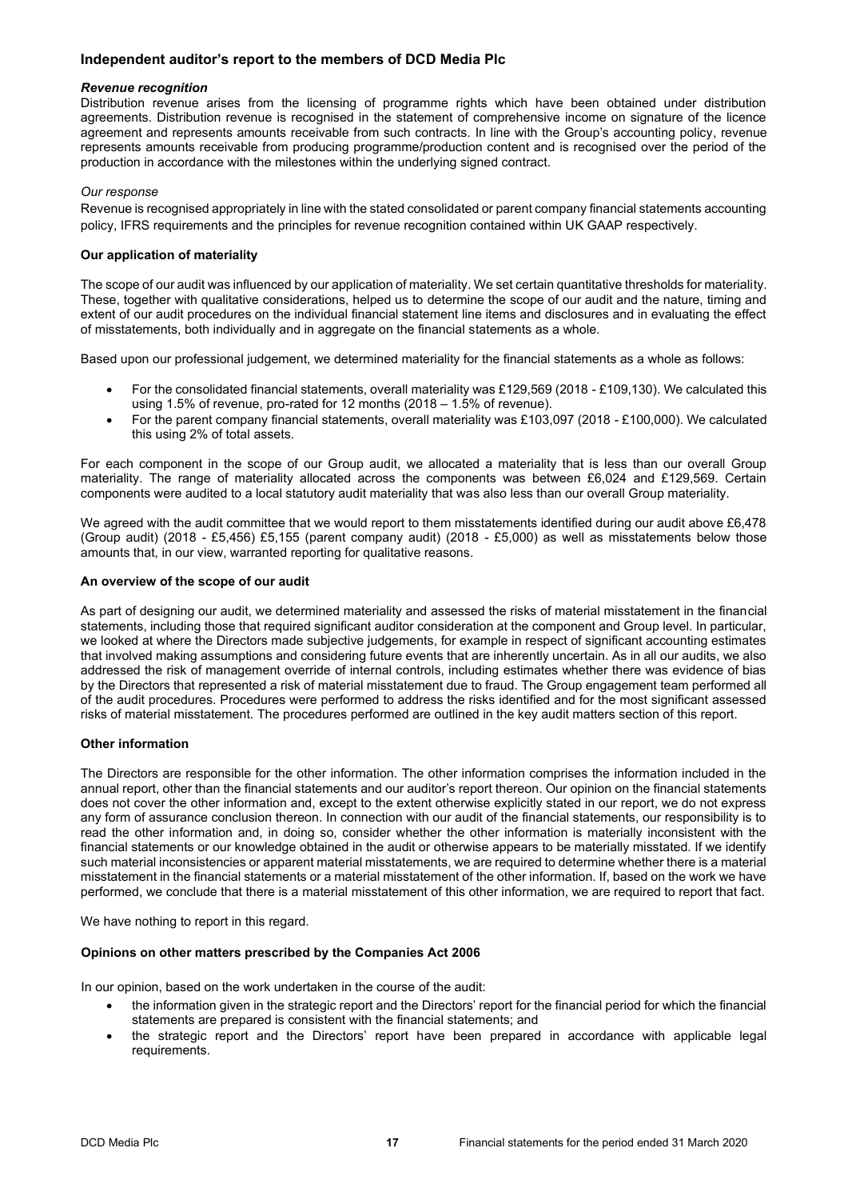## Independent auditor's report to the members of DCD Media Plc

### *Revenue recognition*

Distribution revenue arises from the licensing of programme rights which have been obtained under distribution agreements. Distribution revenue is recognised in the statement of comprehensive income on signature of the licence agreement and represents amounts receivable from such contracts. In line with the Group's accounting policy, revenue represents amounts receivable from producing programme/production content and is recognised over the period of the production in accordance with the milestones within the underlying signed contract.

*Our response*

Revenue is recognised appropriately in line with the stated consolidated or parent company financial statements accounting policy, IFRS requirements and the principles for revenue recognition contained within UK GAAP respectively.

### Our application of materiality

The scope of our audit was influenced by our application of materiality. We set certain quantitative thresholds for materiality. These, together with qualitative considerations, helped us to determine the scope of our audit and the nature, timing and extent of our audit procedures on the individual financial statement line items and disclosures and in evaluating the effect of misstatements, both individually and in aggregate on the financial statements as a whole.

Based upon our professional judgement, we determined materiality for the financial statements as a whole as follows:

- For the consolidated financial statements, overall materiality was £129,569 (2018 - £109,130). We calculated this using 1.5% of revenue, pro-rated for 12 months (2018 – 1.5% of revenue).
- For the parent company financial statements, overall materiality was £103,097 (2018 - £100,000). We calculated this using 2% of total assets.

For each component in the scope of our Group audit, we allocated a materiality that is less than our overall Group materiality. The range of materiality allocated across the components was between £6,024 and £129,569. Certain components were audited to a local statutory audit materiality that was also less than our overall Group materiality.

We agreed with the audit committee that we would report to them misstatements identified during our audit above £6,478 (Group audit) (2018 - £5,456) £5,155 (parent company audit) (2018 - £5,000) as well as misstatements below those amounts that, in our view, warranted reporting for qualitative reasons.

### An overview of the scope of our audit

As part of designing our audit, we determined materiality and assessed the risks of material misstatement in the financial statements, including those that required significant auditor consideration at the component and Group level. In particular, we looked at where the Directors made subjective judgements, for example in respect of significant accounting estimates that involved making assumptions and considering future events that are inherently uncertain. As in all our audits, we also addressed the risk of management override of internal controls, including estimates whether there was evidence of bias by the Directors that represented a risk of material misstatement due to fraud. The Group engagement team performed all of the audit procedures. Procedures were performed to address the risks identified and for the most significant assessed risks of material misstatement. The procedures performed are outlined in the key audit matters section of this report.

### Other information

The Directors are responsible for the other information. The other information comprises the information included in the annual report, other than the financial statements and our auditor's report thereon. Our opinion on the financial statements does not cover the other information and, except to the extent otherwise explicitly stated in our report, we do not express any form of assurance conclusion thereon. In connection with our audit of the financial statements, our responsibility is to read the other information and, in doing so, consider whether the other information is materially inconsistent with the financial statements or our knowledge obtained in the audit or otherwise appears to be materially misstated. If we identify such material inconsistencies or apparent material misstatements, we are required to determine whether there is a material misstatement in the financial statements or a material misstatement of the other information. If, based on the work we have performed, we conclude that there is a material misstatement of this other information, we are required to report that fact.

We have nothing to report in this regard.

### Opinions on other matters prescribed by the Companies Act 2006

In our opinion, based on the work undertaken in the course of the audit:

- the information given in the strategic report and the Directors' report for the financial period for which the financial statements are prepared is consistent with the financial statements; and
- the strategic report and the Directors' report have been prepared in accordance with applicable legal requirements.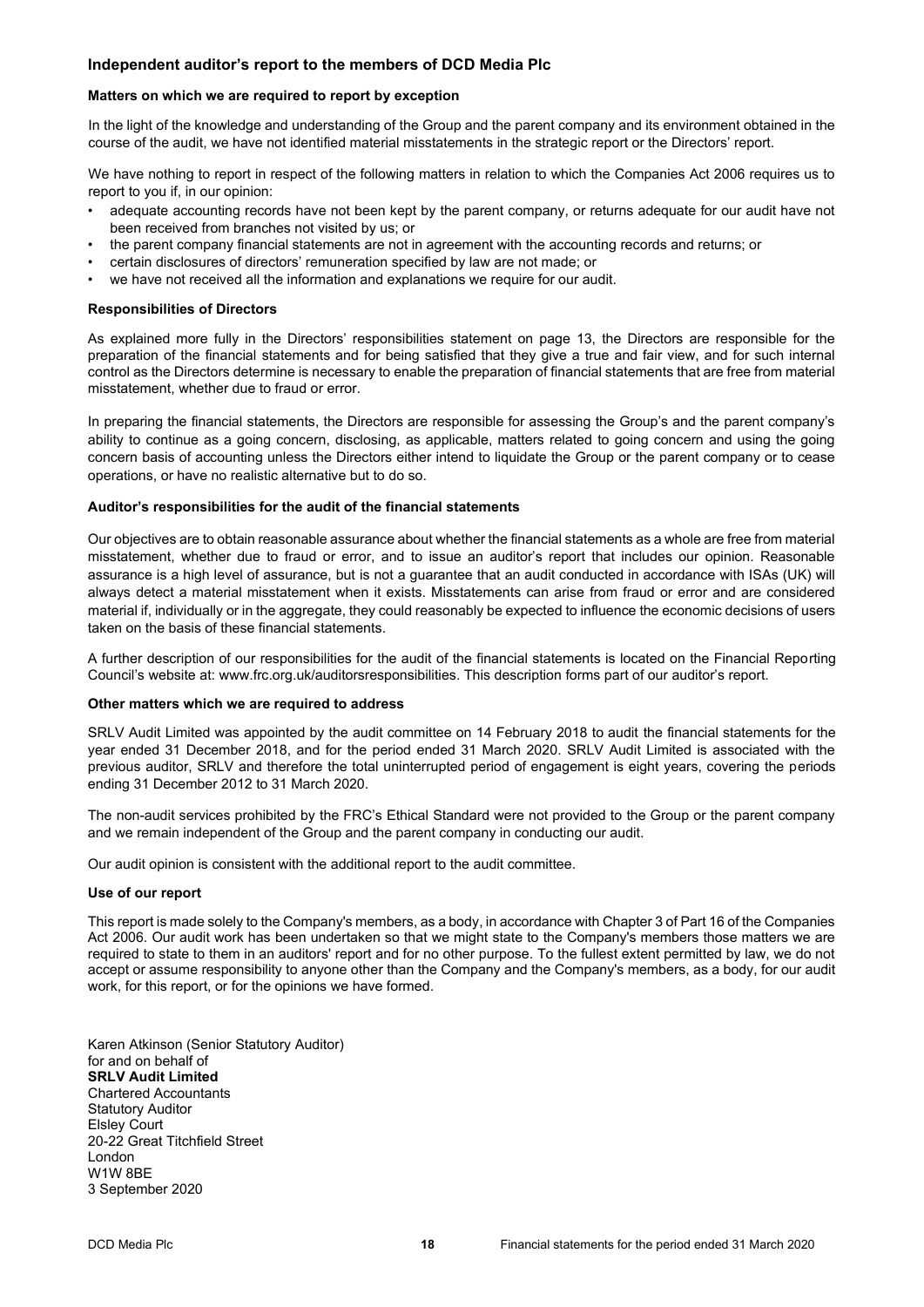## Independent auditor's report to the members of DCD Media Plc

### Matters on which we are required to report by exception

In the light of the knowledge and understanding of the Group and the parent company and its environment obtained in the course of the audit, we have not identified material misstatements in the strategic report or the Directors' report.

We have nothing to report in respect of the following matters in relation to which the Companies Act 2006 requires us to report to you if, in our opinion:

- adequate accounting records have not been kept by the parent company, or returns adequate for our audit have not been received from branches not visited by us; or
- the parent company financial statements are not in agreement with the accounting records and returns; or
- certain disclosures of directors' remuneration specified by law are not made; or
- we have not received all the information and explanations we require for our audit.

### Responsibilities of Directors

As explained more fully in the Directors' responsibilities statement on page 13, the Directors are responsible for the preparation of the financial statements and for being satisfied that they give a true and fair view, and for such internal control as the Directors determine is necessary to enable the preparation of financial statements that are free from material misstatement, whether due to fraud or error.

In preparing the financial statements, the Directors are responsible for assessing the Group's and the parent company's ability to continue as a going concern, disclosing, as applicable, matters related to going concern and using the going concern basis of accounting unless the Directors either intend to liquidate the Group or the parent company or to cease operations, or have no realistic alternative but to do so.

### Auditor's responsibilities for the audit of the financial statements

Our objectives are to obtain reasonable assurance about whether the financial statements as a whole are free from material misstatement, whether due to fraud or error, and to issue an auditor's report that includes our opinion. Reasonable assurance is a high level of assurance, but is not a guarantee that an audit conducted in accordance with ISAs (UK) will always detect a material misstatement when it exists. Misstatements can arise from fraud or error and are considered material if, individually or in the aggregate, they could reasonably be expected to influence the economic decisions of users taken on the basis of these financial statements.

A further description of our responsibilities for the audit of the financial statements is located on the Financial Reporting Council's website at: www.frc.org.uk/auditorsresponsibilities. This description forms part of our auditor's report.

### Other matters which we are required to address

SRLV Audit Limited was appointed by the audit committee on 14 February 2018 to audit the financial statements for the year ended 31 December 2018, and for the period ended 31 March 2020. SRLV Audit Limited is associated with the previous auditor, SRLV and therefore the total uninterrupted period of engagement is eight years, covering the periods ending 31 December 2012 to 31 March 2020.

The non-audit services prohibited by the FRC's Ethical Standard were not provided to the Group or the parent company and we remain independent of the Group and the parent company in conducting our audit.

Our audit opinion is consistent with the additional report to the audit committee.

### Use of our report

This report is made solely to the Company's members, as a body, in accordance with Chapter 3 of Part 16 of the Companies Act 2006. Our audit work has been undertaken so that we might state to the Company's members those matters we are required to state to them in an auditors' report and for no other purpose. To the fullest extent permitted by law, we do not accept or assume responsibility to anyone other than the Company and the Company's members, as a body, for our audit work, for this report, or for the opinions we have formed.

Karen Atkinson (Senior Statutory Auditor)
for and on behalf of
**SRLV Audit Limited**
Chartered Accountants
Statutory Auditor
Elsley Court
20-22 Great Titchfield Street
London
W1W 8BE
3 September 2020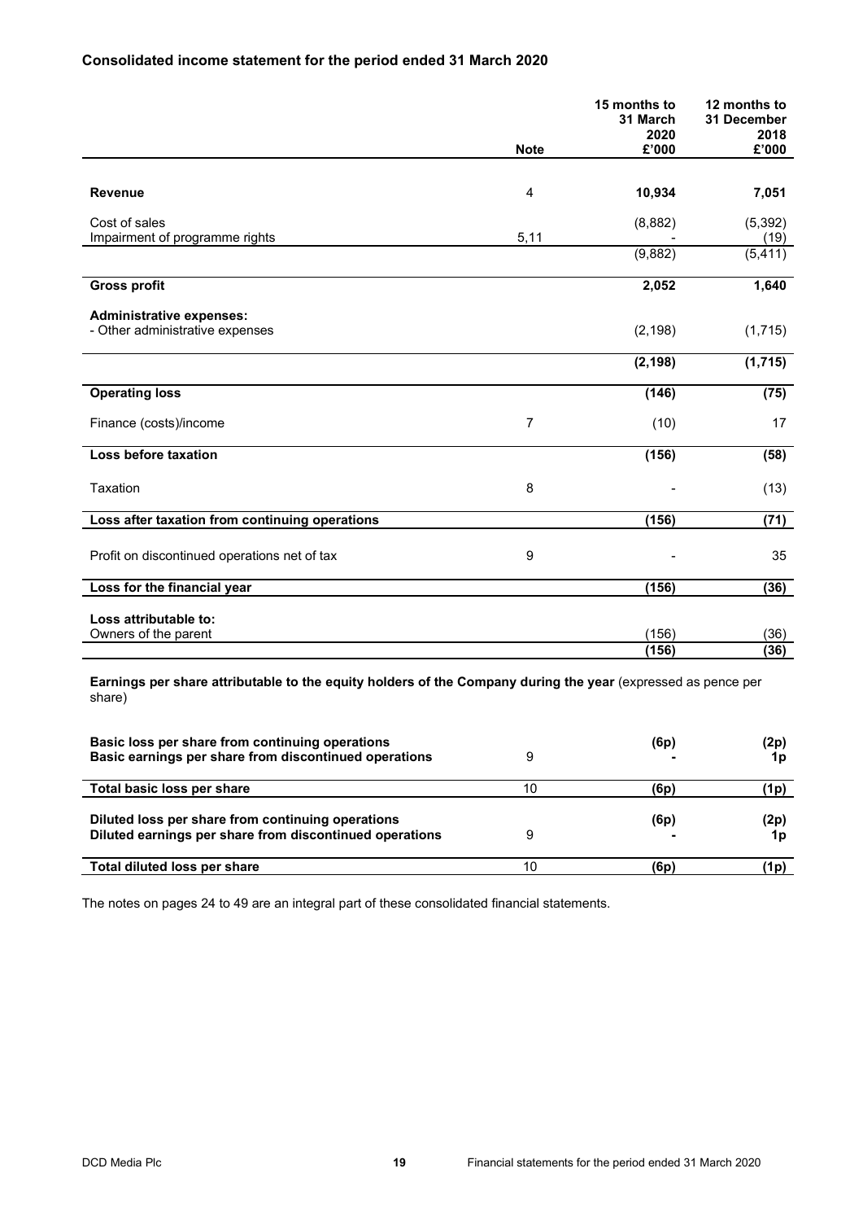## Consolidated income statement for the period ended 31 March 2020

| | Note | 15 months to 31 March 2020 £'000 | 12 months to 31 December 2018 £'000 |
|---|---|---|---|
| **Revenue** | 4 | **10,934** | **7,051** |
| Cost of sales | | (8,882) | (5,392) |
| Impairment of programme rights | 5,11 | - | (19) |
| | | (9,882) | (5,411) |
| **Gross profit** | | **2,052** | **1,640** |
| **Administrative expenses:** | | | |
| - Other administrative expenses | | (2,198) | (1,715) |
| | | **(2,198)** | **(1,715)** |
| **Operating loss** | | **(146)** | **(75)** |
| Finance (costs)/income | 7 | (10) | 17 |
| **Loss before taxation** | | **(156)** | **(58)** |
| Taxation | 8 | - | (13) |
| **Loss after taxation from continuing operations** | | **(156)** | **(71)** |
| Profit on discontinued operations net of tax | 9 | - | 35 |
| **Loss for the financial year** | | **(156)** | **(36)** |
| **Loss attributable to:** | | | |
| Owners of the parent | | (156) | (36) |
| | | **(156)** | **(36)** |

**Earnings per share attributable to the equity holders of the Company during the year** (expressed as pence per share)

| | Note | 15 months to 31 March 2020 | 12 months to 31 December 2018 |
|---|---|---|---|
| **Basic loss per share from continuing operations** | | **(6p)** | **(2p)** |
| **Basic earnings per share from discontinued operations** | 9 | **-** | **1p** |
| **Total basic loss per share** | 10 | **(6p)** | **(1p)** |
| **Diluted loss per share from continuing operations** | | **(6p)** | **(2p)** |
| **Diluted earnings per share from discontinued operations** | 9 | **-** | **1p** |
| **Total diluted loss per share** | 10 | **(6p)** | **(1p)** |

The notes on pages 24 to 49 are an integral part of these consolidated financial statements.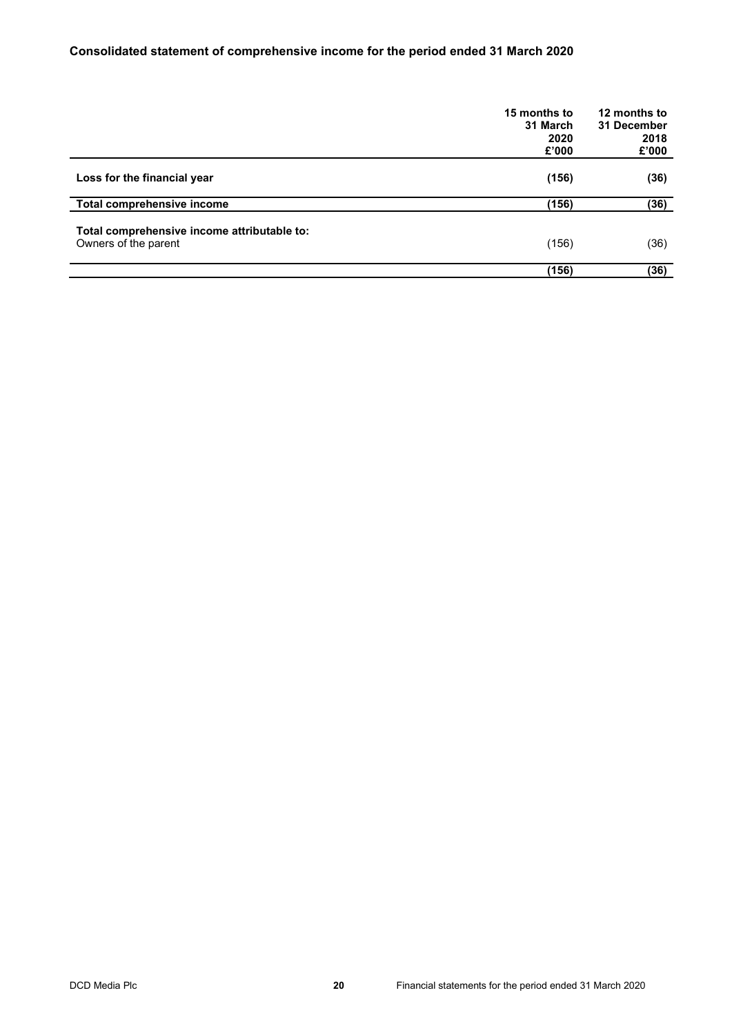## Consolidated statement of comprehensive income for the period ended 31 March 2020

| | 15 months to 31 March 2020 £'000 | 12 months to 31 December 2018 £'000 |
|---|---|---|
| **Loss for the financial year** | **(156)** | **(36)** |
| **Total comprehensive income** | **(156)** | **(36)** |
| **Total comprehensive income attributable to:** | | |
| Owners of the parent | (156) | (36) |
| | **(156)** | **(36)** |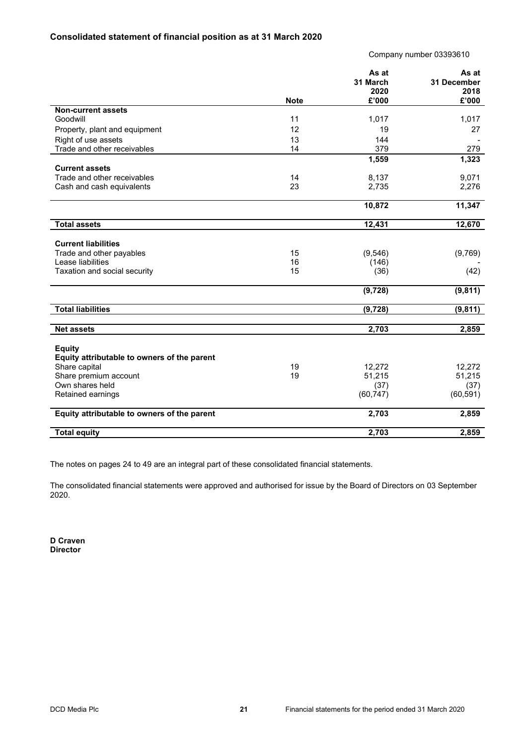## Consolidated statement of financial position as at 31 March 2020

Company number 03393610

| | Note | As at 31 March 2020 £'000 | As at 31 December 2018 £'000 |
|---|---|---|---|
| **Non-current assets** | | | |
| Goodwill | 11 | 1,017 | 1,017 |
| Property, plant and equipment | 12 | 19 | 27 |
| Right of use assets | 13 | 144 | - |
| Trade and other receivables | 14 | 379 | 279 |
| | | **1,559** | **1,323** |
| **Current assets** | | | |
| Trade and other receivables | 14 | 8,137 | 9,071 |
| Cash and cash equivalents | 23 | 2,735 | 2,276 |
| | | **10,872** | **11,347** |
| **Total assets** | | **12,431** | **12,670** |
| **Current liabilities** | | | |
| Trade and other payables | 15 | (9,546) | (9,769) |
| Lease liabilities | 16 | (146) | - |
| Taxation and social security | 15 | (36) | (42) |
| | | **(9,728)** | **(9,811)** |
| **Total liabilities** | | **(9,728)** | **(9,811)** |
| **Net assets** | | **2,703** | **2,859** |
| **Equity** | | | |
| **Equity attributable to owners of the parent** | | | |
| Share capital | 19 | 12,272 | 12,272 |
| Share premium account | 19 | 51,215 | 51,215 |
| Own shares held | | (37) | (37) |
| Retained earnings | | (60,747) | (60,591) |
| **Equity attributable to owners of the parent** | | **2,703** | **2,859** |
| **Total equity** | | **2,703** | **2,859** |

The notes on pages 24 to 49 are an integral part of these consolidated financial statements.

The consolidated financial statements were approved and authorised for issue by the Board of Directors on 03 September 2020.

**D Craven**
**Director**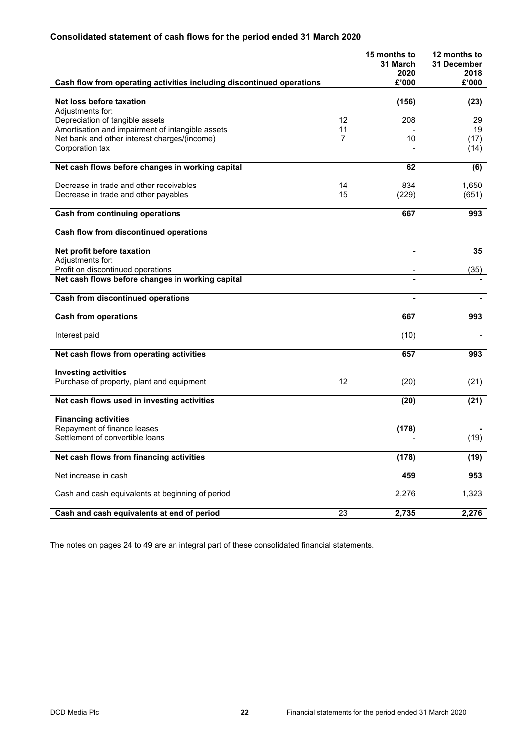## Consolidated statement of cash flows for the period ended 31 March 2020

| Cash flow from operating activities including discontinued operations | | 15 months to 31 March 2020 £'000 | 12 months to 31 December 2018 £'000 |
|---|---|---|---|
| **Net loss before taxation** | | **(156)** | **(23)** |
| Adjustments for: | | | |
| Depreciation of tangible assets | 12 | 208 | 29 |
| Amortisation and impairment of intangible assets | 11 | - | 19 |
| Net bank and other interest charges/(income) | 7 | 10 | (17) |
| Corporation tax | | - | (14) |
| **Net cash flows before changes in working capital** | | **62** | **(6)** |
| Decrease in trade and other receivables | 14 | 834 | 1,650 |
| Decrease in trade and other payables | 15 | (229) | (651) |
| **Cash from continuing operations** | | **667** | **993** |
| **Cash flow from discontinued operations** | | | |
| **Net profit before taxation** | | **-** | **35** |
| Adjustments for: | | | |
| Profit on discontinued operations | | - | (35) |
| **Net cash flows before changes in working capital** | | **-** | **-** |
| **Cash from discontinued operations** | | **-** | **-** |
| **Cash from operations** | | **667** | **993** |
| Interest paid | | (10) | - |
| **Net cash flows from operating activities** | | **657** | **993** |
| **Investing activities** | | | |
| Purchase of property, plant and equipment | 12 | (20) | (21) |
| **Net cash flows used in investing activities** | | **(20)** | **(21)** |
| **Financing activities** | | | |
| Repayment of finance leases | | **(178)** | **-** |
| Settlement of convertible loans | | - | (19) |
| **Net cash flows from financing activities** | | **(178)** | **(19)** |
| Net increase in cash | | **459** | **953** |
| Cash and cash equivalents at beginning of period | | 2,276 | 1,323 |
| **Cash and cash equivalents at end of period** | 23 | **2,735** | **2,276** |

The notes on pages 24 to 49 are an integral part of these consolidated financial statements.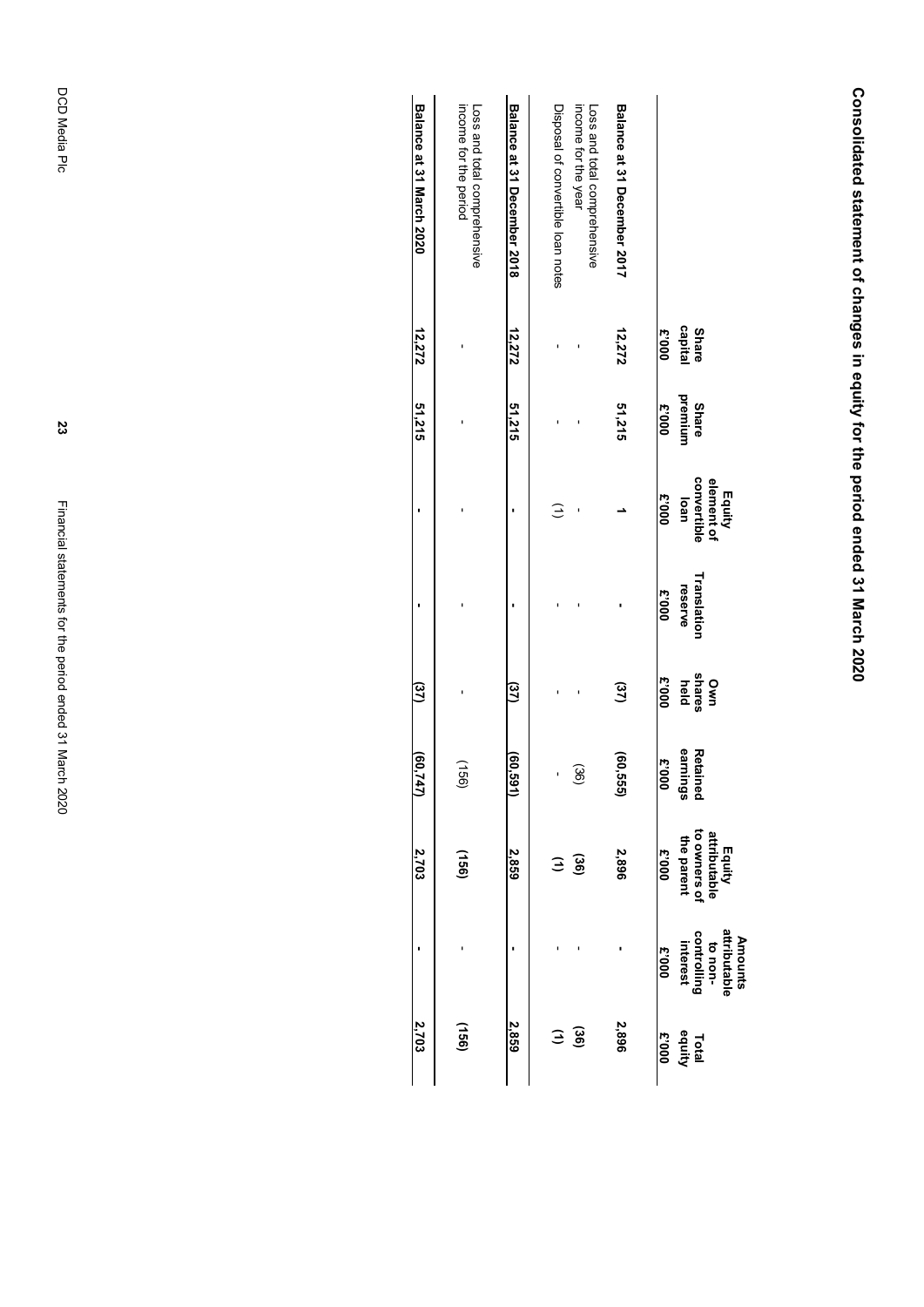# Consolidated statement of changes in equity for the period ended 31 March 2020

| | Share capital £'000 | Share premium £'000 | Equity element of convertible loan £'000 | Translation reserve £'000 | Own shares held £'000 | Retained earnings £'000 | Equity attributable to owners of the parent £'000 | Amounts attributable to non-controlling interest £'000 | Total equity £'000 |
|---|---|---|---|---|---|---|---|---|---|
| **Balance at 31 December 2017** | **12,272** | **51,215** | **1** | **-** | **(37)** | **(60,555)** | **2,896** | **-** | **2,896** |
| Loss and total comprehensive income for the year | - | - | - | - | - | (36) | **(36)** | - | **(36)** |
| Disposal of convertible loan notes | - | - | (1) | - | - | - | **(1)** | - | **(1)** |
| **Balance at 31 December 2018** | **12,272** | **51,215** | **-** | **-** | **(37)** | **(60,591)** | **2,859** | **-** | **2,859** |
| Loss and total comprehensive income for the period | - | - | - | - | - | (156) | **(156)** | - | **(156)** |
| **Balance at 31 March 2020** | **12,272** | **51,215** | **-** | **-** | **(37)** | **(60,747)** | **2,703** | **-** | **2,703** |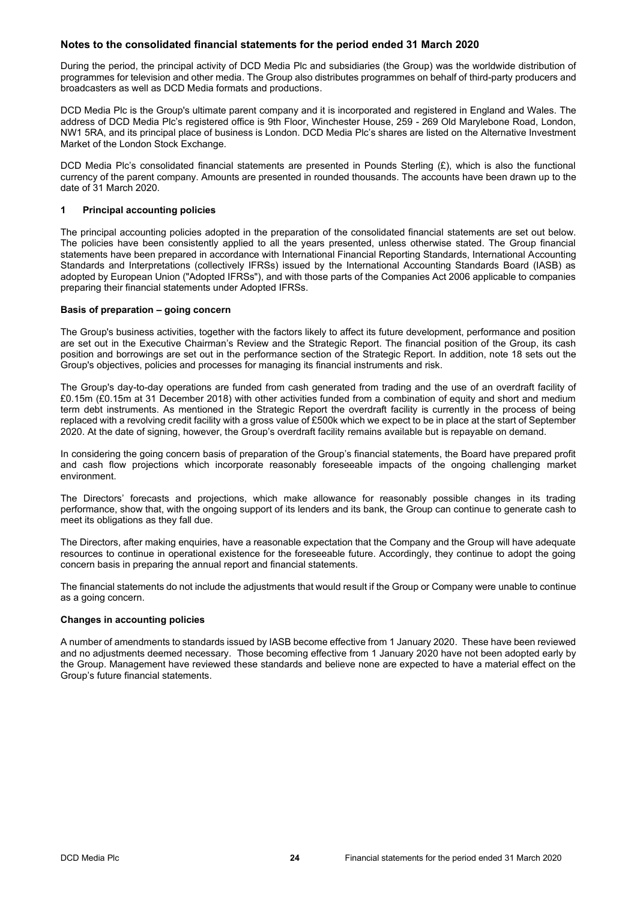## Notes to the consolidated financial statements for the period ended 31 March 2020

During the period, the principal activity of DCD Media Plc and subsidiaries (the Group) was the worldwide distribution of programmes for television and other media. The Group also distributes programmes on behalf of third-party producers and broadcasters as well as DCD Media formats and productions.

DCD Media Plc is the Group's ultimate parent company and it is incorporated and registered in England and Wales. The address of DCD Media Plc's registered office is 9th Floor, Winchester House, 259 - 269 Old Marylebone Road, London, NW1 5RA, and its principal place of business is London. DCD Media Plc's shares are listed on the Alternative Investment Market of the London Stock Exchange.

DCD Media Plc's consolidated financial statements are presented in Pounds Sterling (£), which is also the functional currency of the parent company. Amounts are presented in rounded thousands. The accounts have been drawn up to the date of 31 March 2020.

### 1 Principal accounting policies

The principal accounting policies adopted in the preparation of the consolidated financial statements are set out below. The policies have been consistently applied to all the years presented, unless otherwise stated. The Group financial statements have been prepared in accordance with International Financial Reporting Standards, International Accounting Standards and Interpretations (collectively IFRSs) issued by the International Accounting Standards Board (IASB) as adopted by European Union ("Adopted IFRSs"), and with those parts of the Companies Act 2006 applicable to companies preparing their financial statements under Adopted IFRSs.

**Basis of preparation – going concern**

The Group's business activities, together with the factors likely to affect its future development, performance and position are set out in the Executive Chairman's Review and the Strategic Report. The financial position of the Group, its cash position and borrowings are set out in the performance section of the Strategic Report. In addition, note 18 sets out the Group's objectives, policies and processes for managing its financial instruments and risk.

The Group's day-to-day operations are funded from cash generated from trading and the use of an overdraft facility of £0.15m (£0.15m at 31 December 2018) with other activities funded from a combination of equity and short and medium term debt instruments. As mentioned in the Strategic Report the overdraft facility is currently in the process of being replaced with a revolving credit facility with a gross value of £500k which we expect to be in place at the start of September 2020. At the date of signing, however, the Group's overdraft facility remains available but is repayable on demand.

In considering the going concern basis of preparation of the Group's financial statements, the Board have prepared profit and cash flow projections which incorporate reasonably foreseeable impacts of the ongoing challenging market environment.

The Directors' forecasts and projections, which make allowance for reasonably possible changes in its trading performance, show that, with the ongoing support of its lenders and its bank, the Group can continue to generate cash to meet its obligations as they fall due.

The Directors, after making enquiries, have a reasonable expectation that the Company and the Group will have adequate resources to continue in operational existence for the foreseeable future. Accordingly, they continue to adopt the going concern basis in preparing the annual report and financial statements.

The financial statements do not include the adjustments that would result if the Group or Company were unable to continue as a going concern.

**Changes in accounting policies**

A number of amendments to standards issued by IASB become effective from 1 January 2020. These have been reviewed and no adjustments deemed necessary. Those becoming effective from 1 January 2020 have not been adopted early by the Group. Management have reviewed these standards and believe none are expected to have a material effect on the Group's future financial statements.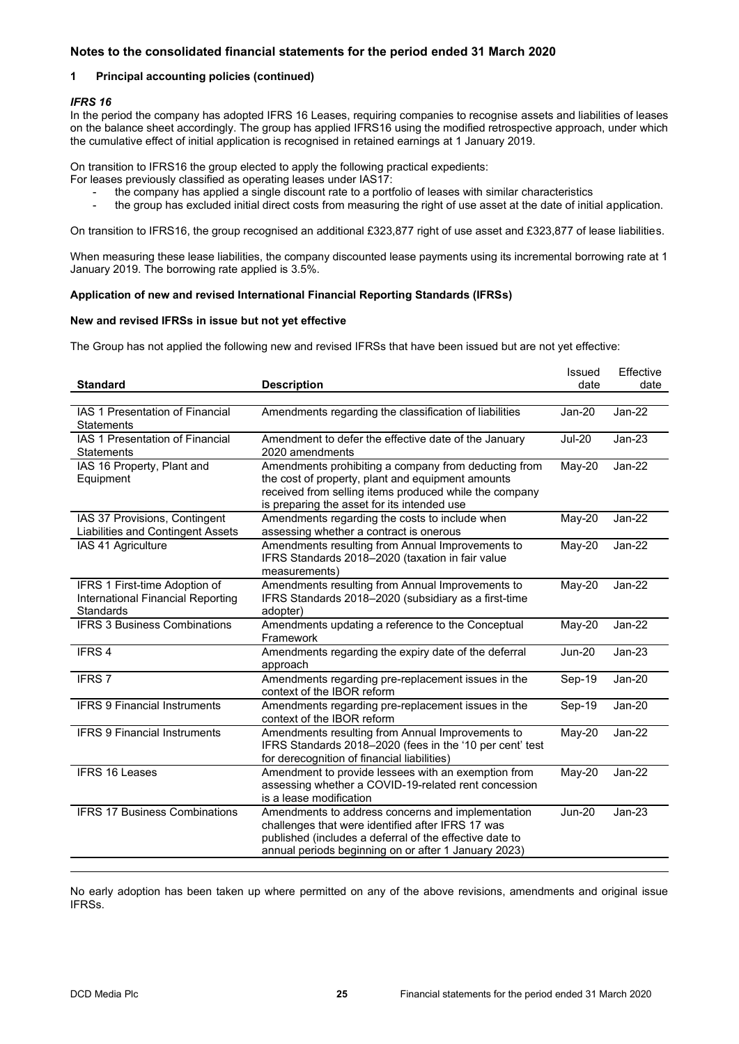## Notes to the consolidated financial statements for the period ended 31 March 2020

### 1 Principal accounting policies (continued)

***IFRS 16***

In the period the company has adopted IFRS 16 Leases, requiring companies to recognise assets and liabilities of leases on the balance sheet accordingly. The group has applied IFRS16 using the modified retrospective approach, under which the cumulative effect of initial application is recognised in retained earnings at 1 January 2019.

On transition to IFRS16 the group elected to apply the following practical expedients:
For leases previously classified as operating leases under IAS17:

- the company has applied a single discount rate to a portfolio of leases with similar characteristics
- the group has excluded initial direct costs from measuring the right of use asset at the date of initial application.

On transition to IFRS16, the group recognised an additional £323,877 right of use asset and £323,877 of lease liabilities.

When measuring these lease liabilities, the company discounted lease payments using its incremental borrowing rate at 1 January 2019. The borrowing rate applied is 3.5%.

**Application of new and revised International Financial Reporting Standards (IFRSs)**

**New and revised IFRSs in issue but not yet effective**

The Group has not applied the following new and revised IFRSs that have been issued but are not yet effective:

| Standard | Description | Issued date | Effective date |
|---|---|---|---|
| IAS 1 Presentation of Financial Statements | Amendments regarding the classification of liabilities | Jan-20 | Jan-22 |
| IAS 1 Presentation of Financial Statements | Amendment to defer the effective date of the January 2020 amendments | Jul-20 | Jan-23 |
| IAS 16 Property, Plant and Equipment | Amendments prohibiting a company from deducting from the cost of property, plant and equipment amounts received from selling items produced while the company is preparing the asset for its intended use | May-20 | Jan-22 |
| IAS 37 Provisions, Contingent Liabilities and Contingent Assets | Amendments regarding the costs to include when assessing whether a contract is onerous | May-20 | Jan-22 |
| IAS 41 Agriculture | Amendments resulting from Annual Improvements to IFRS Standards 2018–2020 (taxation in fair value measurements) | May-20 | Jan-22 |
| IFRS 1 First-time Adoption of International Financial Reporting Standards | Amendments resulting from Annual Improvements to IFRS Standards 2018–2020 (subsidiary as a first-time adopter) | May-20 | Jan-22 |
| IFRS 3 Business Combinations | Amendments updating a reference to the Conceptual Framework | May-20 | Jan-22 |
| IFRS 4 | Amendments regarding the expiry date of the deferral approach | Jun-20 | Jan-23 |
| IFRS 7 | Amendments regarding pre-replacement issues in the context of the IBOR reform | Sep-19 | Jan-20 |
| IFRS 9 Financial Instruments | Amendments regarding pre-replacement issues in the context of the IBOR reform | Sep-19 | Jan-20 |
| IFRS 9 Financial Instruments | Amendments resulting from Annual Improvements to IFRS Standards 2018–2020 (fees in the '10 per cent' test for derecognition of financial liabilities) | May-20 | Jan-22 |
| IFRS 16 Leases | Amendment to provide lessees with an exemption from assessing whether a COVID-19-related rent concession is a lease modification | May-20 | Jan-22 |
| IFRS 17 Business Combinations | Amendments to address concerns and implementation challenges that were identified after IFRS 17 was published (includes a deferral of the effective date to annual periods beginning on or after 1 January 2023) | Jun-20 | Jan-23 |

No early adoption has been taken up where permitted on any of the above revisions, amendments and original issue IFRSs.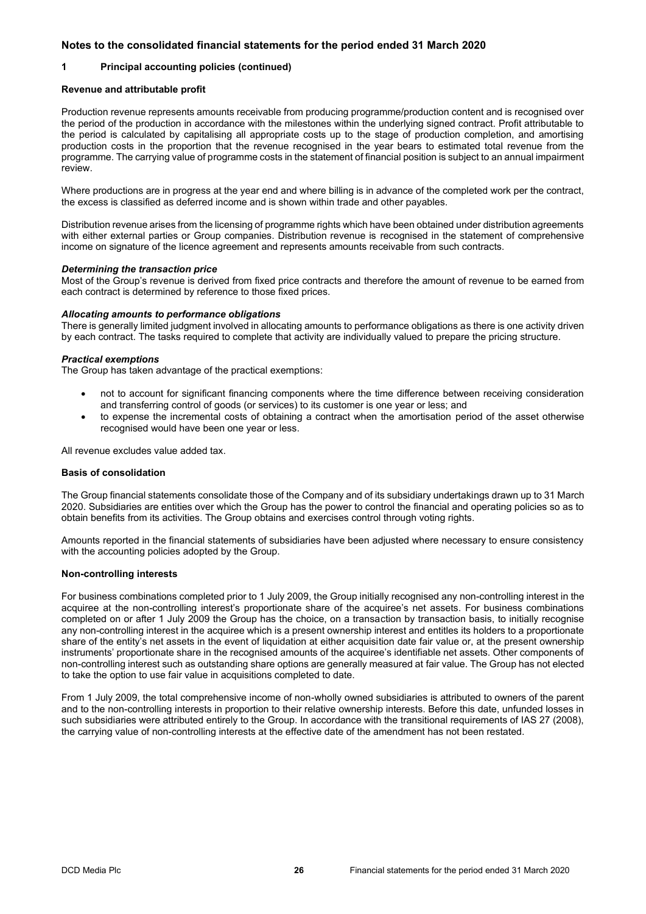# Notes to the consolidated financial statements for the period ended 31 March 2020

## 1 Principal accounting policies (continued)

### Revenue and attributable profit

Production revenue represents amounts receivable from producing programme/production content and is recognised over the period of the production in accordance with the milestones within the underlying signed contract. Profit attributable to the period is calculated by capitalising all appropriate costs up to the stage of production completion, and amortising production costs in the proportion that the revenue recognised in the year bears to estimated total revenue from the programme. The carrying value of programme costs in the statement of financial position is subject to an annual impairment review.

Where productions are in progress at the year end and where billing is in advance of the completed work per the contract, the excess is classified as deferred income and is shown within trade and other payables.

Distribution revenue arises from the licensing of programme rights which have been obtained under distribution agreements with either external parties or Group companies. Distribution revenue is recognised in the statement of comprehensive income on signature of the licence agreement and represents amounts receivable from such contracts.

***Determining the transaction price***
Most of the Group's revenue is derived from fixed price contracts and therefore the amount of revenue to be earned from each contract is determined by reference to those fixed prices.

***Allocating amounts to performance obligations***
There is generally limited judgment involved in allocating amounts to performance obligations as there is one activity driven by each contract. The tasks required to complete that activity are individually valued to prepare the pricing structure.

***Practical exemptions***
The Group has taken advantage of the practical exemptions:

- not to account for significant financing components where the time difference between receiving consideration and transferring control of goods (or services) to its customer is one year or less; and
- to expense the incremental costs of obtaining a contract when the amortisation period of the asset otherwise recognised would have been one year or less.

All revenue excludes value added tax.

### Basis of consolidation

The Group financial statements consolidate those of the Company and of its subsidiary undertakings drawn up to 31 March 2020. Subsidiaries are entities over which the Group has the power to control the financial and operating policies so as to obtain benefits from its activities. The Group obtains and exercises control through voting rights.

Amounts reported in the financial statements of subsidiaries have been adjusted where necessary to ensure consistency with the accounting policies adopted by the Group.

### Non-controlling interests

For business combinations completed prior to 1 July 2009, the Group initially recognised any non-controlling interest in the acquiree at the non-controlling interest's proportionate share of the acquiree's net assets. For business combinations completed on or after 1 July 2009 the Group has the choice, on a transaction by transaction basis, to initially recognise any non-controlling interest in the acquiree which is a present ownership interest and entitles its holders to a proportionate share of the entity's net assets in the event of liquidation at either acquisition date fair value or, at the present ownership instruments' proportionate share in the recognised amounts of the acquiree's identifiable net assets. Other components of non-controlling interest such as outstanding share options are generally measured at fair value. The Group has not elected to take the option to use fair value in acquisitions completed to date.

From 1 July 2009, the total comprehensive income of non-wholly owned subsidiaries is attributed to owners of the parent and to the non-controlling interests in proportion to their relative ownership interests. Before this date, unfunded losses in such subsidiaries were attributed entirely to the Group. In accordance with the transitional requirements of IAS 27 (2008), the carrying value of non-controlling interests at the effective date of the amendment has not been restated.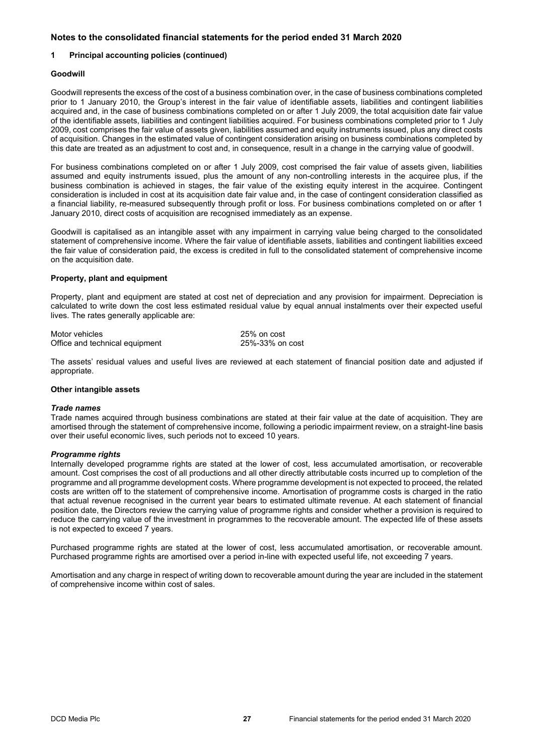## Notes to the consolidated financial statements for the period ended 31 March 2020

### 1 Principal accounting policies (continued)

**Goodwill**

Goodwill represents the excess of the cost of a business combination over, in the case of business combinations completed prior to 1 January 2010, the Group's interest in the fair value of identifiable assets, liabilities and contingent liabilities acquired and, in the case of business combinations completed on or after 1 July 2009, the total acquisition date fair value of the identifiable assets, liabilities and contingent liabilities acquired. For business combinations completed prior to 1 July 2009, cost comprises the fair value of assets given, liabilities assumed and equity instruments issued, plus any direct costs of acquisition. Changes in the estimated value of contingent consideration arising on business combinations completed by this date are treated as an adjustment to cost and, in consequence, result in a change in the carrying value of goodwill.

For business combinations completed on or after 1 July 2009, cost comprised the fair value of assets given, liabilities assumed and equity instruments issued, plus the amount of any non-controlling interests in the acquiree plus, if the business combination is achieved in stages, the fair value of the existing equity interest in the acquiree. Contingent consideration is included in cost at its acquisition date fair value and, in the case of contingent consideration classified as a financial liability, re-measured subsequently through profit or loss. For business combinations completed on or after 1 January 2010, direct costs of acquisition are recognised immediately as an expense.

Goodwill is capitalised as an intangible asset with any impairment in carrying value being charged to the consolidated statement of comprehensive income. Where the fair value of identifiable assets, liabilities and contingent liabilities exceed the fair value of consideration paid, the excess is credited in full to the consolidated statement of comprehensive income on the acquisition date.

**Property, plant and equipment**

Property, plant and equipment are stated at cost net of depreciation and any provision for impairment. Depreciation is calculated to write down the cost less estimated residual value by equal annual instalments over their expected useful lives. The rates generally applicable are:

| | |
|---|---|
| Motor vehicles | 25% on cost |
| Office and technical equipment | 25%-33% on cost |

The assets' residual values and useful lives are reviewed at each statement of financial position date and adjusted if appropriate.

**Other intangible assets**

***Trade names***
Trade names acquired through business combinations are stated at their fair value at the date of acquisition. They are amortised through the statement of comprehensive income, following a periodic impairment review, on a straight-line basis over their useful economic lives, such periods not to exceed 10 years.

***Programme rights***
Internally developed programme rights are stated at the lower of cost, less accumulated amortisation, or recoverable amount. Cost comprises the cost of all productions and all other directly attributable costs incurred up to completion of the programme and all programme development costs. Where programme development is not expected to proceed, the related costs are written off to the statement of comprehensive income. Amortisation of programme costs is charged in the ratio that actual revenue recognised in the current year bears to estimated ultimate revenue. At each statement of financial position date, the Directors review the carrying value of programme rights and consider whether a provision is required to reduce the carrying value of the investment in programmes to the recoverable amount. The expected life of these assets is not expected to exceed 7 years.

Purchased programme rights are stated at the lower of cost, less accumulated amortisation, or recoverable amount. Purchased programme rights are amortised over a period in-line with expected useful life, not exceeding 7 years.

Amortisation and any charge in respect of writing down to recoverable amount during the year are included in the statement of comprehensive income within cost of sales.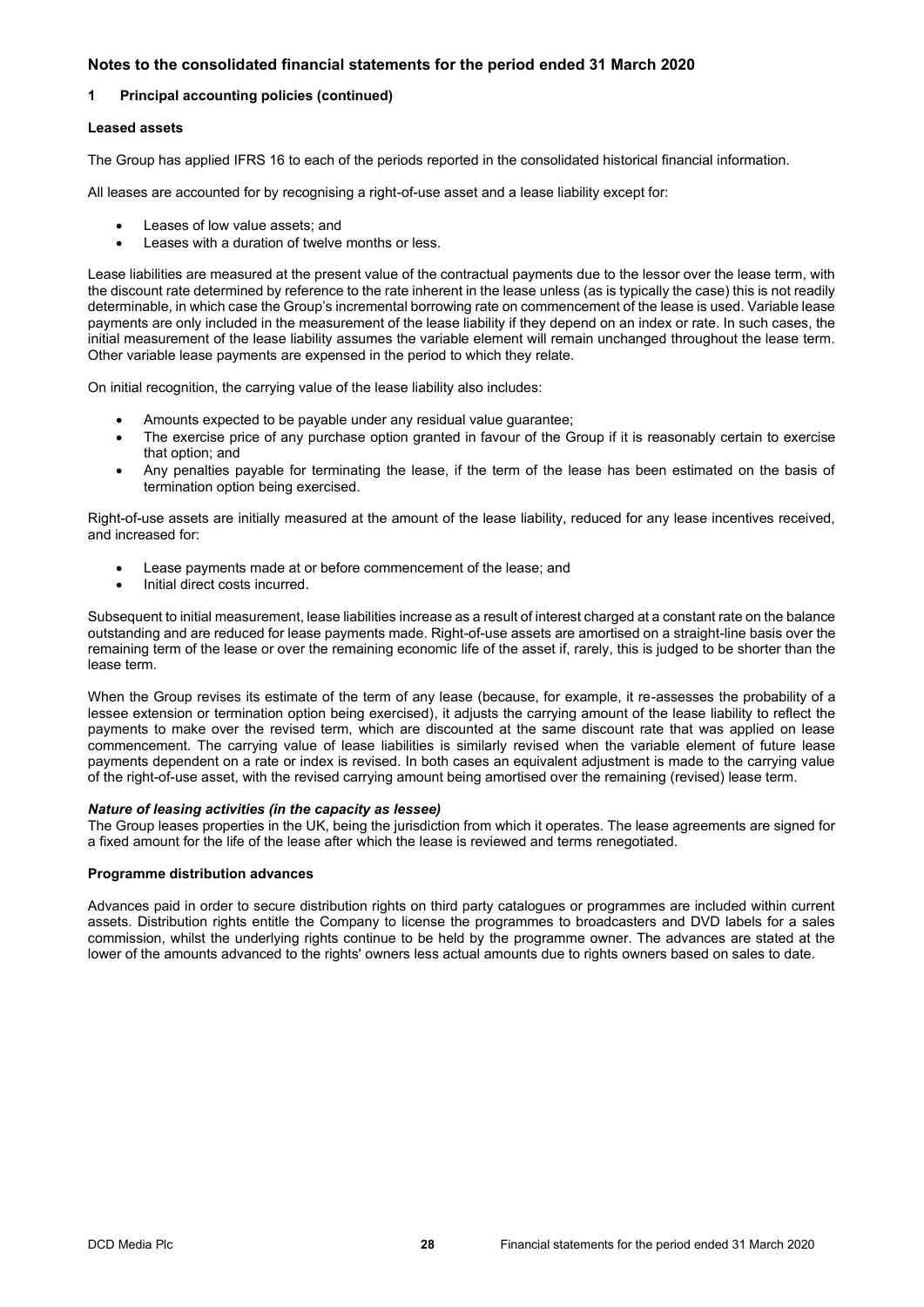## Notes to the consolidated financial statements for the period ended 31 March 2020

### 1 Principal accounting policies (continued)

**Leased assets**

The Group has applied IFRS 16 to each of the periods reported in the consolidated historical financial information.

All leases are accounted for by recognising a right-of-use asset and a lease liability except for:

- Leases of low value assets; and
- Leases with a duration of twelve months or less.

Lease liabilities are measured at the present value of the contractual payments due to the lessor over the lease term, with the discount rate determined by reference to the rate inherent in the lease unless (as is typically the case) this is not readily determinable, in which case the Group's incremental borrowing rate on commencement of the lease is used. Variable lease payments are only included in the measurement of the lease liability if they depend on an index or rate. In such cases, the initial measurement of the lease liability assumes the variable element will remain unchanged throughout the lease term. Other variable lease payments are expensed in the period to which they relate.

On initial recognition, the carrying value of the lease liability also includes:

- Amounts expected to be payable under any residual value guarantee;
- The exercise price of any purchase option granted in favour of the Group if it is reasonably certain to exercise that option; and
- Any penalties payable for terminating the lease, if the term of the lease has been estimated on the basis of termination option being exercised.

Right-of-use assets are initially measured at the amount of the lease liability, reduced for any lease incentives received, and increased for:

- Lease payments made at or before commencement of the lease; and
- Initial direct costs incurred.

Subsequent to initial measurement, lease liabilities increase as a result of interest charged at a constant rate on the balance outstanding and are reduced for lease payments made. Right-of-use assets are amortised on a straight-line basis over the remaining term of the lease or over the remaining economic life of the asset if, rarely, this is judged to be shorter than the lease term.

When the Group revises its estimate of the term of any lease (because, for example, it re-assesses the probability of a lessee extension or termination option being exercised), it adjusts the carrying amount of the lease liability to reflect the payments to make over the revised term, which are discounted at the same discount rate that was applied on lease commencement. The carrying value of lease liabilities is similarly revised when the variable element of future lease payments dependent on a rate or index is revised. In both cases an equivalent adjustment is made to the carrying value of the right-of-use asset, with the revised carrying amount being amortised over the remaining (revised) lease term.

***Nature of leasing activities (in the capacity as lessee)***

The Group leases properties in the UK, being the jurisdiction from which it operates. The lease agreements are signed for a fixed amount for the life of the lease after which the lease is reviewed and terms renegotiated.

**Programme distribution advances**

Advances paid in order to secure distribution rights on third party catalogues or programmes are included within current assets. Distribution rights entitle the Company to license the programmes to broadcasters and DVD labels for a sales commission, whilst the underlying rights continue to be held by the programme owner. The advances are stated at the lower of the amounts advanced to the rights' owners less actual amounts due to rights owners based on sales to date.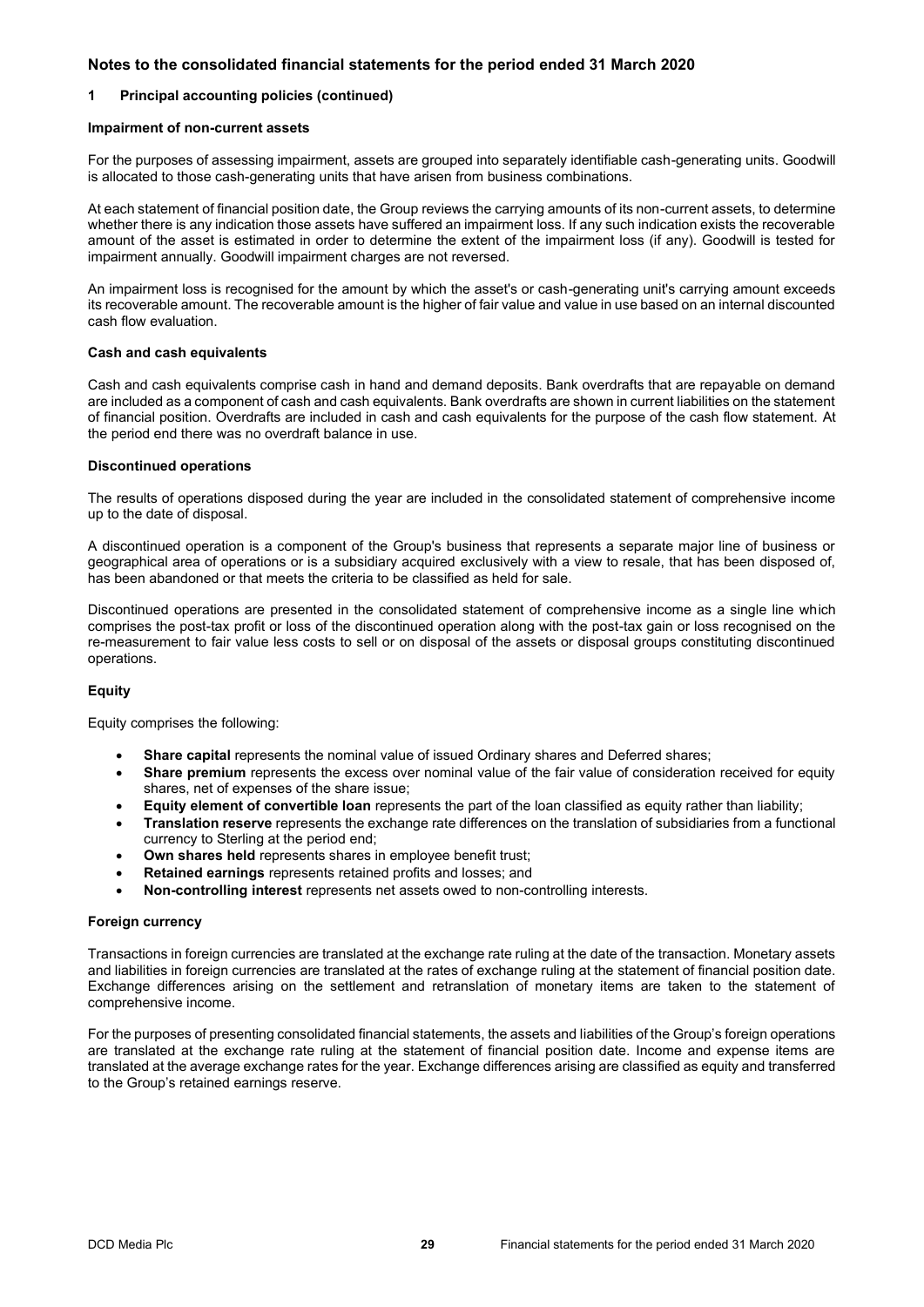## Notes to the consolidated financial statements for the period ended 31 March 2020

### 1 Principal accounting policies (continued)

#### Impairment of non-current assets

For the purposes of assessing impairment, assets are grouped into separately identifiable cash-generating units. Goodwill is allocated to those cash-generating units that have arisen from business combinations.

At each statement of financial position date, the Group reviews the carrying amounts of its non-current assets, to determine whether there is any indication those assets have suffered an impairment loss. If any such indication exists the recoverable amount of the asset is estimated in order to determine the extent of the impairment loss (if any). Goodwill is tested for impairment annually. Goodwill impairment charges are not reversed.

An impairment loss is recognised for the amount by which the asset's or cash-generating unit's carrying amount exceeds its recoverable amount. The recoverable amount is the higher of fair value and value in use based on an internal discounted cash flow evaluation.

#### Cash and cash equivalents

Cash and cash equivalents comprise cash in hand and demand deposits. Bank overdrafts that are repayable on demand are included as a component of cash and cash equivalents. Bank overdrafts are shown in current liabilities on the statement of financial position. Overdrafts are included in cash and cash equivalents for the purpose of the cash flow statement. At the period end there was no overdraft balance in use.

#### Discontinued operations

The results of operations disposed during the year are included in the consolidated statement of comprehensive income up to the date of disposal.

A discontinued operation is a component of the Group's business that represents a separate major line of business or geographical area of operations or is a subsidiary acquired exclusively with a view to resale, that has been disposed of, has been abandoned or that meets the criteria to be classified as held for sale.

Discontinued operations are presented in the consolidated statement of comprehensive income as a single line which comprises the post-tax profit or loss of the discontinued operation along with the post-tax gain or loss recognised on the re-measurement to fair value less costs to sell or on disposal of the assets or disposal groups constituting discontinued operations.

#### Equity

Equity comprises the following:

- **Share capital** represents the nominal value of issued Ordinary shares and Deferred shares;
- **Share premium** represents the excess over nominal value of the fair value of consideration received for equity shares, net of expenses of the share issue;
- **Equity element of convertible loan** represents the part of the loan classified as equity rather than liability;
- **Translation reserve** represents the exchange rate differences on the translation of subsidiaries from a functional currency to Sterling at the period end;
- **Own shares held** represents shares in employee benefit trust;
- **Retained earnings** represents retained profits and losses; and
- **Non-controlling interest** represents net assets owed to non-controlling interests.

#### Foreign currency

Transactions in foreign currencies are translated at the exchange rate ruling at the date of the transaction. Monetary assets and liabilities in foreign currencies are translated at the rates of exchange ruling at the statement of financial position date. Exchange differences arising on the settlement and retranslation of monetary items are taken to the statement of comprehensive income.

For the purposes of presenting consolidated financial statements, the assets and liabilities of the Group's foreign operations are translated at the exchange rate ruling at the statement of financial position date. Income and expense items are translated at the average exchange rates for the year. Exchange differences arising are classified as equity and transferred to the Group's retained earnings reserve.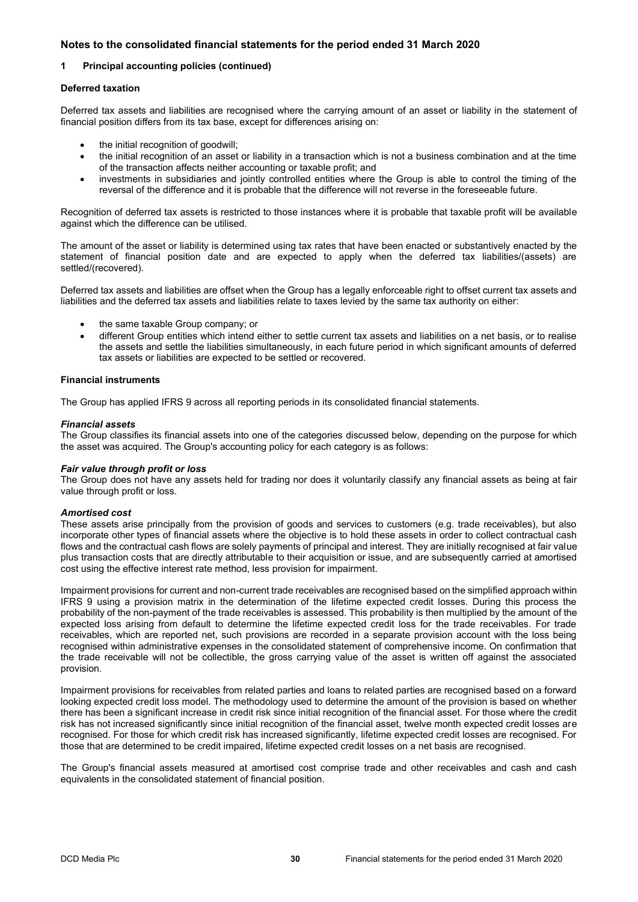## Notes to the consolidated financial statements for the period ended 31 March 2020

### 1 Principal accounting policies (continued)

**Deferred taxation**

Deferred tax assets and liabilities are recognised where the carrying amount of an asset or liability in the statement of financial position differs from its tax base, except for differences arising on:

- the initial recognition of goodwill;
- the initial recognition of an asset or liability in a transaction which is not a business combination and at the time of the transaction affects neither accounting or taxable profit; and
- investments in subsidiaries and jointly controlled entities where the Group is able to control the timing of the reversal of the difference and it is probable that the difference will not reverse in the foreseeable future.

Recognition of deferred tax assets is restricted to those instances where it is probable that taxable profit will be available against which the difference can be utilised.

The amount of the asset or liability is determined using tax rates that have been enacted or substantively enacted by the statement of financial position date and are expected to apply when the deferred tax liabilities/(assets) are settled/(recovered).

Deferred tax assets and liabilities are offset when the Group has a legally enforceable right to offset current tax assets and liabilities and the deferred tax assets and liabilities relate to taxes levied by the same tax authority on either:

- the same taxable Group company; or
- different Group entities which intend either to settle current tax assets and liabilities on a net basis, or to realise the assets and settle the liabilities simultaneously, in each future period in which significant amounts of deferred tax assets or liabilities are expected to be settled or recovered.

**Financial instruments**

The Group has applied IFRS 9 across all reporting periods in its consolidated financial statements.

***Financial assets***
The Group classifies its financial assets into one of the categories discussed below, depending on the purpose for which the asset was acquired. The Group's accounting policy for each category is as follows:

***Fair value through profit or loss***
The Group does not have any assets held for trading nor does it voluntarily classify any financial assets as being at fair value through profit or loss.

***Amortised cost***
These assets arise principally from the provision of goods and services to customers (e.g. trade receivables), but also incorporate other types of financial assets where the objective is to hold these assets in order to collect contractual cash flows and the contractual cash flows are solely payments of principal and interest. They are initially recognised at fair value plus transaction costs that are directly attributable to their acquisition or issue, and are subsequently carried at amortised cost using the effective interest rate method, less provision for impairment.

Impairment provisions for current and non-current trade receivables are recognised based on the simplified approach within IFRS 9 using a provision matrix in the determination of the lifetime expected credit losses. During this process the probability of the non-payment of the trade receivables is assessed. This probability is then multiplied by the amount of the expected loss arising from default to determine the lifetime expected credit loss for the trade receivables. For trade receivables, which are reported net, such provisions are recorded in a separate provision account with the loss being recognised within administrative expenses in the consolidated statement of comprehensive income. On confirmation that the trade receivable will not be collectible, the gross carrying value of the asset is written off against the associated provision.

Impairment provisions for receivables from related parties and loans to related parties are recognised based on a forward looking expected credit loss model. The methodology used to determine the amount of the provision is based on whether there has been a significant increase in credit risk since initial recognition of the financial asset. For those where the credit risk has not increased significantly since initial recognition of the financial asset, twelve month expected credit losses are recognised. For those for which credit risk has increased significantly, lifetime expected credit losses are recognised. For those that are determined to be credit impaired, lifetime expected credit losses on a net basis are recognised.

The Group's financial assets measured at amortised cost comprise trade and other receivables and cash and cash equivalents in the consolidated statement of financial position.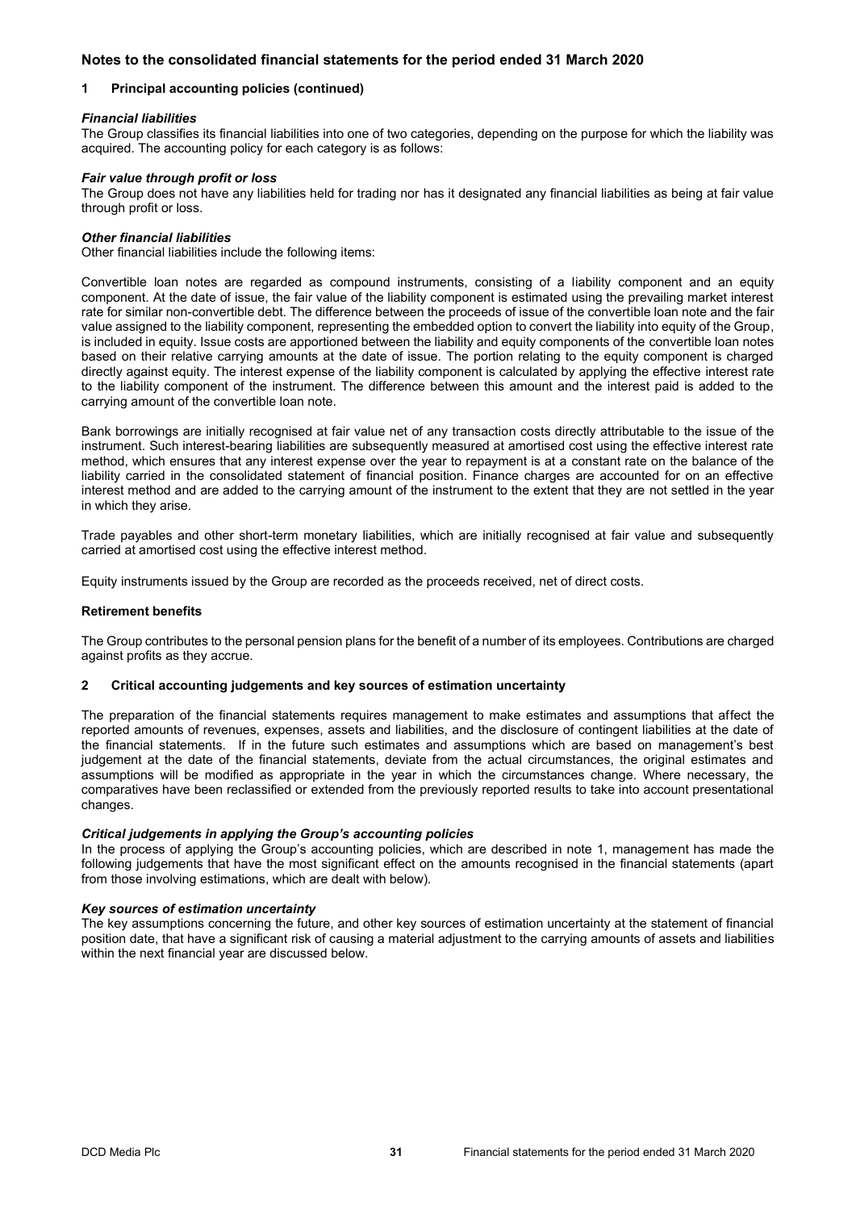## Notes to the consolidated financial statements for the period ended 31 March 2020

### 1 Principal accounting policies (continued)

***Financial liabilities***

The Group classifies its financial liabilities into one of two categories, depending on the purpose for which the liability was acquired. The accounting policy for each category is as follows:

***Fair value through profit or loss***

The Group does not have any liabilities held for trading nor has it designated any financial liabilities as being at fair value through profit or loss.

***Other financial liabilities***

Other financial liabilities include the following items:

Convertible loan notes are regarded as compound instruments, consisting of a liability component and an equity component. At the date of issue, the fair value of the liability component is estimated using the prevailing market interest rate for similar non-convertible debt. The difference between the proceeds of issue of the convertible loan note and the fair value assigned to the liability component, representing the embedded option to convert the liability into equity of the Group, is included in equity. Issue costs are apportioned between the liability and equity components of the convertible loan notes based on their relative carrying amounts at the date of issue. The portion relating to the equity component is charged directly against equity. The interest expense of the liability component is calculated by applying the effective interest rate to the liability component of the instrument. The difference between this amount and the interest paid is added to the carrying amount of the convertible loan note.

Bank borrowings are initially recognised at fair value net of any transaction costs directly attributable to the issue of the instrument. Such interest-bearing liabilities are subsequently measured at amortised cost using the effective interest rate method, which ensures that any interest expense over the year to repayment is at a constant rate on the balance of the liability carried in the consolidated statement of financial position. Finance charges are accounted for on an effective interest method and are added to the carrying amount of the instrument to the extent that they are not settled in the year in which they arise.

Trade payables and other short-term monetary liabilities, which are initially recognised at fair value and subsequently carried at amortised cost using the effective interest method.

Equity instruments issued by the Group are recorded as the proceeds received, net of direct costs.

**Retirement benefits**

The Group contributes to the personal pension plans for the benefit of a number of its employees. Contributions are charged against profits as they accrue.

### 2 Critical accounting judgements and key sources of estimation uncertainty

The preparation of the financial statements requires management to make estimates and assumptions that affect the reported amounts of revenues, expenses, assets and liabilities, and the disclosure of contingent liabilities at the date of the financial statements. If in the future such estimates and assumptions which are based on management's best judgement at the date of the financial statements, deviate from the actual circumstances, the original estimates and assumptions will be modified as appropriate in the year in which the circumstances change. Where necessary, the comparatives have been reclassified or extended from the previously reported results to take into account presentational changes.

***Critical judgements in applying the Group's accounting policies***

In the process of applying the Group's accounting policies, which are described in note 1, management has made the following judgements that have the most significant effect on the amounts recognised in the financial statements (apart from those involving estimations, which are dealt with below).

***Key sources of estimation uncertainty***

The key assumptions concerning the future, and other key sources of estimation uncertainty at the statement of financial position date, that have a significant risk of causing a material adjustment to the carrying amounts of assets and liabilities within the next financial year are discussed below.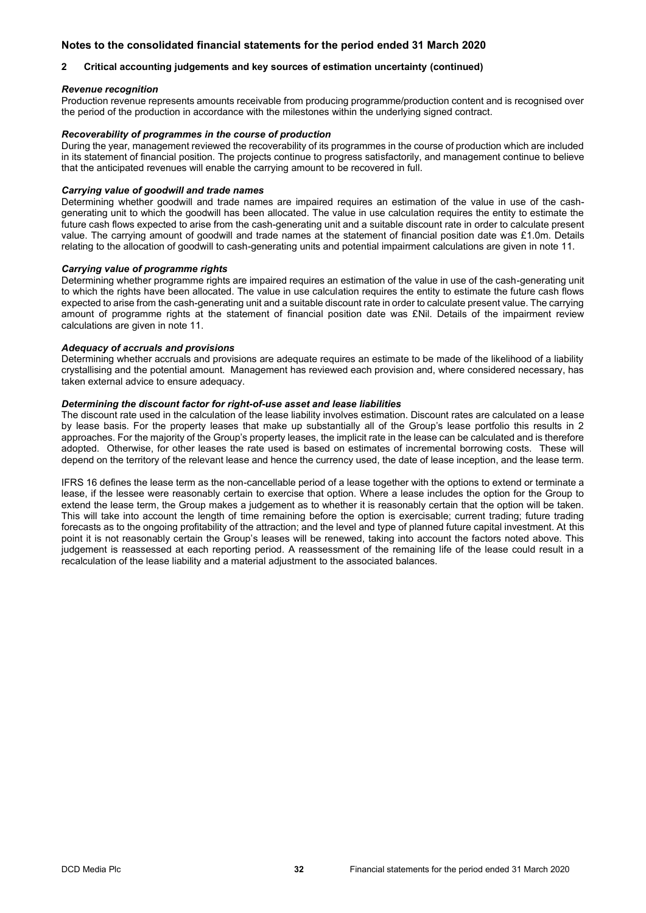## Notes to the consolidated financial statements for the period ended 31 March 2020

### 2 Critical accounting judgements and key sources of estimation uncertainty (continued)

***Revenue recognition***

Production revenue represents amounts receivable from producing programme/production content and is recognised over the period of the production in accordance with the milestones within the underlying signed contract.

***Recoverability of programmes in the course of production***

During the year, management reviewed the recoverability of its programmes in the course of production which are included in its statement of financial position. The projects continue to progress satisfactorily, and management continue to believe that the anticipated revenues will enable the carrying amount to be recovered in full.

***Carrying value of goodwill and trade names***

Determining whether goodwill and trade names are impaired requires an estimation of the value in use of the cash-generating unit to which the goodwill has been allocated. The value in use calculation requires the entity to estimate the future cash flows expected to arise from the cash-generating unit and a suitable discount rate in order to calculate present value. The carrying amount of goodwill and trade names at the statement of financial position date was £1.0m. Details relating to the allocation of goodwill to cash-generating units and potential impairment calculations are given in note 11.

***Carrying value of programme rights***

Determining whether programme rights are impaired requires an estimation of the value in use of the cash-generating unit to which the rights have been allocated. The value in use calculation requires the entity to estimate the future cash flows expected to arise from the cash-generating unit and a suitable discount rate in order to calculate present value. The carrying amount of programme rights at the statement of financial position date was £Nil. Details of the impairment review calculations are given in note 11.

***Adequacy of accruals and provisions***

Determining whether accruals and provisions are adequate requires an estimate to be made of the likelihood of a liability crystallising and the potential amount. Management has reviewed each provision and, where considered necessary, has taken external advice to ensure adequacy.

***Determining the discount factor for right-of-use asset and lease liabilities***

The discount rate used in the calculation of the lease liability involves estimation. Discount rates are calculated on a lease by lease basis. For the property leases that make up substantially all of the Group's lease portfolio this results in 2 approaches. For the majority of the Group's property leases, the implicit rate in the lease can be calculated and is therefore adopted. Otherwise, for other leases the rate used is based on estimates of incremental borrowing costs. These will depend on the territory of the relevant lease and hence the currency used, the date of lease inception, and the lease term.

IFRS 16 defines the lease term as the non-cancellable period of a lease together with the options to extend or terminate a lease, if the lessee were reasonably certain to exercise that option. Where a lease includes the option for the Group to extend the lease term, the Group makes a judgement as to whether it is reasonably certain that the option will be taken. This will take into account the length of time remaining before the option is exercisable; current trading; future trading forecasts as to the ongoing profitability of the attraction; and the level and type of planned future capital investment. At this point it is not reasonably certain the Group's leases will be renewed, taking into account the factors noted above. This judgement is reassessed at each reporting period. A reassessment of the remaining life of the lease could result in a recalculation of the lease liability and a material adjustment to the associated balances.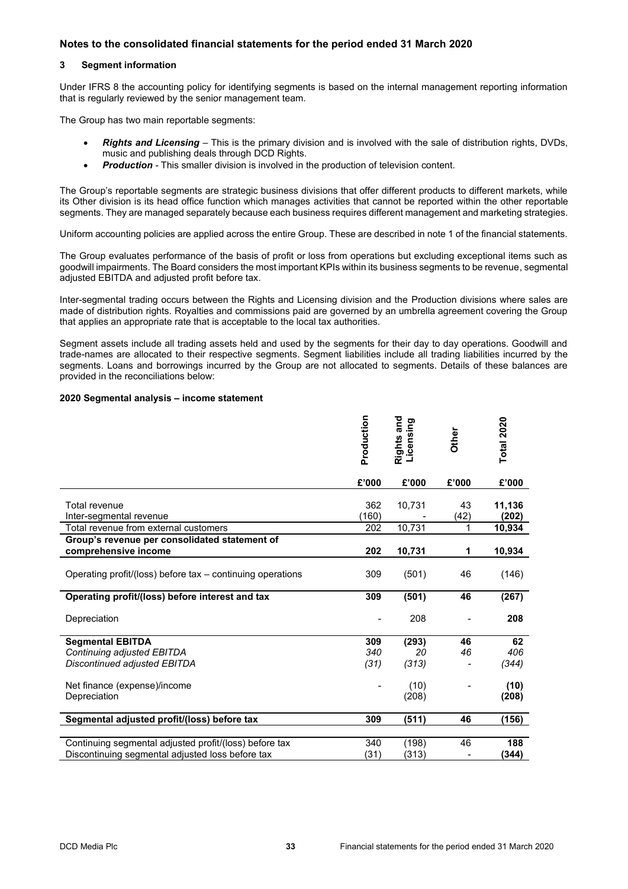## Notes to the consolidated financial statements for the period ended 31 March 2020

### 3 Segment information

Under IFRS 8 the accounting policy for identifying segments is based on the internal management reporting information that is regularly reviewed by the senior management team.

The Group has two main reportable segments:

- ***Rights and Licensing*** – This is the primary division and is involved with the sale of distribution rights, DVDs, music and publishing deals through DCD Rights.
- ***Production*** - This smaller division is involved in the production of television content.

The Group's reportable segments are strategic business divisions that offer different products to different markets, while its Other division is its head office function which manages activities that cannot be reported within the other reportable segments. They are managed separately because each business requires different management and marketing strategies.

Uniform accounting policies are applied across the entire Group. These are described in note 1 of the financial statements.

The Group evaluates performance of the basis of profit or loss from operations but excluding exceptional items such as goodwill impairments. The Board considers the most important KPIs within its business segments to be revenue, segmental adjusted EBITDA and adjusted profit before tax.

Inter-segmental trading occurs between the Rights and Licensing division and the Production divisions where sales are made of distribution rights. Royalties and commissions paid are governed by an umbrella agreement covering the Group that applies an appropriate rate that is acceptable to the local tax authorities.

Segment assets include all trading assets held and used by the segments for their day to day operations. Goodwill and trade-names are allocated to their respective segments. Segment liabilities include all trading liabilities incurred by the segments. Loans and borrowings incurred by the Group are not allocated to segments. Details of these balances are provided in the reconciliations below:

**2020 Segmental analysis – income statement**

| | Production | Rights and Licensing | Other | Total 2020 |
|---|---|---|---|---|
| | £'000 | £'000 | £'000 | £'000 |
| Total revenue | 362 | 10,731 | 43 | **11,136** |
| Inter-segmental revenue | (160) | - | (42) | **(202)** |
| Total revenue from external customers | 202 | 10,731 | 1 | **10,934** |
| **Group's revenue per consolidated statement of comprehensive income** | **202** | **10,731** | **1** | **10,934** |
| Operating profit/(loss) before tax – continuing operations | 309 | (501) | 46 | (146) |
| **Operating profit/(loss) before interest and tax** | **309** | **(501)** | **46** | **(267)** |
| Depreciation | - | 208 | - | **208** |
| **Segmental EBITDA** | **309** | **(293)** | **46** | **62** |
| *Continuing adjusted EBITDA* | *340* | *20* | *46* | *406* |
| *Discontinued adjusted EBITDA* | *(31)* | *(313)* | - | *(344)* |
| Net finance (expense)/income | - | (10) | - | **(10)** |
| Depreciation | | (208) | | **(208)** |
| **Segmental adjusted profit/(loss) before tax** | **309** | **(511)** | **46** | **(156)** |
| Continuing segmental adjusted profit/(loss) before tax | 340 | (198) | 46 | **188** |
| Discontinuing segmental adjusted loss before tax | (31) | (313) | - | **(344)** |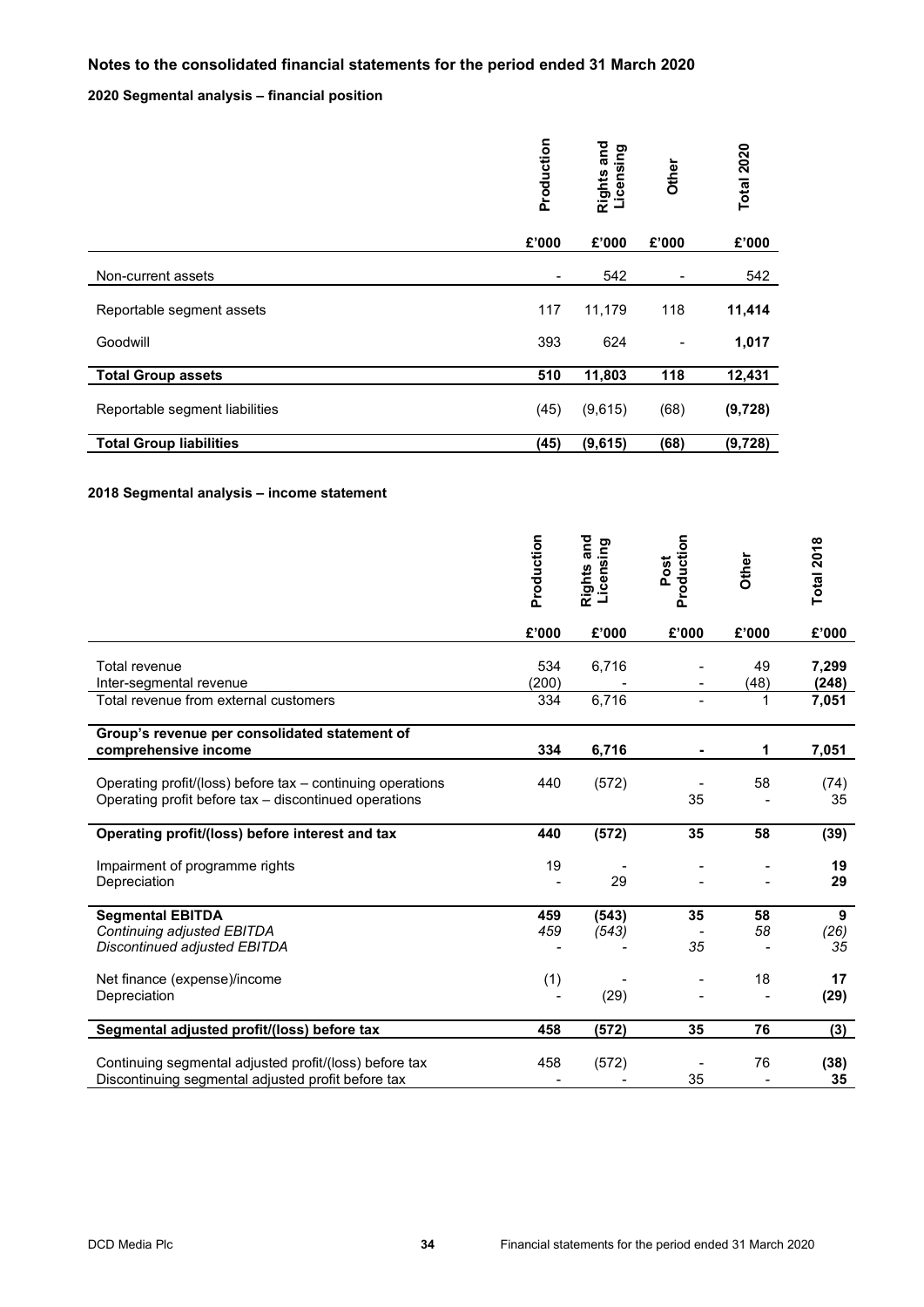## Notes to the consolidated financial statements for the period ended 31 March 2020

### 2020 Segmental analysis – financial position

| | Production | Rights and Licensing | Other | Total 2020 |
|---|---|---|---|---|
| | £'000 | £'000 | £'000 | £'000 |
| Non-current assets | - | 542 | - | 542 |
| Reportable segment assets | 117 | 11,179 | 118 | **11,414** |
| Goodwill | 393 | 624 | - | **1,017** |
| **Total Group assets** | **510** | **11,803** | **118** | **12,431** |
| Reportable segment liabilities | (45) | (9,615) | (68) | **(9,728)** |
| **Total Group liabilities** | **(45)** | **(9,615)** | **(68)** | **(9,728)** |

### 2018 Segmental analysis – income statement

| | Production | Rights and Licensing | Post Production | Other | Total 2018 |
|---|---|---|---|---|---|
| | £'000 | £'000 | £'000 | £'000 | £'000 |
| Total revenue | 534 | 6,716 | - | 49 | **7,299** |
| Inter-segmental revenue | (200) | - | - | (48) | **(248)** |
| Total revenue from external customers | 334 | 6,716 | - | 1 | **7,051** |
| **Group's revenue per consolidated statement of comprehensive income** | **334** | **6,716** | **-** | **1** | **7,051** |
| Operating profit/(loss) before tax – continuing operations | 440 | (572) | - | 58 | (74) |
| Operating profit before tax – discontinued operations | | | 35 | - | 35 |
| **Operating profit/(loss) before interest and tax** | **440** | **(572)** | **35** | **58** | **(39)** |
| Impairment of programme rights | 19 | - | - | - | **19** |
| Depreciation | - | 29 | - | - | **29** |
| **Segmental EBITDA** | **459** | **(543)** | **35** | **58** | **9** |
| *Continuing adjusted EBITDA* | *459* | *(543)* | *-* | *58* | *(26)* |
| *Discontinued adjusted EBITDA* | - | - | *35* | - | *35* |
| Net finance (expense)/income | (1) | - | - | 18 | **17** |
| Depreciation | - | (29) | - | - | **(29)** |
| **Segmental adjusted profit/(loss) before tax** | **458** | **(572)** | **35** | **76** | **(3)** |
| Continuing segmental adjusted profit/(loss) before tax | 458 | (572) | - | 76 | **(38)** |
| Discontinuing segmental adjusted profit before tax | - | - | 35 | - | **35** |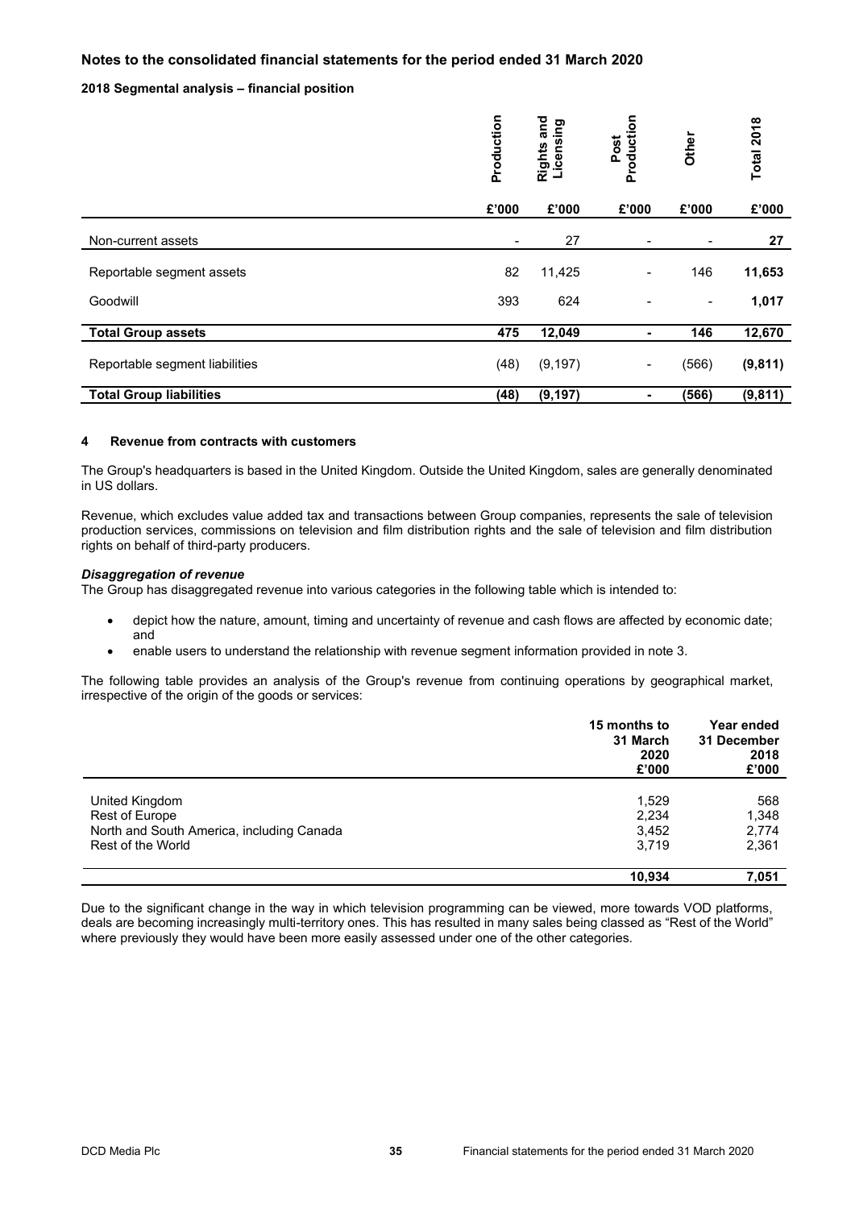# Notes to the consolidated financial statements for the period ended 31 March 2020

## 2018 Segmental analysis – financial position

| | Production | Rights and Licensing | Post Production | Other | Total 2018 |
|---|---|---|---|---|---|
| | £'000 | £'000 | £'000 | £'000 | £'000 |
| Non-current assets | - | 27 | - | - | **27** |
| Reportable segment assets | 82 | 11,425 | - | 146 | **11,653** |
| Goodwill | 393 | 624 | - | - | **1,017** |
| **Total Group assets** | **475** | **12,049** | **-** | **146** | **12,670** |
| Reportable segment liabilities | (48) | (9,197) | - | (566) | **(9,811)** |
| **Total Group liabilities** | **(48)** | **(9,197)** | **-** | **(566)** | **(9,811)** |

## 4 Revenue from contracts with customers

The Group's headquarters is based in the United Kingdom. Outside the United Kingdom, sales are generally denominated in US dollars.

Revenue, which excludes value added tax and transactions between Group companies, represents the sale of television production services, commissions on television and film distribution rights and the sale of television and film distribution rights on behalf of third-party producers.

***Disaggregation of revenue***

The Group has disaggregated revenue into various categories in the following table which is intended to:

- depict how the nature, amount, timing and uncertainty of revenue and cash flows are affected by economic date; and
- enable users to understand the relationship with revenue segment information provided in note 3.

The following table provides an analysis of the Group's revenue from continuing operations by geographical market, irrespective of the origin of the goods or services:

| | 15 months to 31 March 2020 £'000 | Year ended 31 December 2018 £'000 |
|---|---|---|
| United Kingdom | 1,529 | 568 |
| Rest of Europe | 2,234 | 1,348 |
| North and South America, including Canada | 3,452 | 2,774 |
| Rest of the World | 3,719 | 2,361 |
| | **10,934** | **7,051** |

Due to the significant change in the way in which television programming can be viewed, more towards VOD platforms, deals are becoming increasingly multi-territory ones. This has resulted in many sales being classed as "Rest of the World" where previously they would have been more easily assessed under one of the other categories.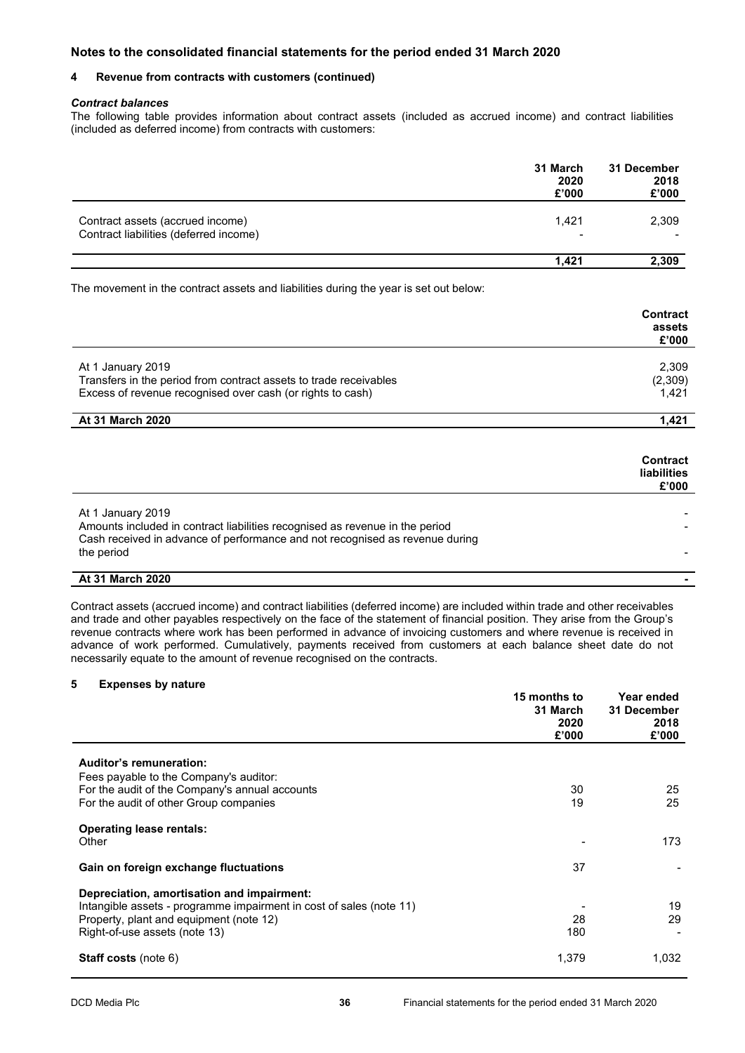## Notes to the consolidated financial statements for the period ended 31 March 2020

### 4 Revenue from contracts with customers (continued)

***Contract balances***

The following table provides information about contract assets (included as accrued income) and contract liabilities (included as deferred income) from contracts with customers:

| | 31 March 2020 £'000 | 31 December 2018 £'000 |
|---|---|---|
| Contract assets (accrued income) | 1,421 | 2,309 |
| Contract liabilities (deferred income) | - | - |
| | **1,421** | **2,309** |

The movement in the contract assets and liabilities during the year is set out below:

| | Contract assets £'000 |
|---|---|
| At 1 January 2019 | 2,309 |
| Transfers in the period from contract assets to trade receivables | (2,309) |
| Excess of revenue recognised over cash (or rights to cash) | 1,421 |
| **At 31 March 2020** | **1,421** |

| | Contract liabilities £'000 |
|---|---|
| At 1 January 2019 | - |
| Amounts included in contract liabilities recognised as revenue in the period | - |
| Cash received in advance of performance and not recognised as revenue during the period | - |
| **At 31 March 2020** | **-** |

Contract assets (accrued income) and contract liabilities (deferred income) are included within trade and other receivables and trade and other payables respectively on the face of the statement of financial position. They arise from the Group's revenue contracts where work has been performed in advance of invoicing customers and where revenue is received in advance of work performed. Cumulatively, payments received from customers at each balance sheet date do not necessarily equate to the amount of revenue recognised on the contracts.

### 5 Expenses by nature

| | 15 months to 31 March 2020 £'000 | Year ended 31 December 2018 £'000 |
|---|---|---|
| **Auditor's remuneration:** | | |
| Fees payable to the Company's auditor: | | |
| For the audit of the Company's annual accounts | 30 | 25 |
| For the audit of other Group companies | 19 | 25 |
| **Operating lease rentals:** | | |
| Other | - | 173 |
| **Gain on foreign exchange fluctuations** | 37 | - |
| **Depreciation, amortisation and impairment:** | | |
| Intangible assets - programme impairment in cost of sales (note 11) | - | 19 |
| Property, plant and equipment (note 12) | 28 | 29 |
| Right-of-use assets (note 13) | 180 | - |
| **Staff costs** (note 6) | 1,379 | 1,032 |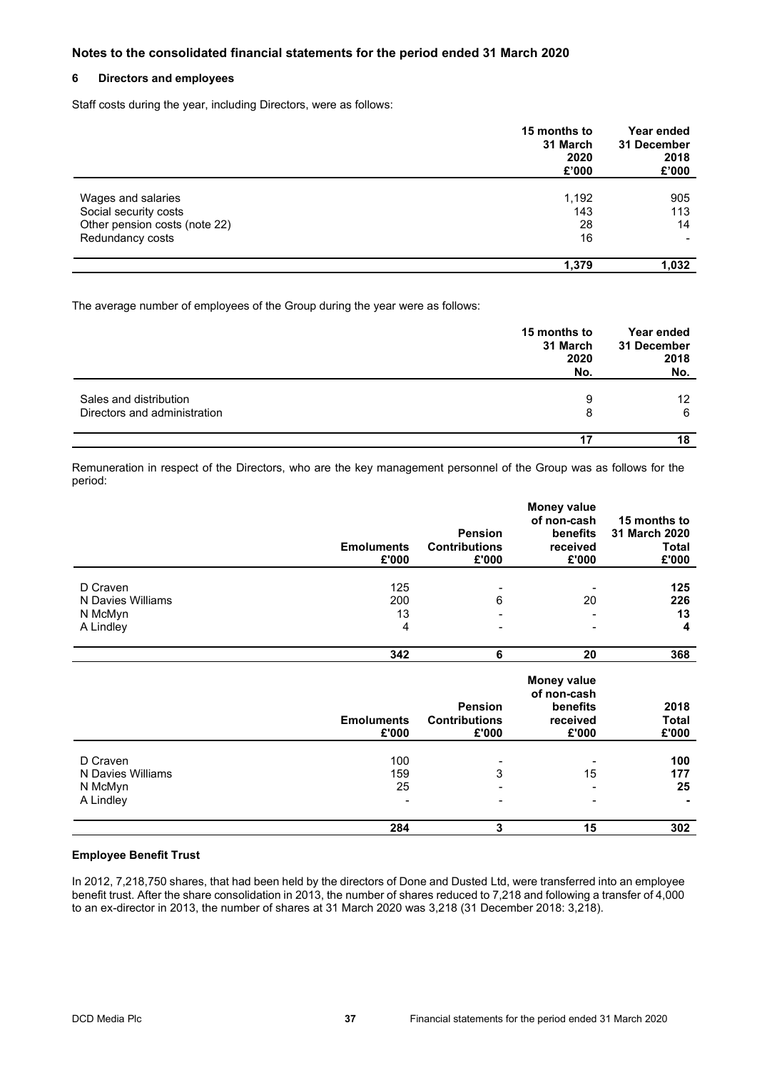## Notes to the consolidated financial statements for the period ended 31 March 2020

### 6 Directors and employees

Staff costs during the year, including Directors, were as follows:

| | 15 months to 31 March 2020 £'000 | Year ended 31 December 2018 £'000 |
|---|---|---|
| Wages and salaries | 1,192 | 905 |
| Social security costs | 143 | 113 |
| Other pension costs (note 22) | 28 | 14 |
| Redundancy costs | 16 | - |
| | **1,379** | **1,032** |

The average number of employees of the Group during the year were as follows:

| | 15 months to 31 March 2020 No. | Year ended 31 December 2018 No. |
|---|---|---|
| Sales and distribution | 9 | 12 |
| Directors and administration | 8 | 6 |
| | **17** | **18** |

Remuneration in respect of the Directors, who are the key management personnel of the Group was as follows for the period:

| | Emoluments £'000 | Pension Contributions £'000 | Money value of non-cash benefits received £'000 | 15 months to 31 March 2020 Total £'000 |
|---|---|---|---|---|
| D Craven | 125 | - | - | **125** |
| N Davies Williams | 200 | 6 | 20 | **226** |
| N McMyn | 13 | - | - | **13** |
| A Lindley | 4 | - | - | **4** |
| | **342** | **6** | **20** | **368** |

| | Emoluments £'000 | Pension Contributions £'000 | Money value of non-cash benefits received £'000 | 2018 Total £'000 |
|---|---|---|---|---|
| D Craven | 100 | - | - | **100** |
| N Davies Williams | 159 | 3 | 15 | **177** |
| N McMyn | 25 | - | - | **25** |
| A Lindley | - | - | - | **-** |
| | **284** | **3** | **15** | **302** |

**Employee Benefit Trust**

In 2012, 7,218,750 shares, that had been held by the directors of Done and Dusted Ltd, were transferred into an employee benefit trust. After the share consolidation in 2013, the number of shares reduced to 7,218 and following a transfer of 4,000 to an ex-director in 2013, the number of shares at 31 March 2020 was 3,218 (31 December 2018: 3,218).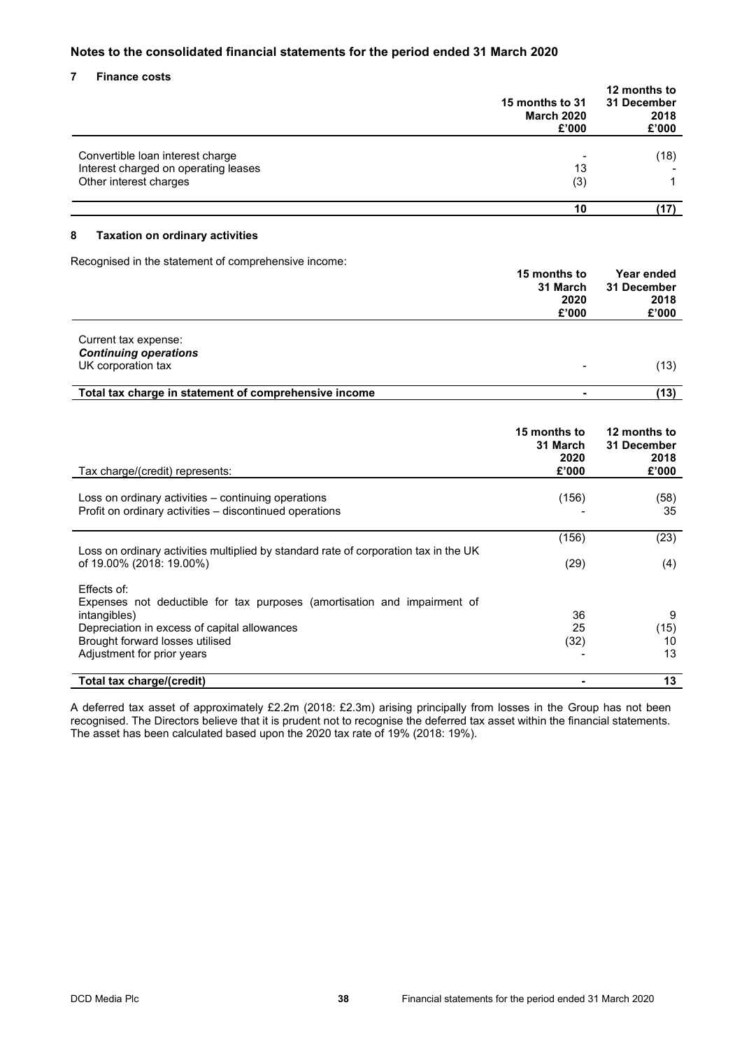## Notes to the consolidated financial statements for the period ended 31 March 2020

### 7 Finance costs

| | 15 months to 31 March 2020 £'000 | 12 months to 31 December 2018 £'000 |
|---|---|---|
| Convertible loan interest charge | - | (18) |
| Interest charged on operating leases | 13 | - |
| Other interest charges | (3) | 1 |
| | **10** | **(17)** |

### 8 Taxation on ordinary activities

Recognised in the statement of comprehensive income:

| | 15 months to 31 March 2020 £'000 | Year ended 31 December 2018 £'000 |
|---|---|---|
| Current tax expense: | | |
| ***Continuing operations*** | | |
| UK corporation tax | - | (13) |
| **Total tax charge in statement of comprehensive income** | **-** | **(13)** |

| Tax charge/(credit) represents: | 15 months to 31 March 2020 £'000 | 12 months to 31 December 2018 £'000 |
|---|---|---|
| Loss on ordinary activities – continuing operations | (156) | (58) |
| Profit on ordinary activities – discontinued operations | - | 35 |
| | (156) | (23) |
| Loss on ordinary activities multiplied by standard rate of corporation tax in the UK of 19.00% (2018: 19.00%) | (29) | (4) |
| Effects of: | | |
| Expenses not deductible for tax purposes (amortisation and impairment of intangibles) | 36 | 9 |
| Depreciation in excess of capital allowances | 25 | (15) |
| Brought forward losses utilised | (32) | 10 |
| Adjustment for prior years | - | 13 |
| **Total tax charge/(credit)** | **-** | **13** |

A deferred tax asset of approximately £2.2m (2018: £2.3m) arising principally from losses in the Group has not been recognised. The Directors believe that it is prudent not to recognise the deferred tax asset within the financial statements. The asset has been calculated based upon the 2020 tax rate of 19% (2018: 19%).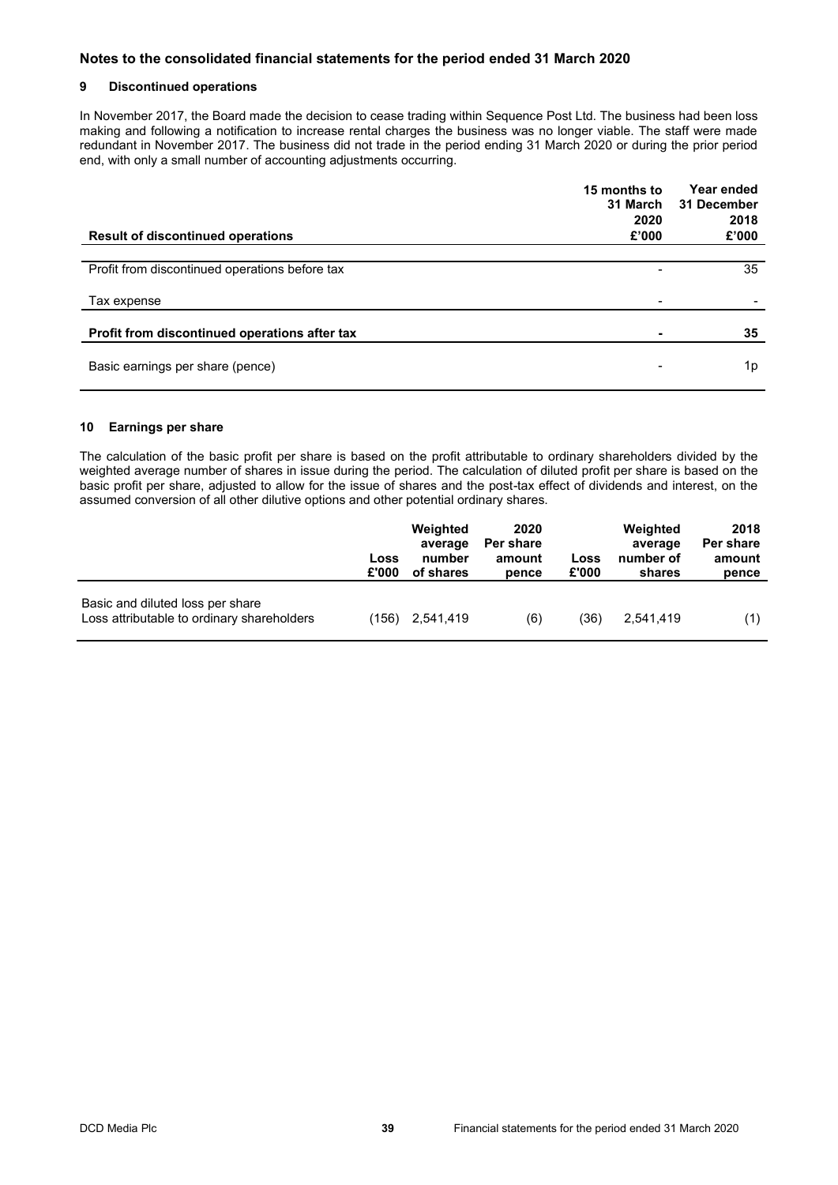## Notes to the consolidated financial statements for the period ended 31 March 2020

### 9 Discontinued operations

In November 2017, the Board made the decision to cease trading within Sequence Post Ltd. The business had been loss making and following a notification to increase rental charges the business was no longer viable. The staff were made redundant in November 2017. The business did not trade in the period ending 31 March 2020 or during the prior period end, with only a small number of accounting adjustments occurring.

| **Result of discontinued operations** | **15 months to 31 March 2020 £'000** | **Year ended 31 December 2018 £'000** |
|---|---|---|
| Profit from discontinued operations before tax | - | 35 |
| Tax expense | - | - |
| **Profit from discontinued operations after tax** | **-** | **35** |
| Basic earnings per share (pence) | - | 1p |

### 10 Earnings per share

The calculation of the basic profit per share is based on the profit attributable to ordinary shareholders divided by the weighted average number of shares in issue during the period. The calculation of diluted profit per share is based on the basic profit per share, adjusted to allow for the issue of shares and the post-tax effect of dividends and interest, on the assumed conversion of all other dilutive options and other potential ordinary shares.

| | **Loss £'000** | **Weighted average number of shares** | **2020 Per share amount pence** | **Loss £'000** | **Weighted average number of shares** | **2018 Per share amount pence** |
|---|---|---|---|---|---|---|
| Basic and diluted loss per share | | | | | | |
| Loss attributable to ordinary shareholders | (156) | 2,541,419 | (6) | (36) | 2,541,419 | (1) |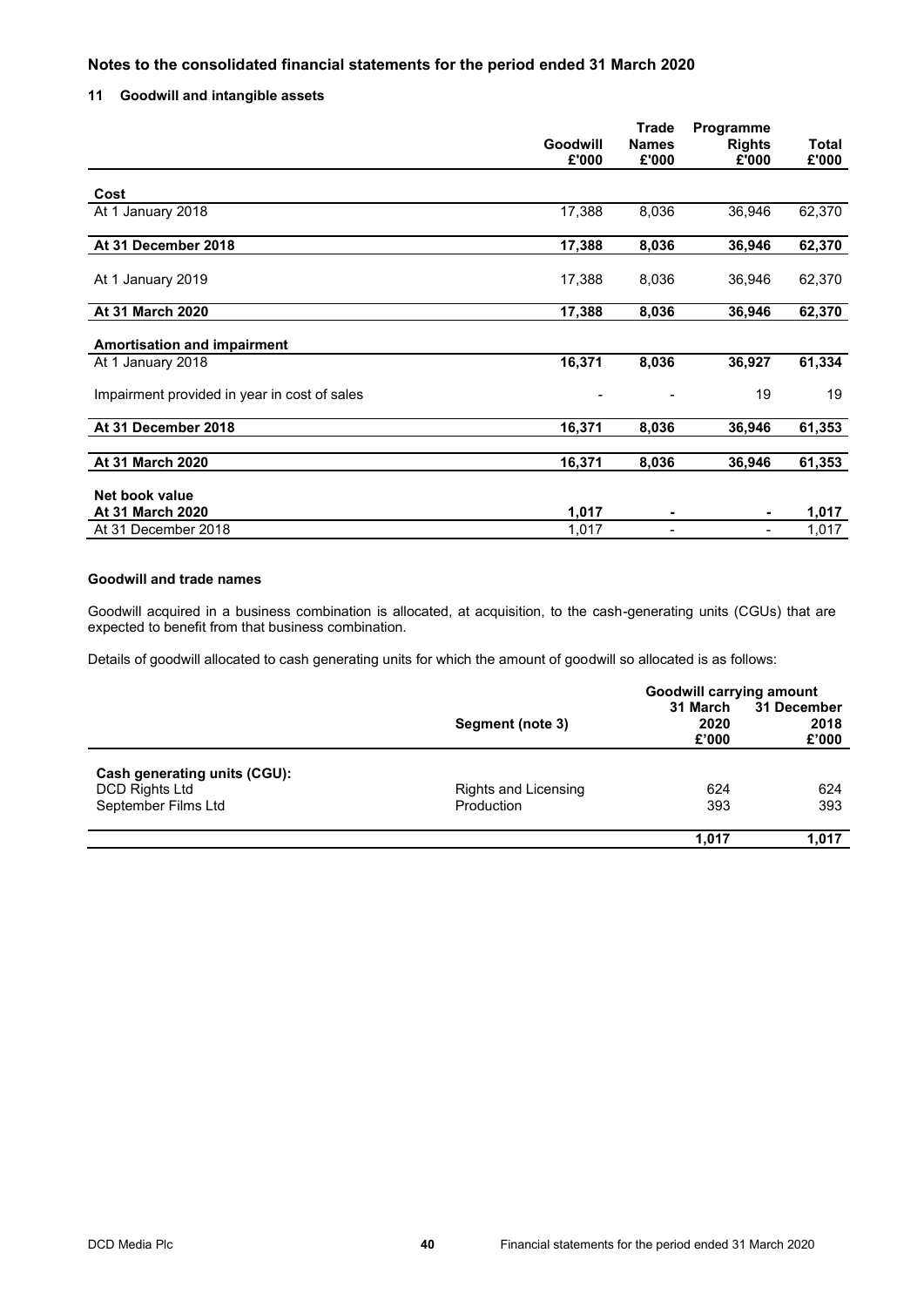# Notes to the consolidated financial statements for the period ended 31 March 2020

## 11 Goodwill and intangible assets

| | Goodwill £'000 | Trade Names £'000 | Programme Rights £'000 | Total £'000 |
|---|---|---|---|---|
| **Cost** | | | | |
| At 1 January 2018 | 17,388 | 8,036 | 36,946 | 62,370 |
| **At 31 December 2018** | **17,388** | **8,036** | **36,946** | **62,370** |
| At 1 January 2019 | 17,388 | 8,036 | 36,946 | 62,370 |
| **At 31 March 2020** | **17,388** | **8,036** | **36,946** | **62,370** |
| **Amortisation and impairment** | | | | |
| At 1 January 2018 | **16,371** | **8,036** | **36,927** | **61,334** |
| Impairment provided in year in cost of sales | - | - | 19 | 19 |
| **At 31 December 2018** | **16,371** | **8,036** | **36,946** | **61,353** |
| **At 31 March 2020** | **16,371** | **8,036** | **36,946** | **61,353** |
| **Net book value** | | | | |
| **At 31 March 2020** | **1,017** | **-** | **-** | **1,017** |
| At 31 December 2018 | 1,017 | - | - | 1,017 |

### Goodwill and trade names

Goodwill acquired in a business combination is allocated, at acquisition, to the cash-generating units (CGUs) that are expected to benefit from that business combination.

Details of goodwill allocated to cash generating units for which the amount of goodwill so allocated is as follows:

| | Segment (note 3) | Goodwill carrying amount 31 March 2020 £'000 | 31 December 2018 £'000 |
|---|---|---|---|
| **Cash generating units (CGU):** | | | |
| DCD Rights Ltd | Rights and Licensing | 624 | 624 |
| September Films Ltd | Production | 393 | 393 |
| | | **1,017** | **1,017** |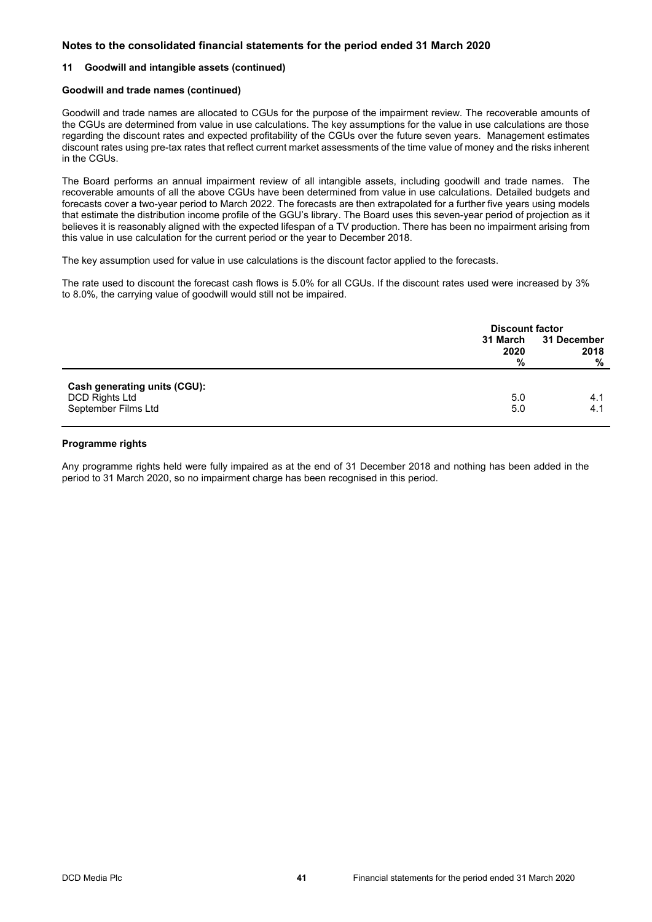## Notes to the consolidated financial statements for the period ended 31 March 2020

### 11 Goodwill and intangible assets (continued)

**Goodwill and trade names (continued)**

Goodwill and trade names are allocated to CGUs for the purpose of the impairment review. The recoverable amounts of the CGUs are determined from value in use calculations. The key assumptions for the value in use calculations are those regarding the discount rates and expected profitability of the CGUs over the future seven years. Management estimates discount rates using pre-tax rates that reflect current market assessments of the time value of money and the risks inherent in the CGUs.

The Board performs an annual impairment review of all intangible assets, including goodwill and trade names. The recoverable amounts of all the above CGUs have been determined from value in use calculations. Detailed budgets and forecasts cover a two-year period to March 2022. The forecasts are then extrapolated for a further five years using models that estimate the distribution income profile of the GGU's library. The Board uses this seven-year period of projection as it believes it is reasonably aligned with the expected lifespan of a TV production. There has been no impairment arising from this value in use calculation for the current period or the year to December 2018.

The key assumption used for value in use calculations is the discount factor applied to the forecasts.

The rate used to discount the forecast cash flows is 5.0% for all CGUs. If the discount rates used were increased by 3% to 8.0%, the carrying value of goodwill would still not be impaired.

| | Discount factor | |
|---|---|---|
| | 31 March 2020 % | 31 December 2018 % |
| **Cash generating units (CGU):** | | |
| DCD Rights Ltd | 5.0 | 4.1 |
| September Films Ltd | 5.0 | 4.1 |

**Programme rights**

Any programme rights held were fully impaired as at the end of 31 December 2018 and nothing has been added in the period to 31 March 2020, so no impairment charge has been recognised in this period.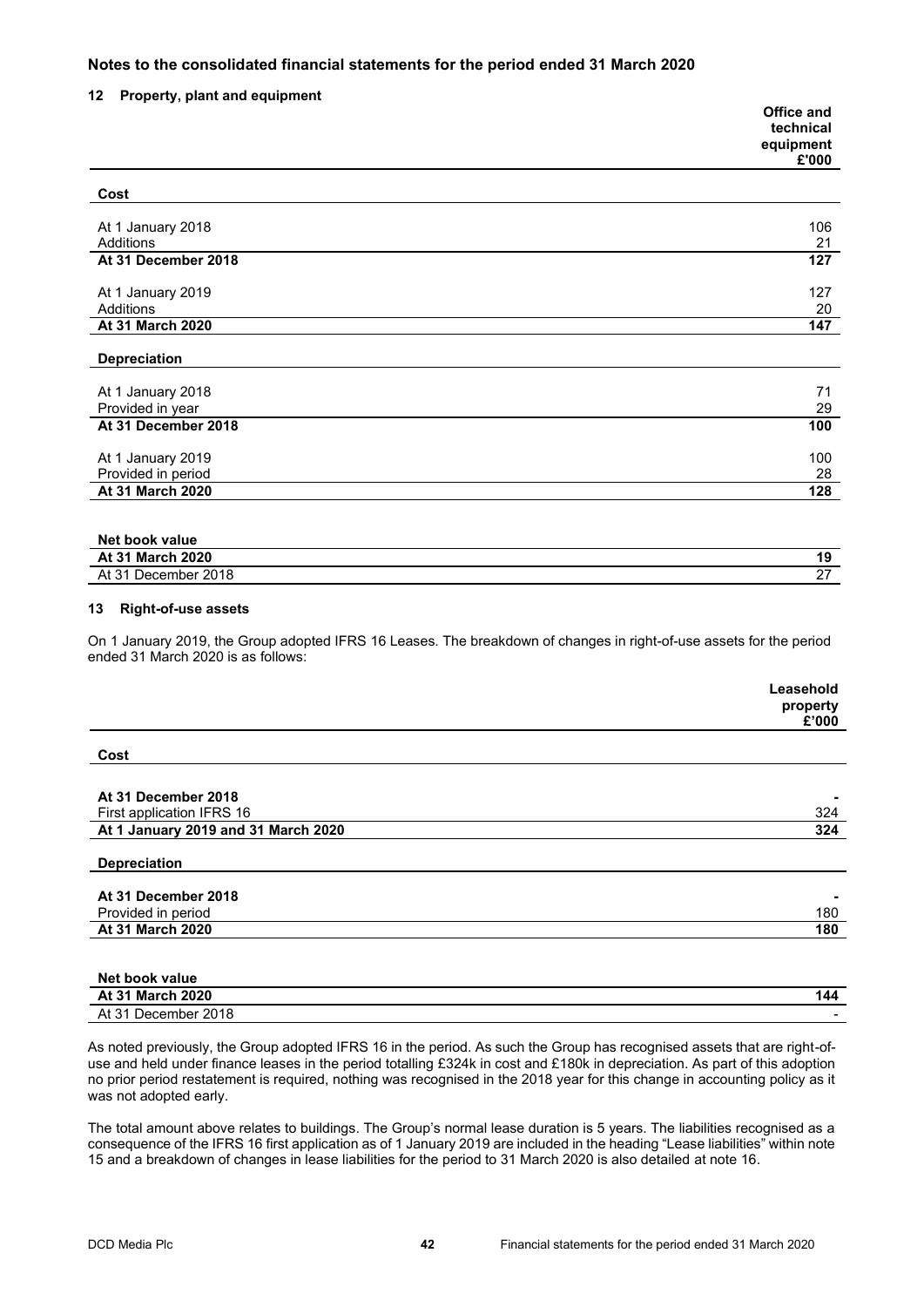## Notes to the consolidated financial statements for the period ended 31 March 2020

### 12 Property, plant and equipment

| | Office and technical equipment £'000 |
|---|---|
| **Cost** | |
| At 1 January 2018 | 106 |
| Additions | 21 |
| **At 31 December 2018** | **127** |
| At 1 January 2019 | 127 |
| Additions | 20 |
| **At 31 March 2020** | **147** |
| **Depreciation** | |
| At 1 January 2018 | 71 |
| Provided in year | 29 |
| **At 31 December 2018** | **100** |
| At 1 January 2019 | 100 |
| Provided in period | 28 |
| **At 31 March 2020** | **128** |
| **Net book value** | |
| **At 31 March 2020** | **19** |
| At 31 December 2018 | 27 |

### 13 Right-of-use assets

On 1 January 2019, the Group adopted IFRS 16 Leases. The breakdown of changes in right-of-use assets for the period ended 31 March 2020 is as follows:

| | Leasehold property £'000 |
|---|---|
| **Cost** | |
| **At 31 December 2018** | - |
| First application IFRS 16 | 324 |
| **At 1 January 2019 and 31 March 2020** | **324** |
| **Depreciation** | |
| **At 31 December 2018** | - |
| Provided in period | 180 |
| **At 31 March 2020** | **180** |
| **Net book value** | |
| **At 31 March 2020** | **144** |
| At 31 December 2018 | - |

As noted previously, the Group adopted IFRS 16 in the period. As such the Group has recognised assets that are right-of-use and held under finance leases in the period totalling £324k in cost and £180k in depreciation. As part of this adoption no prior period restatement is required, nothing was recognised in the 2018 year for this change in accounting policy as it was not adopted early.

The total amount above relates to buildings. The Group's normal lease duration is 5 years. The liabilities recognised as a consequence of the IFRS 16 first application as of 1 January 2019 are included in the heading "Lease liabilities" within note 15 and a breakdown of changes in lease liabilities for the period to 31 March 2020 is also detailed at note 16.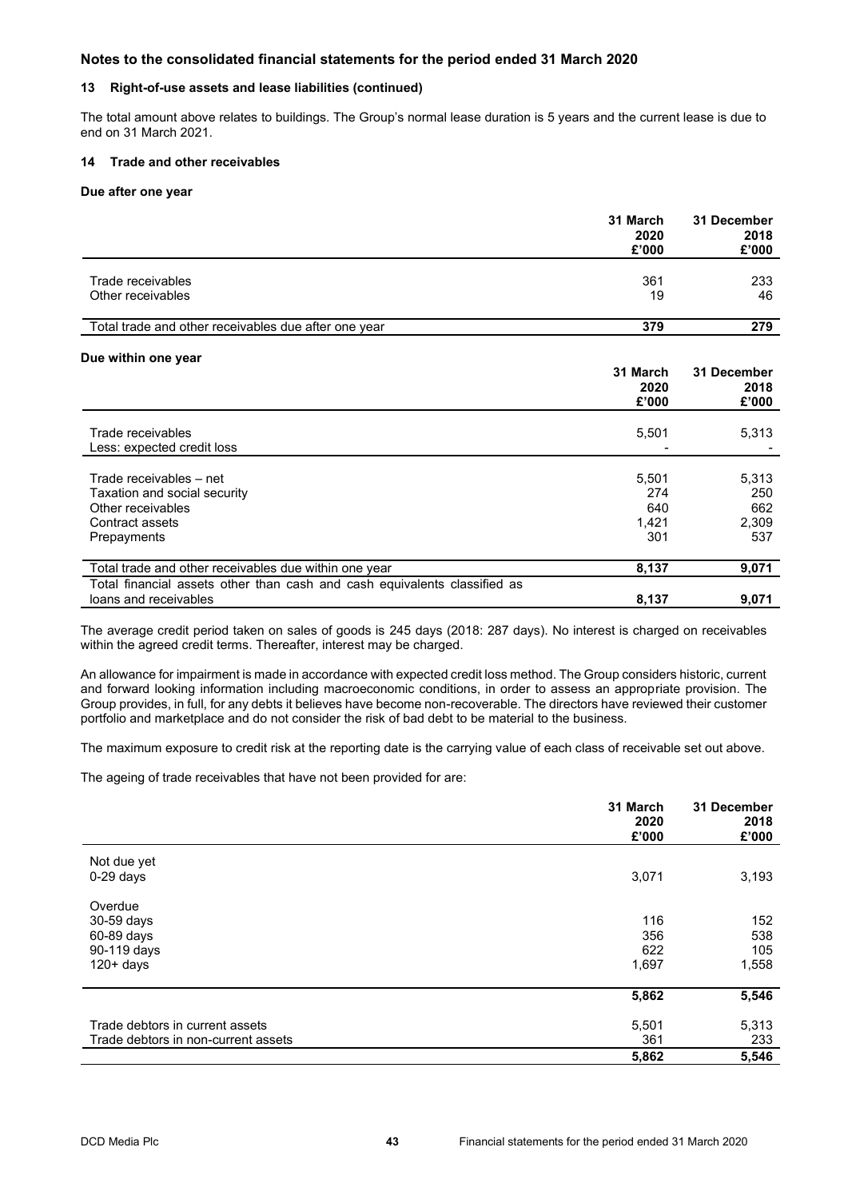## Notes to the consolidated financial statements for the period ended 31 March 2020

### 13 Right-of-use assets and lease liabilities (continued)

The total amount above relates to buildings. The Group's normal lease duration is 5 years and the current lease is due to end on 31 March 2021.

### 14 Trade and other receivables

**Due after one year**

| | 31 March 2020 £'000 | 31 December 2018 £'000 |
|---|---|---|
| Trade receivables | 361 | 233 |
| Other receivables | 19 | 46 |
| **Total trade and other receivables due after one year** | **379** | **279** |

**Due within one year**

| | 31 March 2020 £'000 | 31 December 2018 £'000 |
|---|---|---|
| Trade receivables | 5,501 | 5,313 |
| Less: expected credit loss | - | - |
| Trade receivables – net | 5,501 | 5,313 |
| Taxation and social security | 274 | 250 |
| Other receivables | 640 | 662 |
| Contract assets | 1,421 | 2,309 |
| Prepayments | 301 | 537 |
| **Total trade and other receivables due within one year** | **8,137** | **9,071** |
| Total financial assets other than cash and cash equivalents classified as loans and receivables | **8,137** | **9,071** |

The average credit period taken on sales of goods is 245 days (2018: 287 days). No interest is charged on receivables within the agreed credit terms. Thereafter, interest may be charged.

An allowance for impairment is made in accordance with expected credit loss method. The Group considers historic, current and forward looking information including macroeconomic conditions, in order to assess an appropriate provision. The Group provides, in full, for any debts it believes have become non-recoverable. The directors have reviewed their customer portfolio and marketplace and do not consider the risk of bad debt to be material to the business.

The maximum exposure to credit risk at the reporting date is the carrying value of each class of receivable set out above.

The ageing of trade receivables that have not been provided for are:

| | 31 March 2020 £'000 | 31 December 2018 £'000 |
|---|---|---|
| Not due yet | | |
| 0-29 days | 3,071 | 3,193 |
| Overdue | | |
| 30-59 days | 116 | 152 |
| 60-89 days | 356 | 538 |
| 90-119 days | 622 | 105 |
| 120+ days | 1,697 | 1,558 |
| | **5,862** | **5,546** |
| Trade debtors in current assets | 5,501 | 5,313 |
| Trade debtors in non-current assets | 361 | 233 |
| | **5,862** | **5,546** |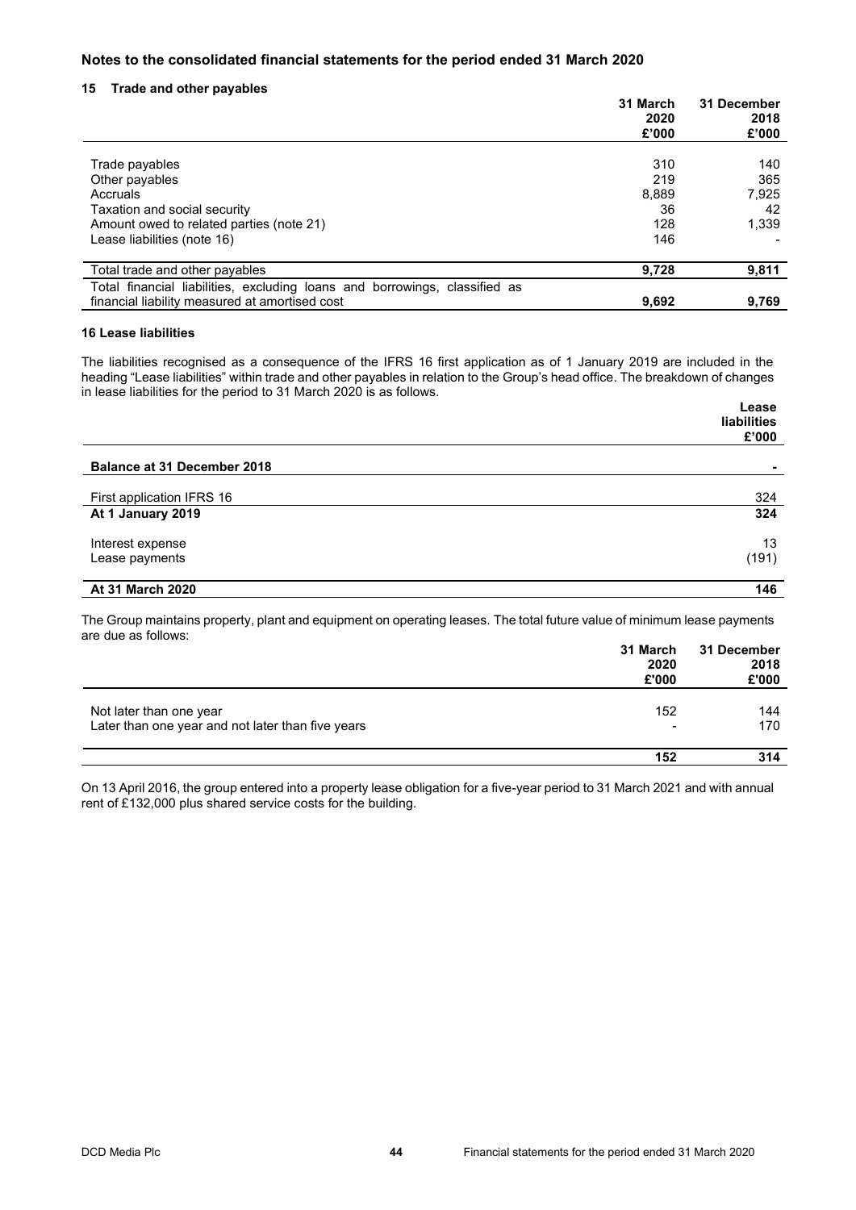## Notes to the consolidated financial statements for the period ended 31 March 2020

### 15 Trade and other payables

| | 31 March 2020 £'000 | 31 December 2018 £'000 |
|---|---|---|
| Trade payables | 310 | 140 |
| Other payables | 219 | 365 |
| Accruals | 8,889 | 7,925 |
| Taxation and social security | 36 | 42 |
| Amount owed to related parties (note 21) | 128 | 1,339 |
| Lease liabilities (note 16) | 146 | - |
| **Total trade and other payables** | **9,728** | **9,811** |
| Total financial liabilities, excluding loans and borrowings, classified as financial liability measured at amortised cost | **9,692** | **9,769** |

### 16 Lease liabilities

The liabilities recognised as a consequence of the IFRS 16 first application as of 1 January 2019 are included in the heading "Lease liabilities" within trade and other payables in relation to the Group's head office. The breakdown of changes in lease liabilities for the period to 31 March 2020 is as follows.

| | Lease liabilities £'000 |
|---|---|
| **Balance at 31 December 2018** | **-** |
| First application IFRS 16 | 324 |
| **At 1 January 2019** | **324** |
| Interest expense | 13 |
| Lease payments | (191) |
| **At 31 March 2020** | **146** |

The Group maintains property, plant and equipment on operating leases. The total future value of minimum lease payments are due as follows:

| | 31 March 2020 £'000 | 31 December 2018 £'000 |
|---|---|---|
| Not later than one year | 152 | 144 |
| Later than one year and not later than five years | - | 170 |
| | **152** | **314** |

On 13 April 2016, the group entered into a property lease obligation for a five-year period to 31 March 2021 and with annual rent of £132,000 plus shared service costs for the building.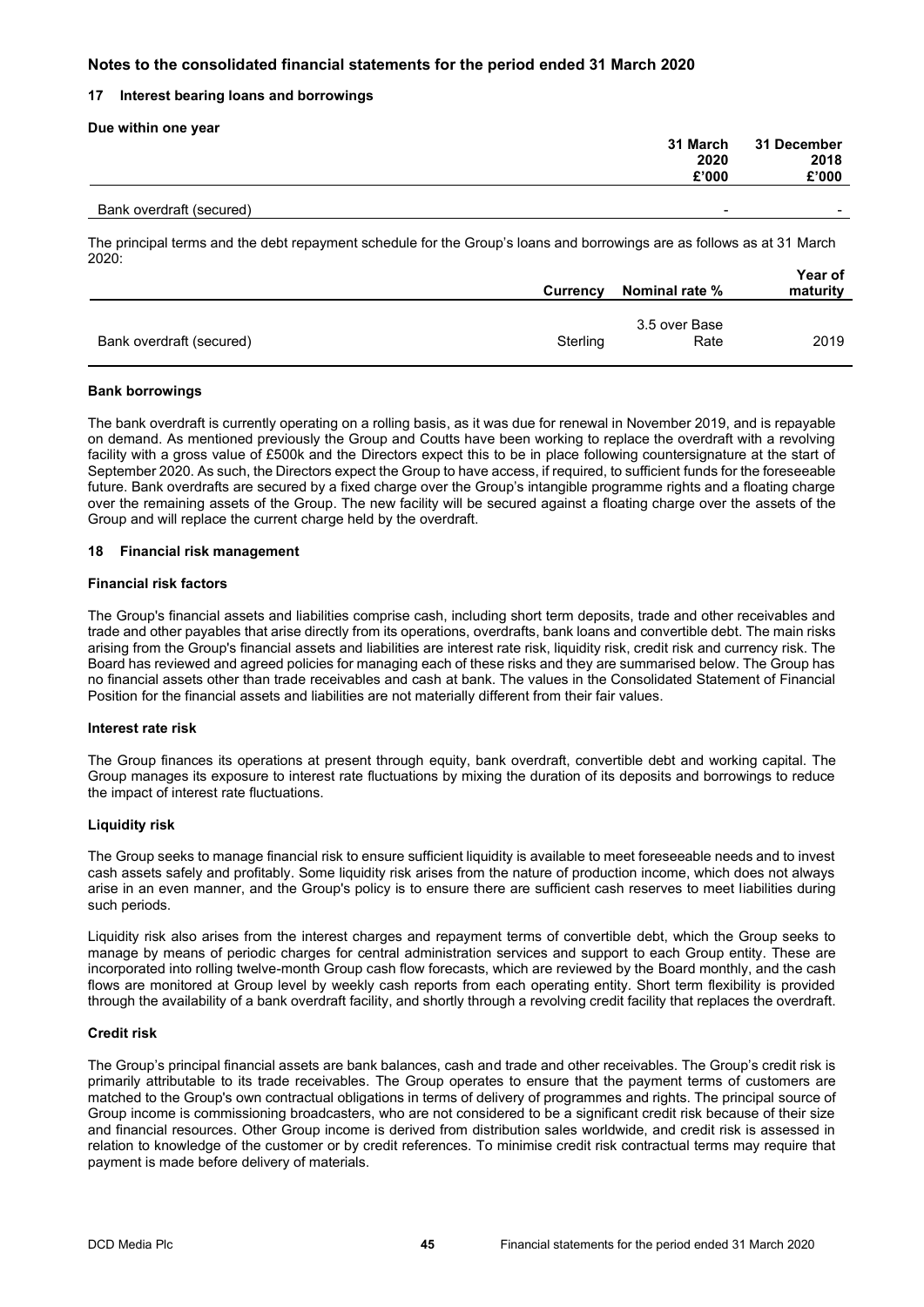## Notes to the consolidated financial statements for the period ended 31 March 2020

### 17 Interest bearing loans and borrowings

**Due within one year**

| | 31 March 2020 £'000 | 31 December 2018 £'000 |
|---|---|---|
| Bank overdraft (secured) | - | - |

The principal terms and the debt repayment schedule for the Group's loans and borrowings are as follows as at 31 March 2020:

| | Currency | Nominal rate % | Year of maturity |
|---|---|---|---|
| Bank overdraft (secured) | Sterling | 3.5 over Base Rate | 2019 |

**Bank borrowings**

The bank overdraft is currently operating on a rolling basis, as it was due for renewal in November 2019, and is repayable on demand. As mentioned previously the Group and Coutts have been working to replace the overdraft with a revolving facility with a gross value of £500k and the Directors expect this to be in place following countersignature at the start of September 2020. As such, the Directors expect the Group to have access, if required, to sufficient funds for the foreseeable future. Bank overdrafts are secured by a fixed charge over the Group's intangible programme rights and a floating charge over the remaining assets of the Group. The new facility will be secured against a floating charge over the assets of the Group and will replace the current charge held by the overdraft.

### 18 Financial risk management

**Financial risk factors**

The Group's financial assets and liabilities comprise cash, including short term deposits, trade and other receivables and trade and other payables that arise directly from its operations, overdrafts, bank loans and convertible debt. The main risks arising from the Group's financial assets and liabilities are interest rate risk, liquidity risk, credit risk and currency risk. The Board has reviewed and agreed policies for managing each of these risks and they are summarised below. The Group has no financial assets other than trade receivables and cash at bank. The values in the Consolidated Statement of Financial Position for the financial assets and liabilities are not materially different from their fair values.

**Interest rate risk**

The Group finances its operations at present through equity, bank overdraft, convertible debt and working capital. The Group manages its exposure to interest rate fluctuations by mixing the duration of its deposits and borrowings to reduce the impact of interest rate fluctuations.

**Liquidity risk**

The Group seeks to manage financial risk to ensure sufficient liquidity is available to meet foreseeable needs and to invest cash assets safely and profitably. Some liquidity risk arises from the nature of production income, which does not always arise in an even manner, and the Group's policy is to ensure there are sufficient cash reserves to meet liabilities during such periods.

Liquidity risk also arises from the interest charges and repayment terms of convertible debt, which the Group seeks to manage by means of periodic charges for central administration services and support to each Group entity. These are incorporated into rolling twelve-month Group cash flow forecasts, which are reviewed by the Board monthly, and the cash flows are monitored at Group level by weekly cash reports from each operating entity. Short term flexibility is provided through the availability of a bank overdraft facility, and shortly through a revolving credit facility that replaces the overdraft.

**Credit risk**

The Group's principal financial assets are bank balances, cash and trade and other receivables. The Group's credit risk is primarily attributable to its trade receivables. The Group operates to ensure that the payment terms of customers are matched to the Group's own contractual obligations in terms of delivery of programmes and rights. The principal source of Group income is commissioning broadcasters, who are not considered to be a significant credit risk because of their size and financial resources. Other Group income is derived from distribution sales worldwide, and credit risk is assessed in relation to knowledge of the customer or by credit references. To minimise credit risk contractual terms may require that payment is made before delivery of materials.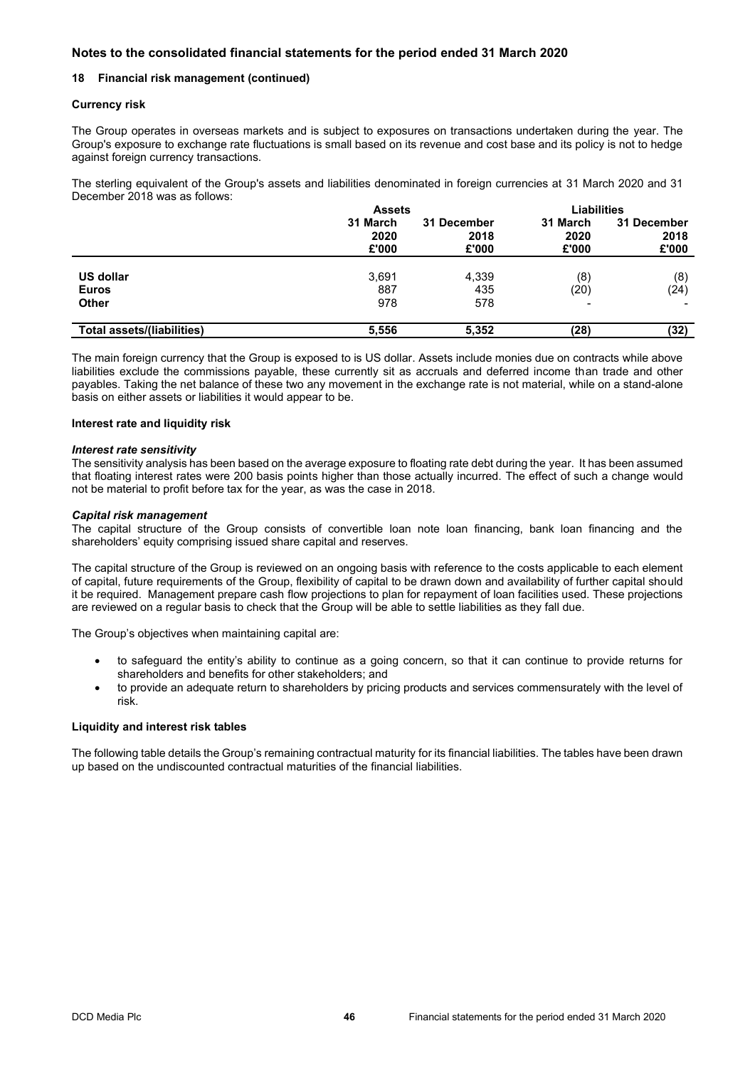## Notes to the consolidated financial statements for the period ended 31 March 2020

### 18 Financial risk management (continued)

**Currency risk**

The Group operates in overseas markets and is subject to exposures on transactions undertaken during the year. The Group's exposure to exchange rate fluctuations is small based on its revenue and cost base and its policy is not to hedge against foreign currency transactions.

The sterling equivalent of the Group's assets and liabilities denominated in foreign currencies at 31 March 2020 and 31 December 2018 was as follows:

| | Assets | | Liabilities | |
|---|---|---|---|---|
| | 31 March 2020 £'000 | 31 December 2018 £'000 | 31 March 2020 £'000 | 31 December 2018 £'000 |
| **US dollar** | 3,691 | 4,339 | (8) | (8) |
| **Euros** | 887 | 435 | (20) | (24) |
| **Other** | 978 | 578 | - | - |
| **Total assets/(liabilities)** | **5,556** | **5,352** | **(28)** | **(32)** |

The main foreign currency that the Group is exposed to is US dollar. Assets include monies due on contracts while above liabilities exclude the commissions payable, these currently sit as accruals and deferred income than trade and other payables. Taking the net balance of these two any movement in the exchange rate is not material, while on a stand-alone basis on either assets or liabilities it would appear to be.

**Interest rate and liquidity risk**

***Interest rate sensitivity***

The sensitivity analysis has been based on the average exposure to floating rate debt during the year. It has been assumed that floating interest rates were 200 basis points higher than those actually incurred. The effect of such a change would not be material to profit before tax for the year, as was the case in 2018.

***Capital risk management***

The capital structure of the Group consists of convertible loan note loan financing, bank loan financing and the shareholders' equity comprising issued share capital and reserves.

The capital structure of the Group is reviewed on an ongoing basis with reference to the costs applicable to each element of capital, future requirements of the Group, flexibility of capital to be drawn down and availability of further capital should it be required. Management prepare cash flow projections to plan for repayment of loan facilities used. These projections are reviewed on a regular basis to check that the Group will be able to settle liabilities as they fall due.

The Group's objectives when maintaining capital are:

- to safeguard the entity's ability to continue as a going concern, so that it can continue to provide returns for shareholders and benefits for other stakeholders; and
- to provide an adequate return to shareholders by pricing products and services commensurately with the level of risk.

**Liquidity and interest risk tables**

The following table details the Group's remaining contractual maturity for its financial liabilities. The tables have been drawn up based on the undiscounted contractual maturities of the financial liabilities.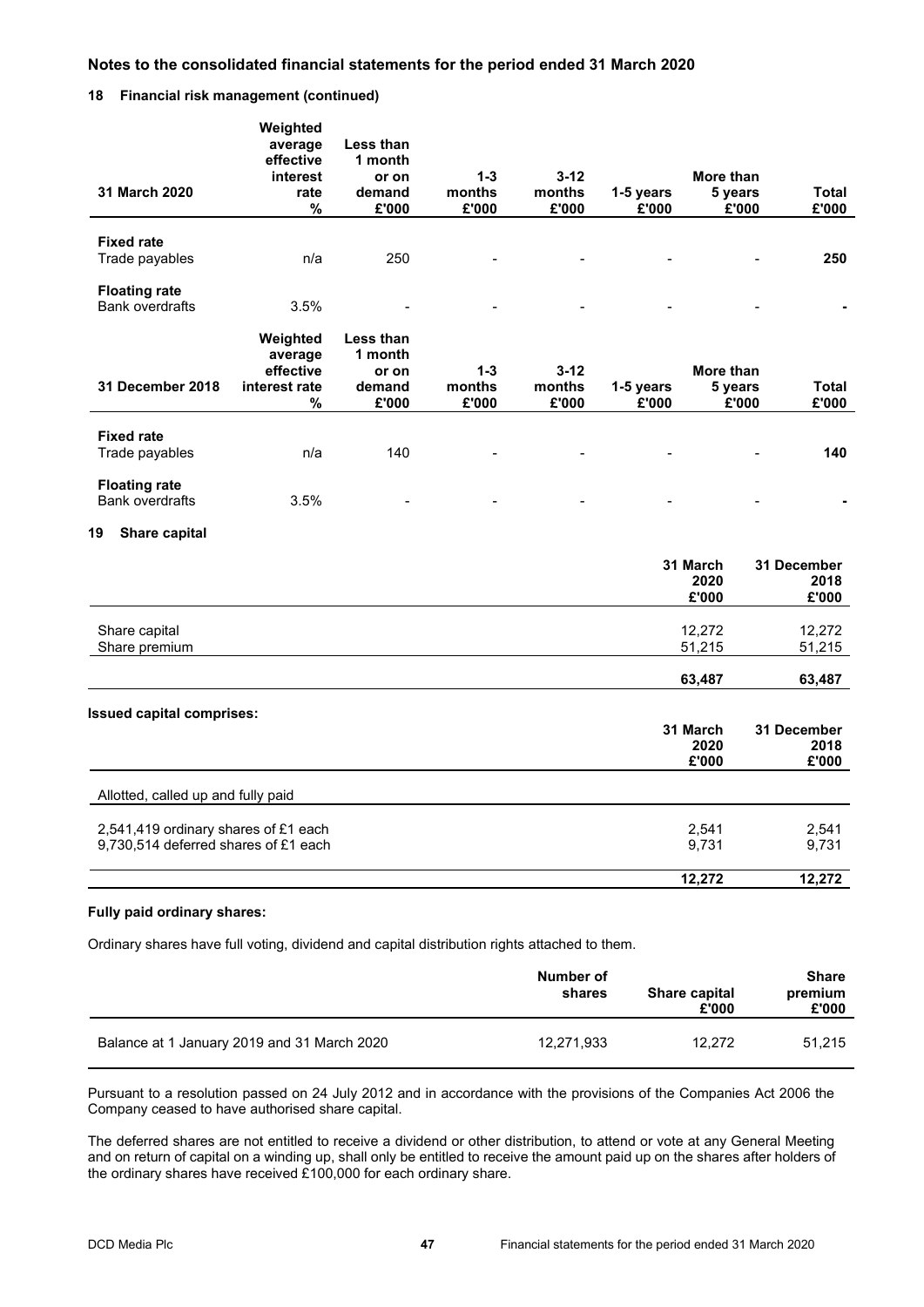## 18 Financial risk management (continued)

| 31 March 2020 | Weighted average effective interest rate % | Less than 1 month or on demand £'000 | 1-3 months £'000 | 3-12 months £'000 | 1-5 years £'000 | More than 5 years £'000 | Total £'000 |
|---|---|---|---|---|---|---|---|
| **Fixed rate** | | | | | | | |
| Trade payables | n/a | 250 | - | - | - | - | **250** |
| **Floating rate** | | | | | | | |
| Bank overdrafts | 3.5% | - | - | - | - | - | **-** |

| 31 December 2018 | Weighted average effective interest rate % | Less than 1 month or on demand £'000 | 1-3 months £'000 | 3-12 months £'000 | 1-5 years £'000 | More than 5 years £'000 | Total £'000 |
|---|---|---|---|---|---|---|---|
| **Fixed rate** | | | | | | | |
| Trade payables | n/a | 140 | - | - | - | - | **140** |
| **Floating rate** | | | | | | | |
| Bank overdrafts | 3.5% | - | - | - | - | - | **-** |

## 19 Share capital

| | 31 March 2020 £'000 | 31 December 2018 £'000 |
|---|---|---|
| Share capital | 12,272 | 12,272 |
| Share premium | 51,215 | 51,215 |
| | **63,487** | **63,487** |

**Issued capital comprises:**

| | 31 March 2020 £'000 | 31 December 2018 £'000 |
|---|---|---|
| Allotted, called up and fully paid | | |
| 2,541,419 ordinary shares of £1 each | 2,541 | 2,541 |
| 9,730,514 deferred shares of £1 each | 9,731 | 9,731 |
| | **12,272** | **12,272** |

**Fully paid ordinary shares:**

Ordinary shares have full voting, dividend and capital distribution rights attached to them.

| | Number of shares | Share capital £'000 | Share premium £'000 |
|---|---|---|---|
| Balance at 1 January 2019 and 31 March 2020 | 12,271,933 | 12,272 | 51,215 |

Pursuant to a resolution passed on 24 July 2012 and in accordance with the provisions of the Companies Act 2006 the Company ceased to have authorised share capital.

The deferred shares are not entitled to receive a dividend or other distribution, to attend or vote at any General Meeting and on return of capital on a winding up, shall only be entitled to receive the amount paid up on the shares after holders of the ordinary shares have received £100,000 for each ordinary share.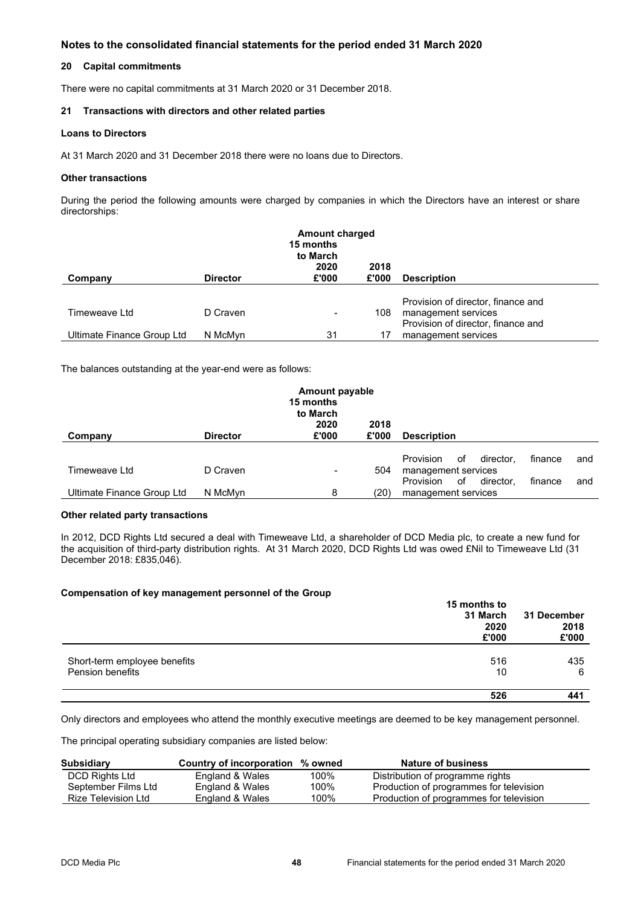# Notes to the consolidated financial statements for the period ended 31 March 2020

### 20 Capital commitments

There were no capital commitments at 31 March 2020 or 31 December 2018.

### 21 Transactions with directors and other related parties

**Loans to Directors**

At 31 March 2020 and 31 December 2018 there were no loans due to Directors.

**Other transactions**

During the period the following amounts were charged by companies in which the Directors have an interest or share directorships:

| Company | Director | Amount charged 15 months to March 2020 £'000 | 2018 £'000 | Description |
|---|---|---|---|---|
| Timeweave Ltd | D Craven | - | 108 | Provision of director, finance and management services |
| Ultimate Finance Group Ltd | N McMyn | 31 | 17 | Provision of director, finance and management services |

The balances outstanding at the year-end were as follows:

| Company | Director | Amount payable 15 months to March 2020 £'000 | 2018 £'000 | Description |
|---|---|---|---|---|
| Timeweave Ltd | D Craven | - | 504 | Provision of director, finance and management services |
| Ultimate Finance Group Ltd | N McMyn | 8 | (20) | Provision of director, finance and management services |

**Other related party transactions**

In 2012, DCD Rights Ltd secured a deal with Timeweave Ltd, a shareholder of DCD Media plc, to create a new fund for the acquisition of third-party distribution rights. At 31 March 2020, DCD Rights Ltd was owed £Nil to Timeweave Ltd (31 December 2018: £835,046).

**Compensation of key management personnel of the Group**

| | 15 months to 31 March 2020 £'000 | 31 December 2018 £'000 |
|---|---|---|
| Short-term employee benefits | 516 | 435 |
| Pension benefits | 10 | 6 |
| | **526** | **441** |

Only directors and employees who attend the monthly executive meetings are deemed to be key management personnel.

The principal operating subsidiary companies are listed below:

| Subsidiary | Country of incorporation | % owned | Nature of business |
|---|---|---|---|
| DCD Rights Ltd | England & Wales | 100% | Distribution of programme rights |
| September Films Ltd | England & Wales | 100% | Production of programmes for television |
| Rize Television Ltd | England & Wales | 100% | Production of programmes for television |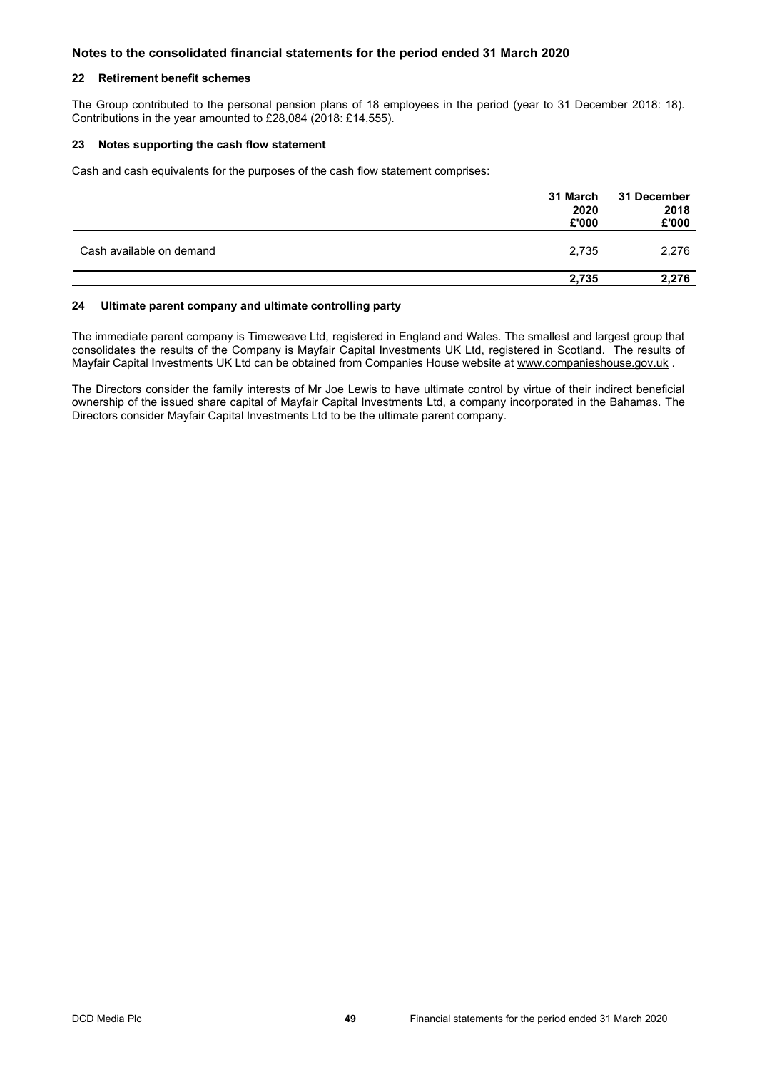# Notes to the consolidated financial statements for the period ended 31 March 2020

## 22 Retirement benefit schemes

The Group contributed to the personal pension plans of 18 employees in the period (year to 31 December 2018: 18). Contributions in the year amounted to £28,084 (2018: £14,555).

## 23 Notes supporting the cash flow statement

Cash and cash equivalents for the purposes of the cash flow statement comprises:

| | 31 March 2020 £'000 | 31 December 2018 £'000 |
|---|---|---|
| Cash available on demand | 2,735 | 2,276 |
| | **2,735** | **2,276** |

## 24 Ultimate parent company and ultimate controlling party

The immediate parent company is Timeweave Ltd, registered in England and Wales. The smallest and largest group that consolidates the results of the Company is Mayfair Capital Investments UK Ltd, registered in Scotland. The results of Mayfair Capital Investments UK Ltd can be obtained from Companies House website at www.companieshouse.gov.uk .

The Directors consider the family interests of Mr Joe Lewis to have ultimate control by virtue of their indirect beneficial ownership of the issued share capital of Mayfair Capital Investments Ltd, a company incorporated in the Bahamas. The Directors consider Mayfair Capital Investments Ltd to be the ultimate parent company.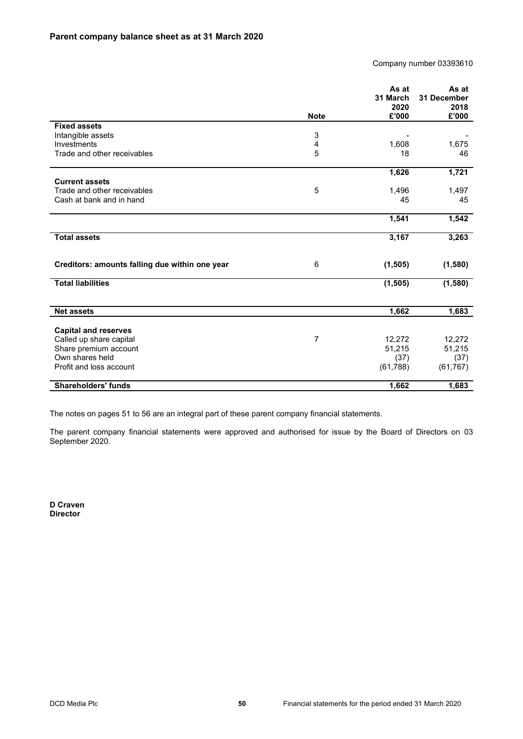## Parent company balance sheet as at 31 March 2020

Company number 03393610

| | Note | As at 31 March 2020 £'000 | As at 31 December 2018 £'000 |
|---|---|---|---|
| **Fixed assets** | | | |
| Intangible assets | 3 | - | - |
| Investments | 4 | 1,608 | 1,675 |
| Trade and other receivables | 5 | 18 | 46 |
| | | **1,626** | **1,721** |
| **Current assets** | | | |
| Trade and other receivables | 5 | 1,496 | 1,497 |
| Cash at bank and in hand | | 45 | 45 |
| | | **1,541** | **1,542** |
| **Total assets** | | **3,167** | **3,263** |
| **Creditors: amounts falling due within one year** | 6 | **(1,505)** | **(1,580)** |
| **Total liabilities** | | **(1,505)** | **(1,580)** |
| **Net assets** | | **1,662** | **1,683** |
| **Capital and reserves** | | | |
| Called up share capital | 7 | 12,272 | 12,272 |
| Share premium account | | 51,215 | 51,215 |
| Own shares held | | (37) | (37) |
| Profit and loss account | | (61,788) | (61,767) |
| **Shareholders' funds** | | **1,662** | **1,683** |

The notes on pages 51 to 56 are an integral part of these parent company financial statements.

The parent company financial statements were approved and authorised for issue by the Board of Directors on 03 September 2020.

**D Craven**
**Director**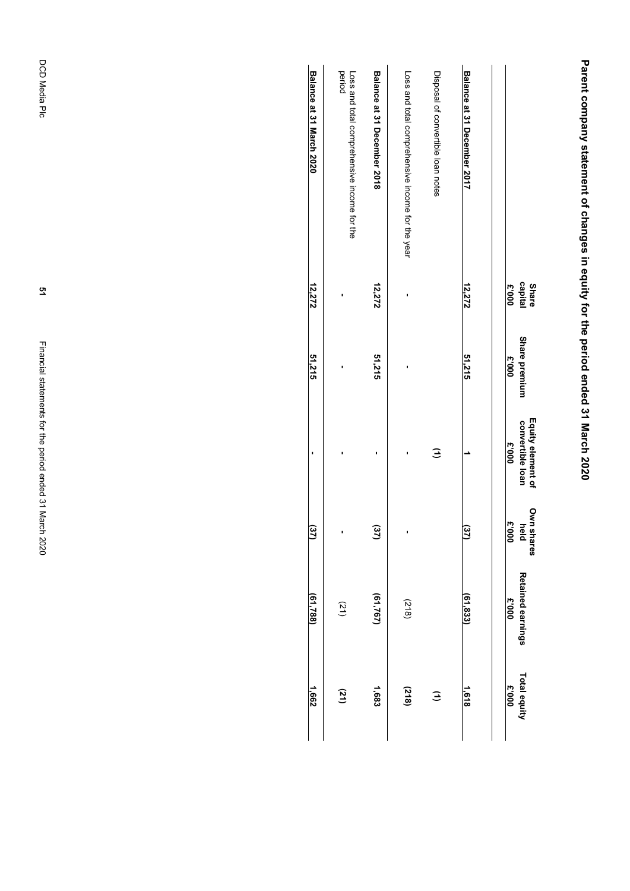## Parent company statement of changes in equity for the period ended 31 March 2020

| | Share capital £'000 | Share premium £'000 | Equity element of convertible loan £'000 | Own shares held £'000 | Retained earnings £'000 | Total equity £'000 |
|---|---|---|---|---|---|---|
| **Balance at 31 December 2017** | **12,272** | **51,215** | **1** | **(37)** | **(61,833)** | **1,618** |
| Disposal of convertible loan notes | | | (1) | | | (1) |
| Loss and total comprehensive income for the year | - | - | - | - | (218) | **(218)** |
| **Balance at 31 December 2018** | **12,272** | **51,215** | **-** | **(37)** | **(61,767)** | **1,683** |
| Loss and total comprehensive income for the period | - | - | - | - | (21) | **(21)** |
| **Balance at 31 March 2020** | **12,272** | **51,215** | **-** | **(37)** | **(61,788)** | **1,662** |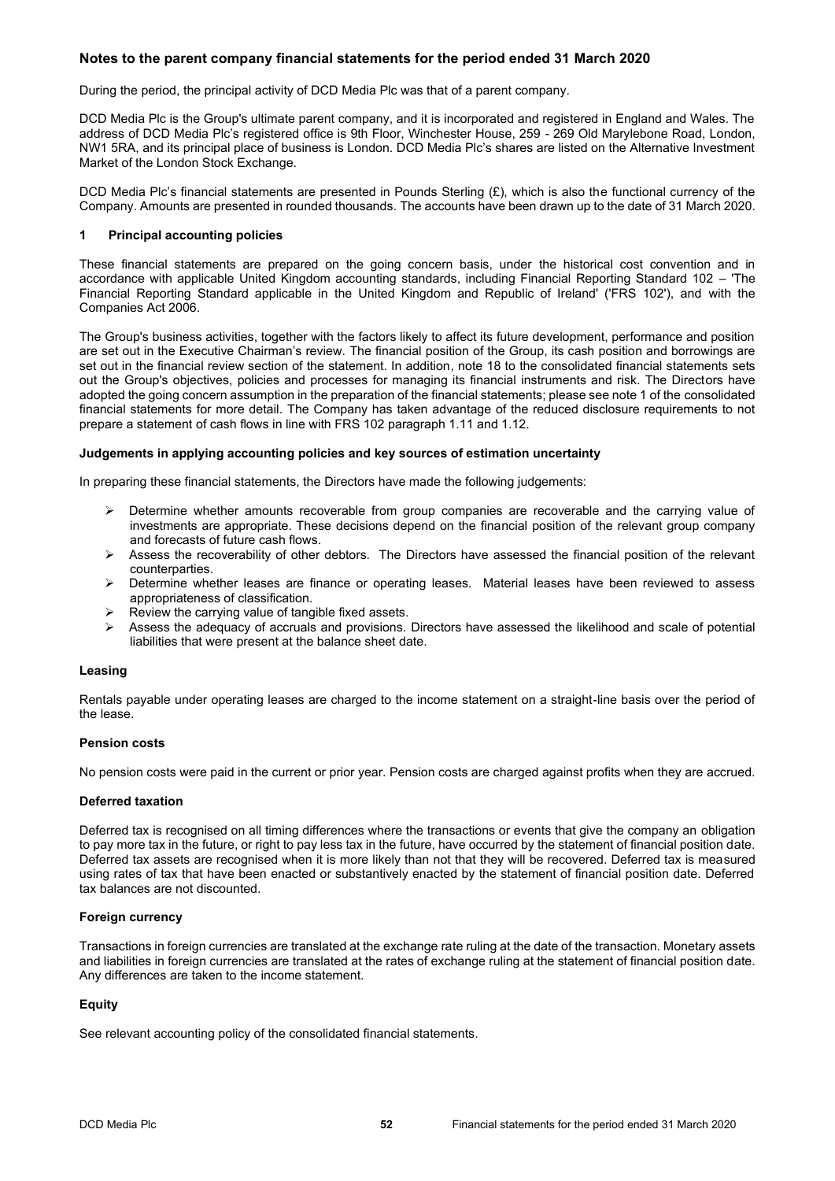## Notes to the parent company financial statements for the period ended 31 March 2020

During the period, the principal activity of DCD Media Plc was that of a parent company.

DCD Media Plc is the Group's ultimate parent company, and it is incorporated and registered in England and Wales. The address of DCD Media Plc's registered office is 9th Floor, Winchester House, 259 - 269 Old Marylebone Road, London, NW1 5RA, and its principal place of business is London. DCD Media Plc's shares are listed on the Alternative Investment Market of the London Stock Exchange.

DCD Media Plc's financial statements are presented in Pounds Sterling (£), which is also the functional currency of the Company. Amounts are presented in rounded thousands. The accounts have been drawn up to the date of 31 March 2020.

### 1 Principal accounting policies

These financial statements are prepared on the going concern basis, under the historical cost convention and in accordance with applicable United Kingdom accounting standards, including Financial Reporting Standard 102 – 'The Financial Reporting Standard applicable in the United Kingdom and Republic of Ireland' ('FRS 102'), and with the Companies Act 2006.

The Group's business activities, together with the factors likely to affect its future development, performance and position are set out in the Executive Chairman's review. The financial position of the Group, its cash position and borrowings are set out in the financial review section of the statement. In addition, note 18 to the consolidated financial statements sets out the Group's objectives, policies and processes for managing its financial instruments and risk. The Directors have adopted the going concern assumption in the preparation of the financial statements; please see note 1 of the consolidated financial statements for more detail. The Company has taken advantage of the reduced disclosure requirements to not prepare a statement of cash flows in line with FRS 102 paragraph 1.11 and 1.12.

#### Judgements in applying accounting policies and key sources of estimation uncertainty

In preparing these financial statements, the Directors have made the following judgements:

- Determine whether amounts recoverable from group companies are recoverable and the carrying value of investments are appropriate. These decisions depend on the financial position of the relevant group company and forecasts of future cash flows.
- Assess the recoverability of other debtors. The Directors have assessed the financial position of the relevant counterparties.
- Determine whether leases are finance or operating leases. Material leases have been reviewed to assess appropriateness of classification.
- Review the carrying value of tangible fixed assets.
- Assess the adequacy of accruals and provisions. Directors have assessed the likelihood and scale of potential liabilities that were present at the balance sheet date.

#### Leasing

Rentals payable under operating leases are charged to the income statement on a straight-line basis over the period of the lease.

#### Pension costs

No pension costs were paid in the current or prior year. Pension costs are charged against profits when they are accrued.

#### Deferred taxation

Deferred tax is recognised on all timing differences where the transactions or events that give the company an obligation to pay more tax in the future, or right to pay less tax in the future, have occurred by the statement of financial position date. Deferred tax assets are recognised when it is more likely than not that they will be recovered. Deferred tax is measured using rates of tax that have been enacted or substantively enacted by the statement of financial position date. Deferred tax balances are not discounted.

#### Foreign currency

Transactions in foreign currencies are translated at the exchange rate ruling at the date of the transaction. Monetary assets and liabilities in foreign currencies are translated at the rates of exchange ruling at the statement of financial position date. Any differences are taken to the income statement.

#### Equity

See relevant accounting policy of the consolidated financial statements.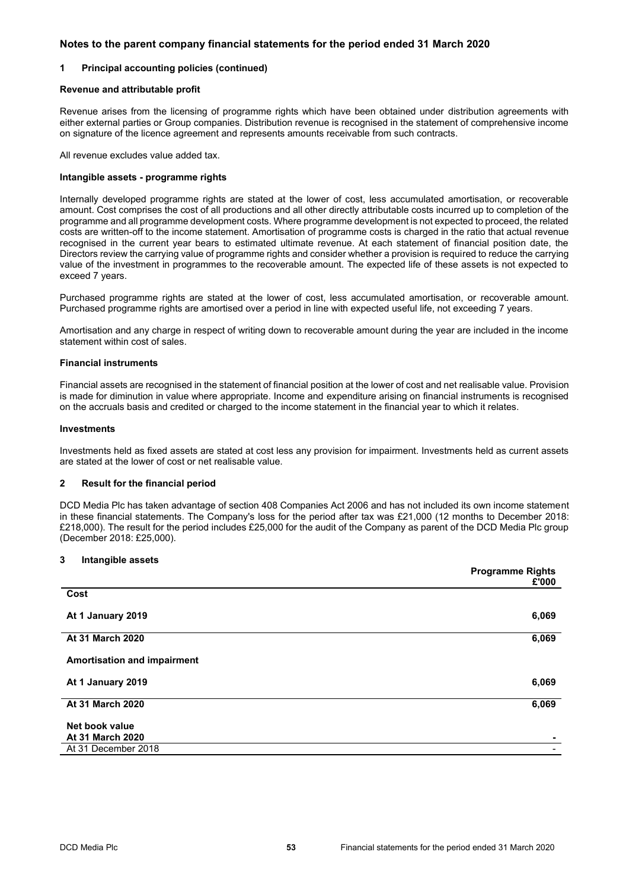# Notes to the parent company financial statements for the period ended 31 March 2020

## 1 Principal accounting policies (continued)

### Revenue and attributable profit

Revenue arises from the licensing of programme rights which have been obtained under distribution agreements with either external parties or Group companies. Distribution revenue is recognised in the statement of comprehensive income on signature of the licence agreement and represents amounts receivable from such contracts.

All revenue excludes value added tax.

### Intangible assets - programme rights

Internally developed programme rights are stated at the lower of cost, less accumulated amortisation, or recoverable amount. Cost comprises the cost of all productions and all other directly attributable costs incurred up to completion of the programme and all programme development costs. Where programme development is not expected to proceed, the related costs are written-off to the income statement. Amortisation of programme costs is charged in the ratio that actual revenue recognised in the current year bears to estimated ultimate revenue. At each statement of financial position date, the Directors review the carrying value of programme rights and consider whether a provision is required to reduce the carrying value of the investment in programmes to the recoverable amount. The expected life of these assets is not expected to exceed 7 years.

Purchased programme rights are stated at the lower of cost, less accumulated amortisation, or recoverable amount. Purchased programme rights are amortised over a period in line with expected useful life, not exceeding 7 years.

Amortisation and any charge in respect of writing down to recoverable amount during the year are included in the income statement within cost of sales.

### Financial instruments

Financial assets are recognised in the statement of financial position at the lower of cost and net realisable value. Provision is made for diminution in value where appropriate. Income and expenditure arising on financial instruments is recognised on the accruals basis and credited or charged to the income statement in the financial year to which it relates.

### Investments

Investments held as fixed assets are stated at cost less any provision for impairment. Investments held as current assets are stated at the lower of cost or net realisable value.

## 2 Result for the financial period

DCD Media Plc has taken advantage of section 408 Companies Act 2006 and has not included its own income statement in these financial statements. The Company's loss for the period after tax was £21,000 (12 months to December 2018: £218,000). The result for the period includes £25,000 for the audit of the Company as parent of the DCD Media Plc group (December 2018: £25,000).

## 3 Intangible assets

| | Programme Rights £'000 |
|---|---|
| **Cost** | |
| **At 1 January 2019** | **6,069** |
| **At 31 March 2020** | **6,069** |
| **Amortisation and impairment** | |
| **At 1 January 2019** | **6,069** |
| **At 31 March 2020** | **6,069** |
| **Net book value** | |
| **At 31 March 2020** | **-** |
| At 31 December 2018 | - |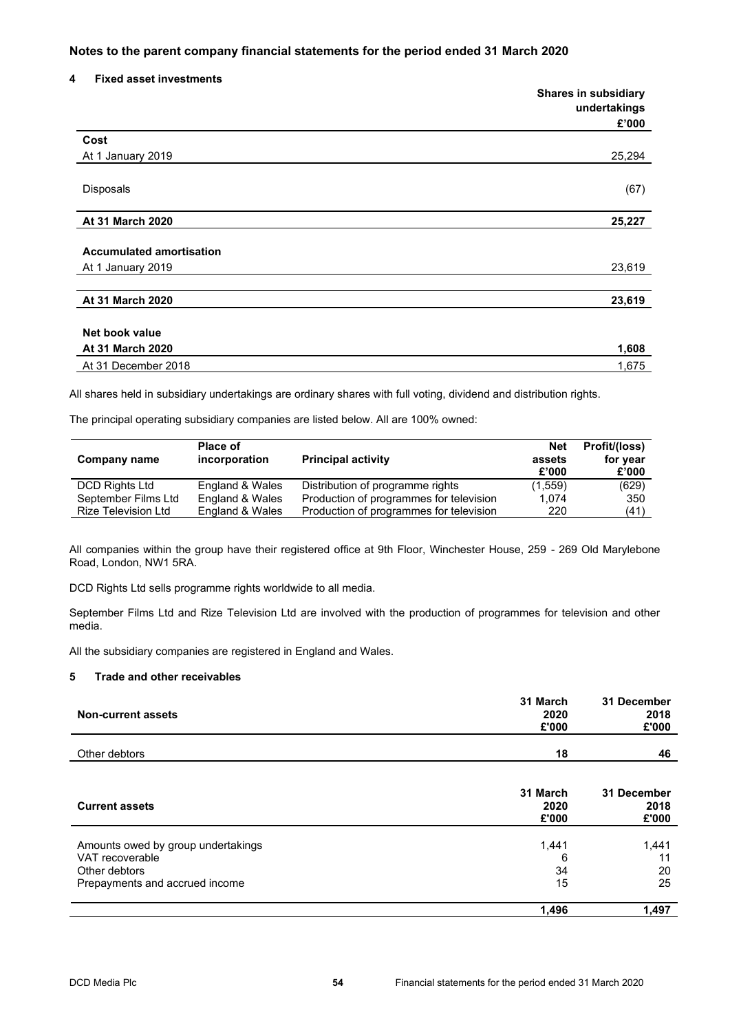## Notes to the parent company financial statements for the period ended 31 March 2020

### 4 Fixed asset investments

| | Shares in subsidiary undertakings £'000 |
|---|---|
| **Cost** | |
| At 1 January 2019 | 25,294 |
| Disposals | (67) |
| **At 31 March 2020** | **25,227** |
| **Accumulated amortisation** | |
| At 1 January 2019 | 23,619 |
| **At 31 March 2020** | **23,619** |
| **Net book value** | |
| **At 31 March 2020** | **1,608** |
| At 31 December 2018 | 1,675 |

All shares held in subsidiary undertakings are ordinary shares with full voting, dividend and distribution rights.

The principal operating subsidiary companies are listed below. All are 100% owned:

| Company name | Place of incorporation | Principal activity | Net assets £'000 | Profit/(loss) for year £'000 |
|---|---|---|---|---|
| DCD Rights Ltd | England & Wales | Distribution of programme rights | (1,559) | (629) |
| September Films Ltd | England & Wales | Production of programmes for television | 1,074 | 350 |
| Rize Television Ltd | England & Wales | Production of programmes for television | 220 | (41) |

All companies within the group have their registered office at 9th Floor, Winchester House, 259 - 269 Old Marylebone Road, London, NW1 5RA.

DCD Rights Ltd sells programme rights worldwide to all media.

September Films Ltd and Rize Television Ltd are involved with the production of programmes for television and other media.

All the subsidiary companies are registered in England and Wales.

### 5 Trade and other receivables

| Non-current assets | 31 March 2020 £'000 | 31 December 2018 £'000 |
|---|---|---|
| Other debtors | **18** | 46 |

| Current assets | 31 March 2020 £'000 | 31 December 2018 £'000 |
|---|---|---|
| Amounts owed by group undertakings | 1,441 | 1,441 |
| VAT recoverable | 6 | 11 |
| Other debtors | 34 | 20 |
| Prepayments and accrued income | 15 | 25 |
| | **1,496** | **1,497** |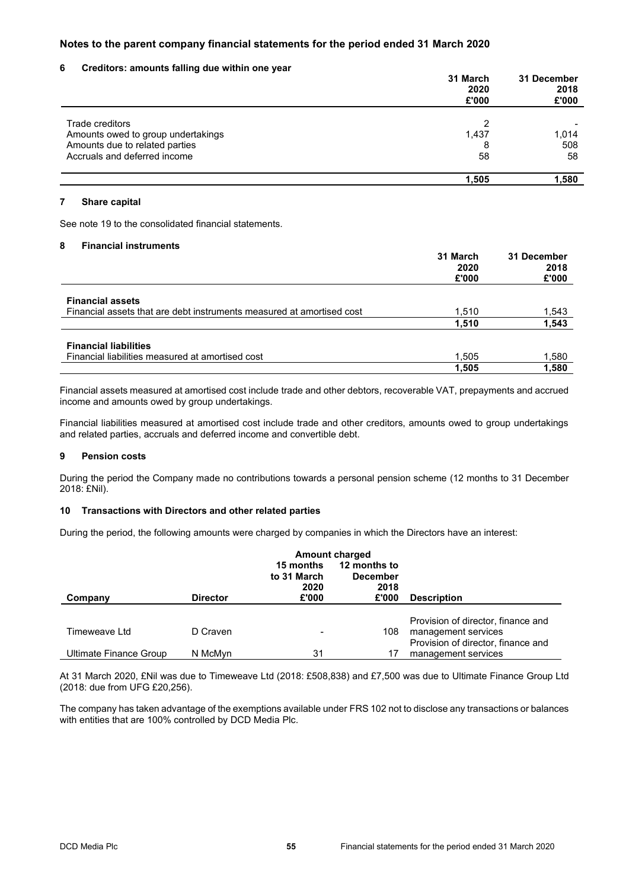## Notes to the parent company financial statements for the period ended 31 March 2020

### 6 Creditors: amounts falling due within one year

| | 31 March 2020 £'000 | 31 December 2018 £'000 |
|---|---|---|
| Trade creditors | 2 | - |
| Amounts owed to group undertakings | 1,437 | 1,014 |
| Amounts due to related parties | 8 | 508 |
| Accruals and deferred income | 58 | 58 |
| | **1,505** | **1,580** |

### 7 Share capital

See note 19 to the consolidated financial statements.

### 8 Financial instruments

| | 31 March 2020 £'000 | 31 December 2018 £'000 |
|---|---|---|
| **Financial assets** | | |
| Financial assets that are debt instruments measured at amortised cost | 1,510 | 1,543 |
| | **1,510** | **1,543** |
| **Financial liabilities** | | |
| Financial liabilities measured at amortised cost | 1,505 | 1,580 |
| | **1,505** | **1,580** |

Financial assets measured at amortised cost include trade and other debtors, recoverable VAT, prepayments and accrued income and amounts owed by group undertakings.

Financial liabilities measured at amortised cost include trade and other creditors, amounts owed to group undertakings and related parties, accruals and deferred income and convertible debt.

### 9 Pension costs

During the period the Company made no contributions towards a personal pension scheme (12 months to 31 December 2018: £Nil).

### 10 Transactions with Directors and other related parties

During the period, the following amounts were charged by companies in which the Directors have an interest:

| | | Amount charged | | |
|---|---|---|---|---|
| **Company** | **Director** | **15 months to 31 March 2020 £'000** | **12 months to December 2018 £'000** | **Description** |
| Timeweave Ltd | D Craven | - | 108 | Provision of director, finance and management services |
| Ultimate Finance Group | N McMyn | 31 | 17 | Provision of director, finance and management services |

At 31 March 2020, £Nil was due to Timeweave Ltd (2018: £508,838) and £7,500 was due to Ultimate Finance Group Ltd (2018: due from UFG £20,256).

The company has taken advantage of the exemptions available under FRS 102 not to disclose any transactions or balances with entities that are 100% controlled by DCD Media Plc.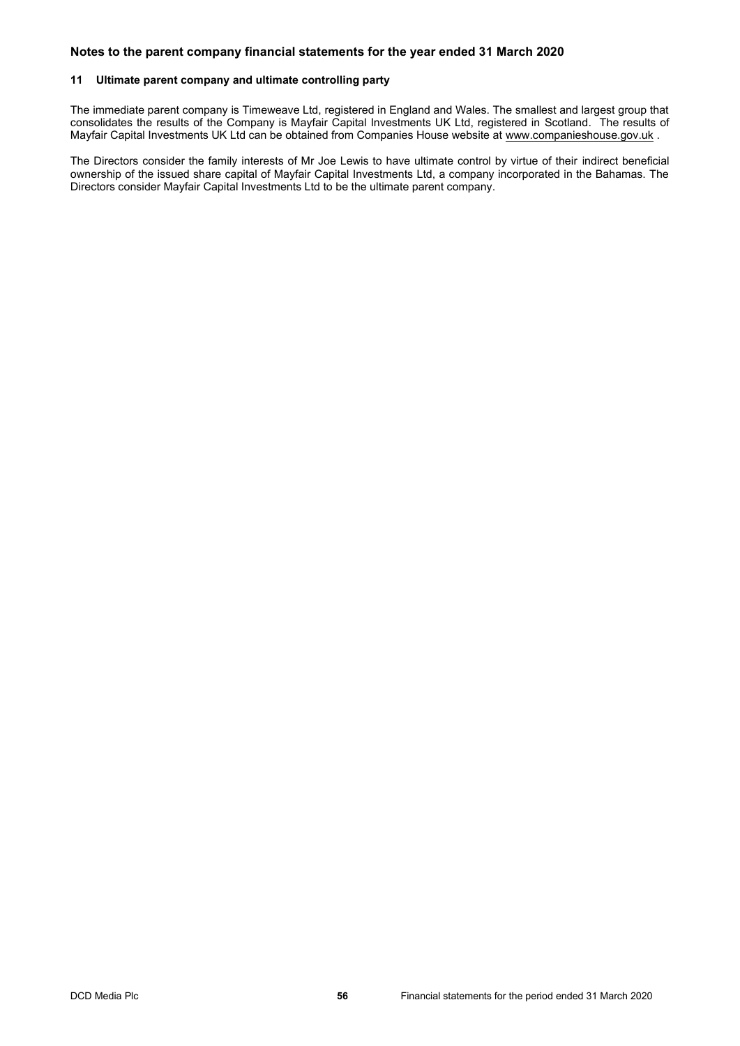## Notes to the parent company financial statements for the year ended 31 March 2020

### 11 Ultimate parent company and ultimate controlling party

The immediate parent company is Timeweave Ltd, registered in England and Wales. The smallest and largest group that consolidates the results of the Company is Mayfair Capital Investments UK Ltd, registered in Scotland. The results of Mayfair Capital Investments UK Ltd can be obtained from Companies House website at www.companieshouse.gov.uk .

The Directors consider the family interests of Mr Joe Lewis to have ultimate control by virtue of their indirect beneficial ownership of the issued share capital of Mayfair Capital Investments Ltd, a company incorporated in the Bahamas. The Directors consider Mayfair Capital Investments Ltd to be the ultimate parent company.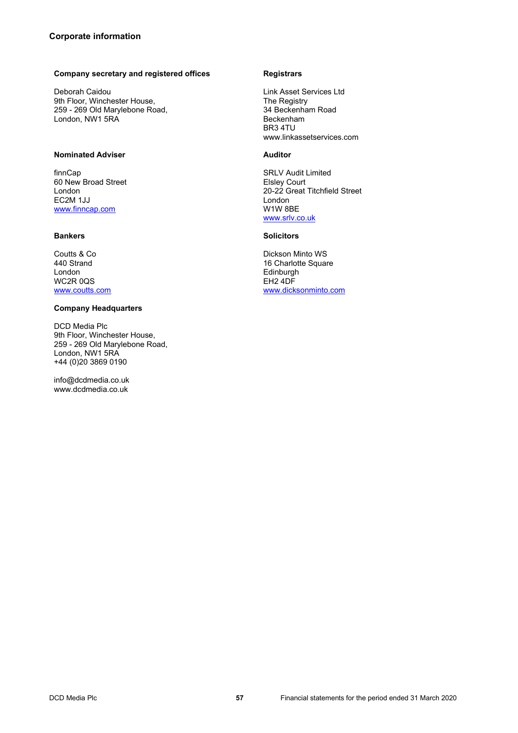## Corporate information

### Company secretary and registered offices

Deborah Caidou
9th Floor, Winchester House,
259 - 269 Old Marylebone Road,
London, NW1 5RA

### Nominated Adviser

finnCap
60 New Broad Street
London
EC2M 1JJ
www.finncap.com

### Bankers

Coutts & Co
440 Strand
London
WC2R 0QS
www.coutts.com

### Company Headquarters

DCD Media Plc
9th Floor, Winchester House,
259 - 269 Old Marylebone Road,
London, NW1 5RA
+44 (0)20 3869 0190

info@dcdmedia.co.uk
www.dcdmedia.co.uk

### Registrars

Link Asset Services Ltd
The Registry
34 Beckenham Road
Beckenham
BR3 4TU
www.linkassetservices.com

### Auditor

SRLV Audit Limited
Elsley Court
20-22 Great Titchfield Street
London
W1W 8BE
www.srlv.co.uk

### Solicitors

Dickson Minto WS
16 Charlotte Square
Edinburgh
EH2 4DF
www.dicksonminto.com